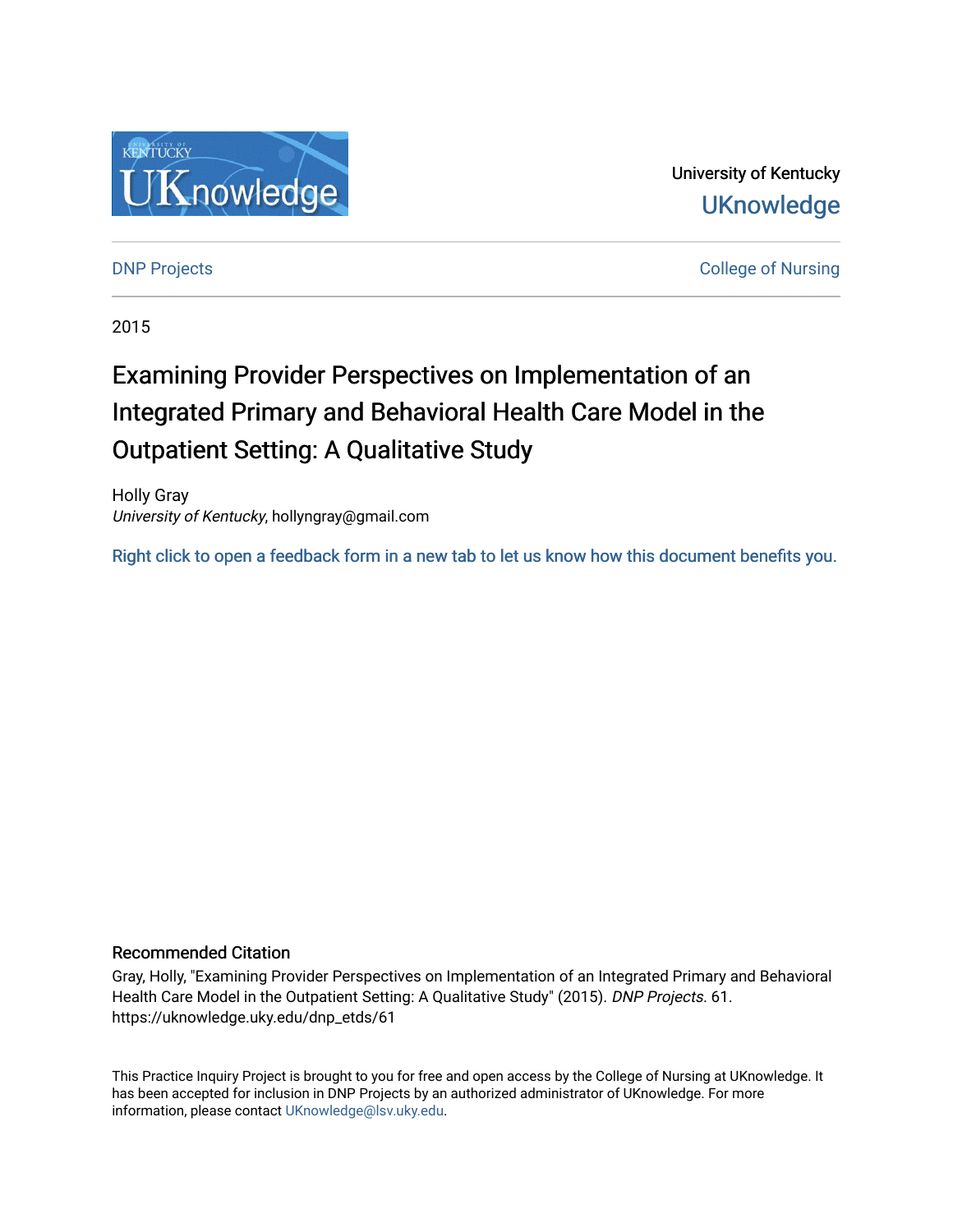University of Kentucky

UKnowledge

DNP Projects

College of Nursing

2015

# Examining Provider Perspectives on Implementation of an Integrated Primary and Behavioral Health Care Model in the Outpatient Setting: A Qualitative Study

Holly Gray
*University of Kentucky*, hollyngray@gmail.com

Right click to open a feedback form in a new tab to let us know how this document benefits you.

## Recommended Citation

Gray, Holly, "Examining Provider Perspectives on Implementation of an Integrated Primary and Behavioral Health Care Model in the Outpatient Setting: A Qualitative Study" (2015). *DNP Projects*. 61.
https://uknowledge.uky.edu/dnp_etds/61

This Practice Inquiry Project is brought to you for free and open access by the College of Nursing at UKnowledge. It has been accepted for inclusion in DNP Projects by an authorized administrator of UKnowledge. For more information, please contact UKnowledge@lsv.uky.edu.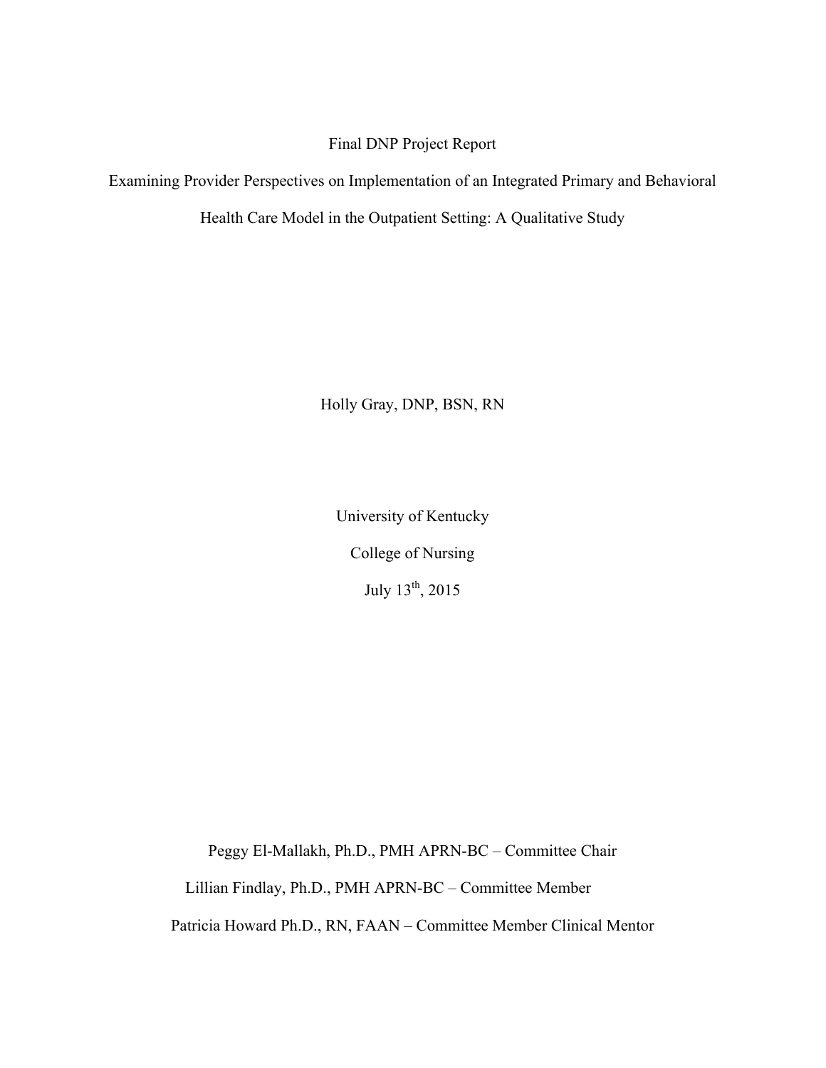Final DNP Project Report

Examining Provider Perspectives on Implementation of an Integrated Primary and Behavioral Health Care Model in the Outpatient Setting: A Qualitative Study

Holly Gray, DNP, BSN, RN

University of Kentucky

College of Nursing

July 13th, 2015

Peggy El-Mallakh, Ph.D., PMH APRN-BC – Committee Chair

Lillian Findlay, Ph.D., PMH APRN-BC – Committee Member

Patricia Howard Ph.D., RN, FAAN – Committee Member Clinical Mentor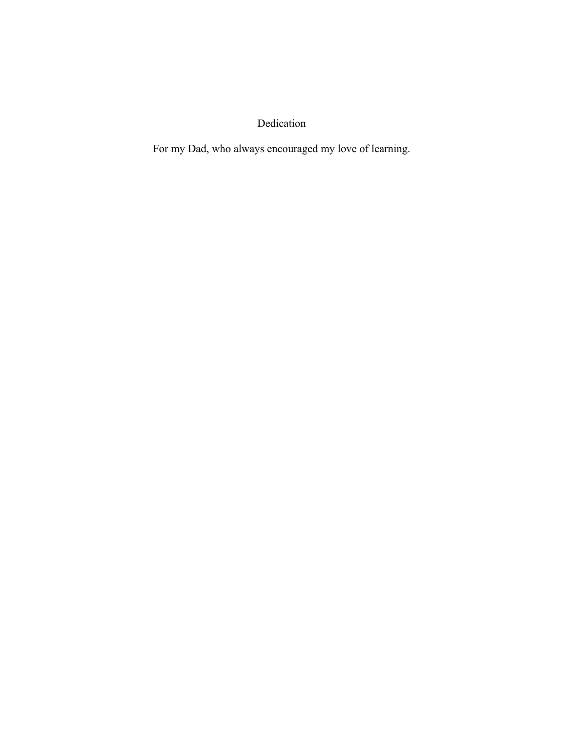# Dedication

For my Dad, who always encouraged my love of learning.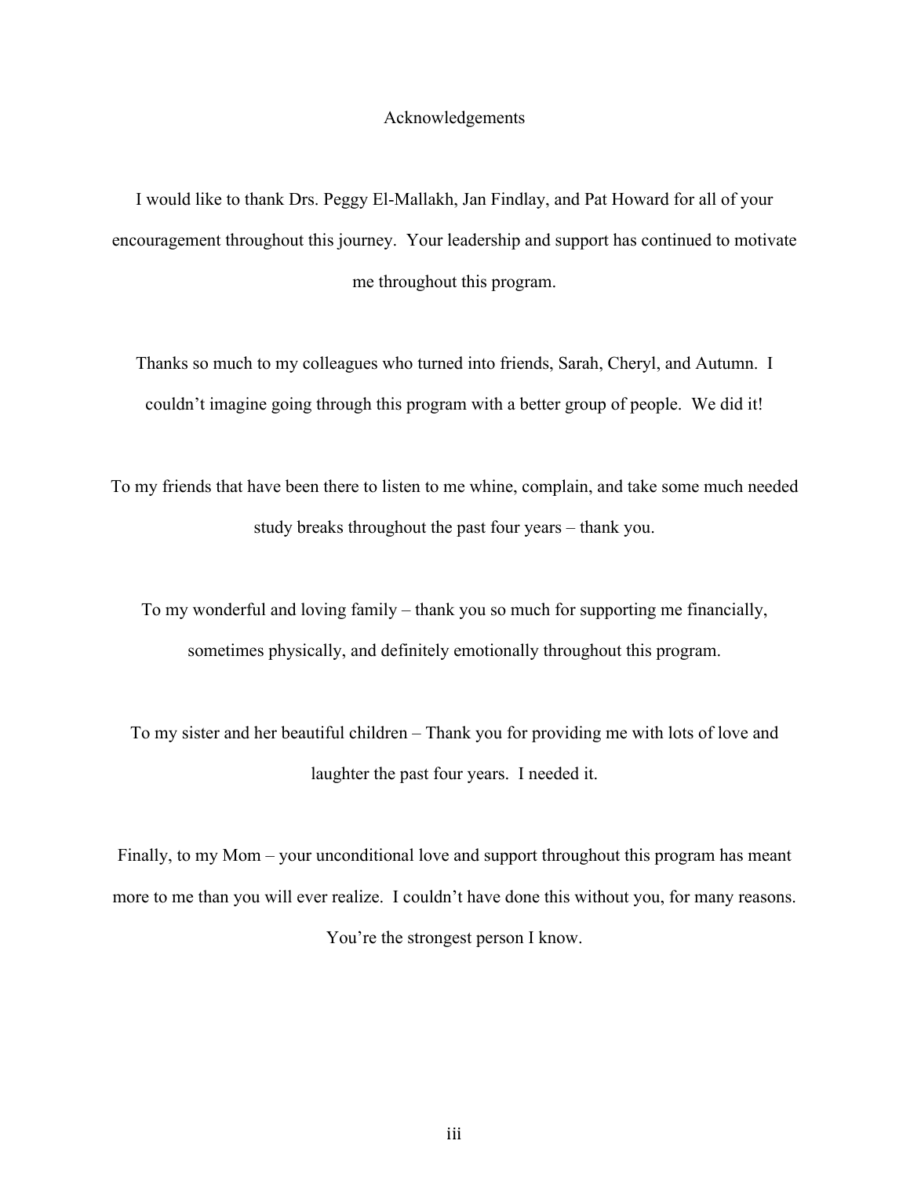# Acknowledgements

I would like to thank Drs. Peggy El-Mallakh, Jan Findlay, and Pat Howard for all of your encouragement throughout this journey. Your leadership and support has continued to motivate me throughout this program.

Thanks so much to my colleagues who turned into friends, Sarah, Cheryl, and Autumn. I couldn't imagine going through this program with a better group of people. We did it!

To my friends that have been there to listen to me whine, complain, and take some much needed study breaks throughout the past four years – thank you.

To my wonderful and loving family – thank you so much for supporting me financially, sometimes physically, and definitely emotionally throughout this program.

To my sister and her beautiful children – Thank you for providing me with lots of love and laughter the past four years. I needed it.

Finally, to my Mom – your unconditional love and support throughout this program has meant more to me than you will ever realize. I couldn't have done this without you, for many reasons. You're the strongest person I know.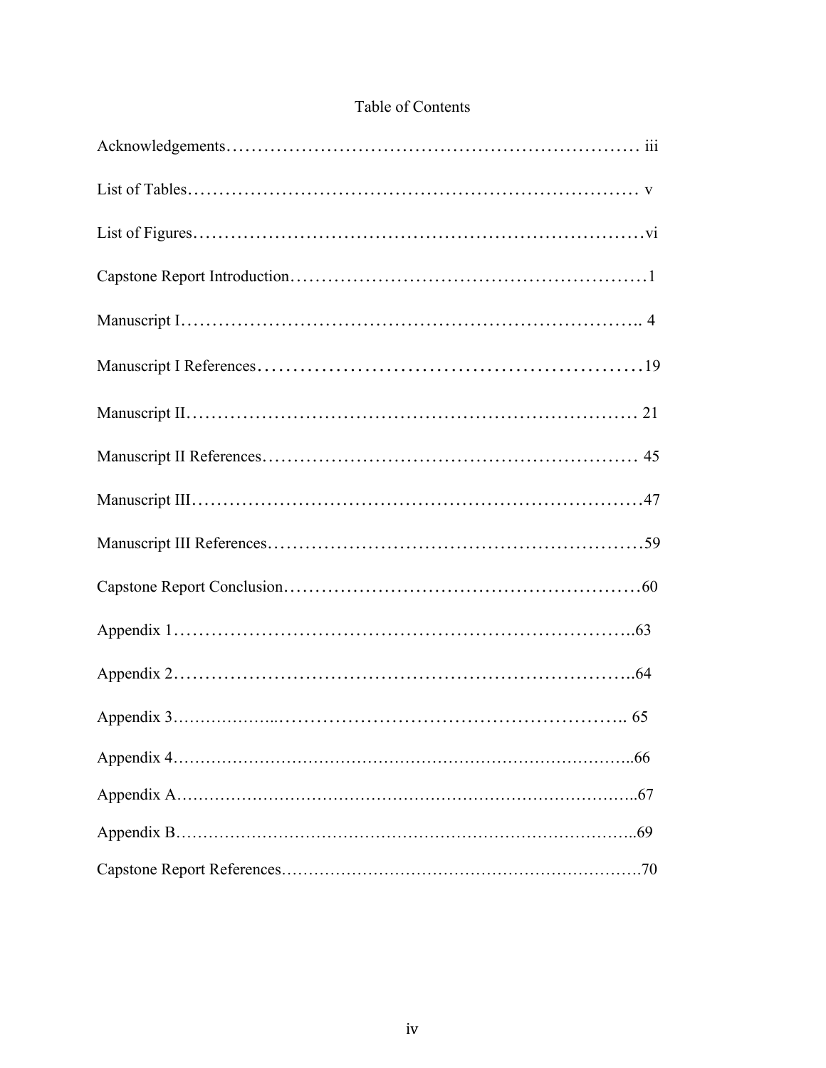# Table of Contents

| | |
|---|---|
| Acknowledgements | iii |
| List of Tables | v |
| List of Figures | vi |
| Capstone Report Introduction | 1 |
| Manuscript I | 4 |
| Manuscript I References | 19 |
| Manuscript II | 21 |
| Manuscript II References | 45 |
| Manuscript III | 47 |
| Manuscript III References | 59 |
| Capstone Report Conclusion | 60 |
| Appendix 1 | 63 |
| Appendix 2 | 64 |
| Appendix 3 | 65 |
| Appendix 4 | 66 |
| Appendix A | 67 |
| Appendix B | 69 |
| Capstone Report References | 70 |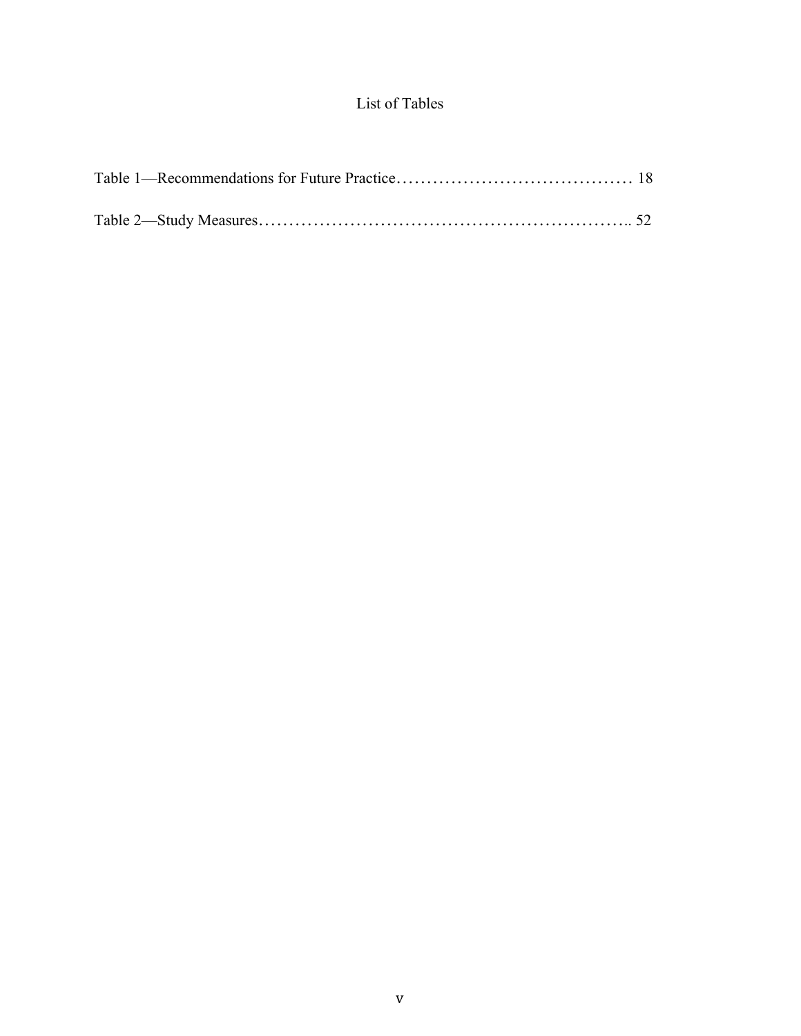# List of Tables

Table 1—Recommendations for Future Practice………………………………… 18

Table 2—Study Measures…………………………………………………….. 52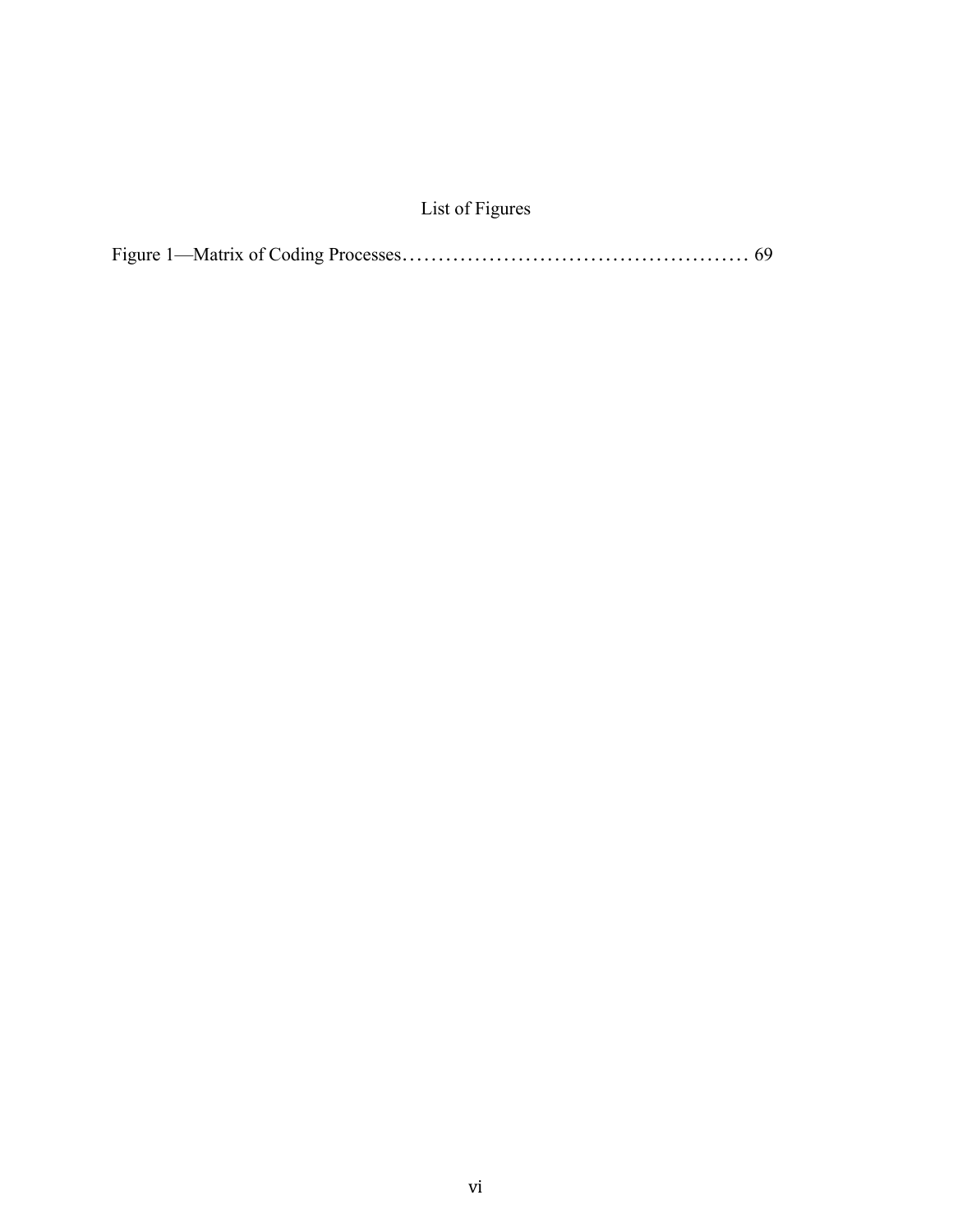# List of Figures

Figure 1—Matrix of Coding Processes................................................ 69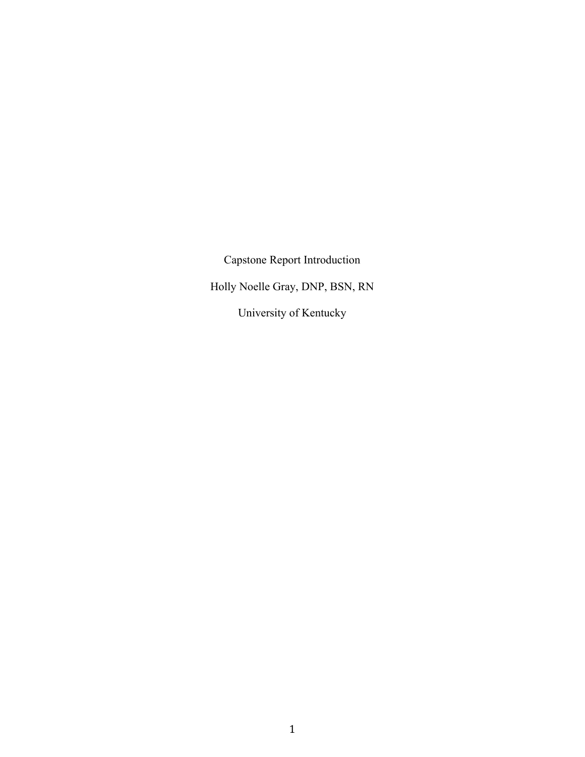Capstone Report Introduction

Holly Noelle Gray, DNP, BSN, RN

University of Kentucky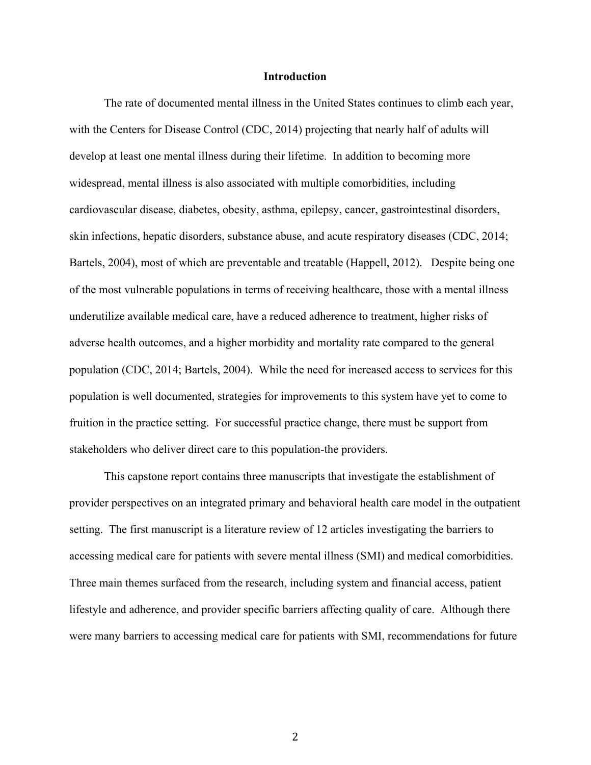## Introduction

The rate of documented mental illness in the United States continues to climb each year, with the Centers for Disease Control (CDC, 2014) projecting that nearly half of adults will develop at least one mental illness during their lifetime. In addition to becoming more widespread, mental illness is also associated with multiple comorbidities, including cardiovascular disease, diabetes, obesity, asthma, epilepsy, cancer, gastrointestinal disorders, skin infections, hepatic disorders, substance abuse, and acute respiratory diseases (CDC, 2014; Bartels, 2004), most of which are preventable and treatable (Happell, 2012). Despite being one of the most vulnerable populations in terms of receiving healthcare, those with a mental illness underutilize available medical care, have a reduced adherence to treatment, higher risks of adverse health outcomes, and a higher morbidity and mortality rate compared to the general population (CDC, 2014; Bartels, 2004). While the need for increased access to services for this population is well documented, strategies for improvements to this system have yet to come to fruition in the practice setting. For successful practice change, there must be support from stakeholders who deliver direct care to this population-the providers.

This capstone report contains three manuscripts that investigate the establishment of provider perspectives on an integrated primary and behavioral health care model in the outpatient setting. The first manuscript is a literature review of 12 articles investigating the barriers to accessing medical care for patients with severe mental illness (SMI) and medical comorbidities. Three main themes surfaced from the research, including system and financial access, patient lifestyle and adherence, and provider specific barriers affecting quality of care. Although there were many barriers to accessing medical care for patients with SMI, recommendations for future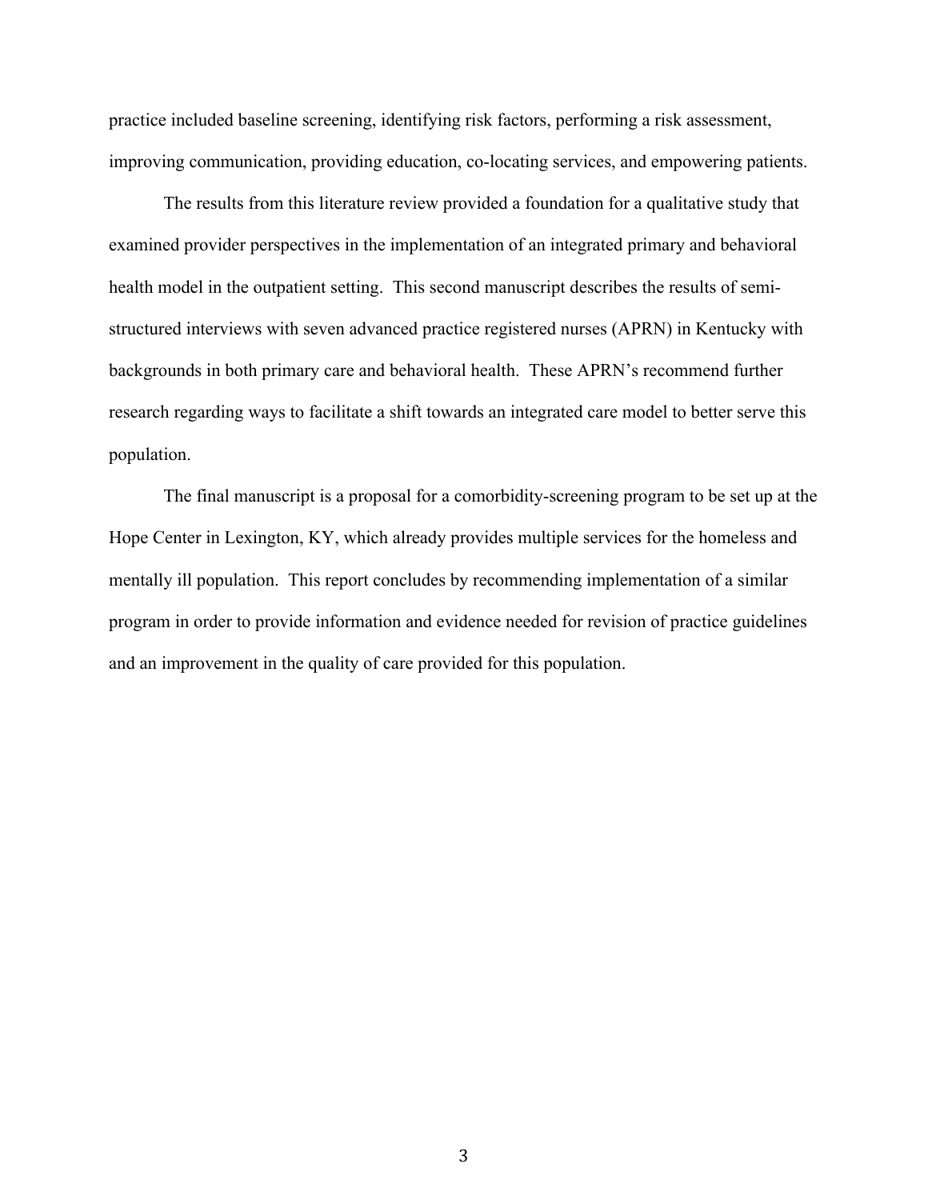practice included baseline screening, identifying risk factors, performing a risk assessment, improving communication, providing education, co-locating services, and empowering patients.

The results from this literature review provided a foundation for a qualitative study that examined provider perspectives in the implementation of an integrated primary and behavioral health model in the outpatient setting. This second manuscript describes the results of semi-structured interviews with seven advanced practice registered nurses (APRN) in Kentucky with backgrounds in both primary care and behavioral health. These APRN's recommend further research regarding ways to facilitate a shift towards an integrated care model to better serve this population.

The final manuscript is a proposal for a comorbidity-screening program to be set up at the Hope Center in Lexington, KY, which already provides multiple services for the homeless and mentally ill population. This report concludes by recommending implementation of a similar program in order to provide information and evidence needed for revision of practice guidelines and an improvement in the quality of care provided for this population.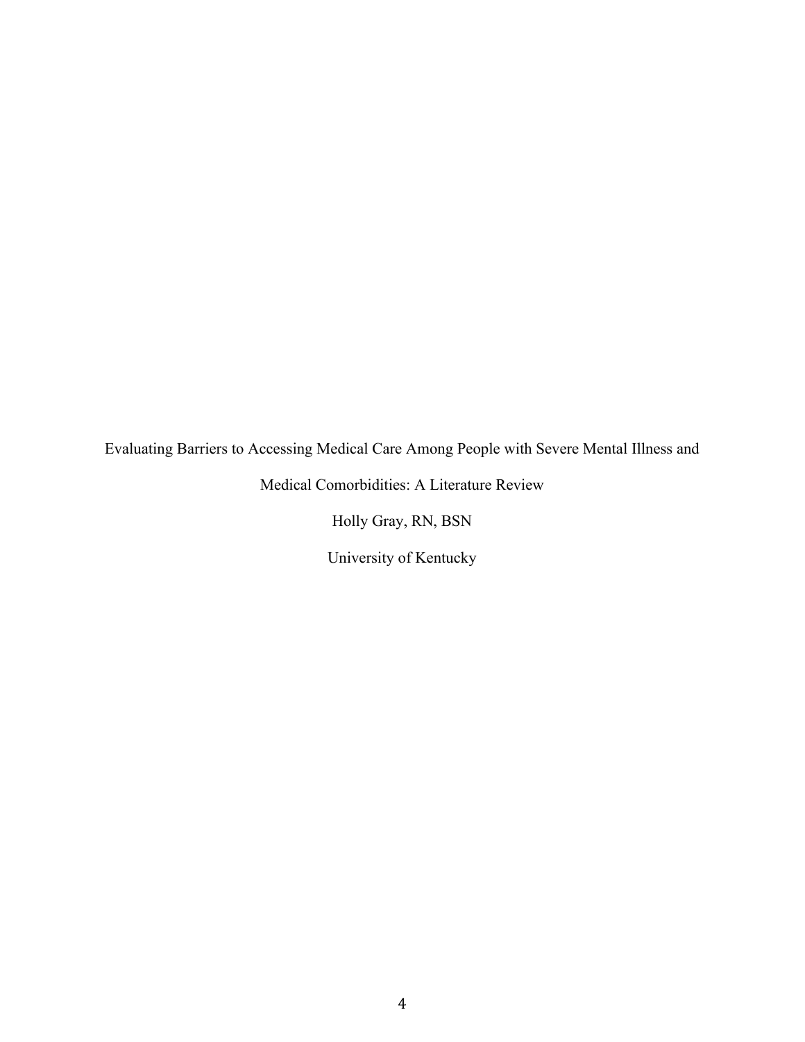Evaluating Barriers to Accessing Medical Care Among People with Severe Mental Illness and Medical Comorbidities: A Literature Review

Holly Gray, RN, BSN

University of Kentucky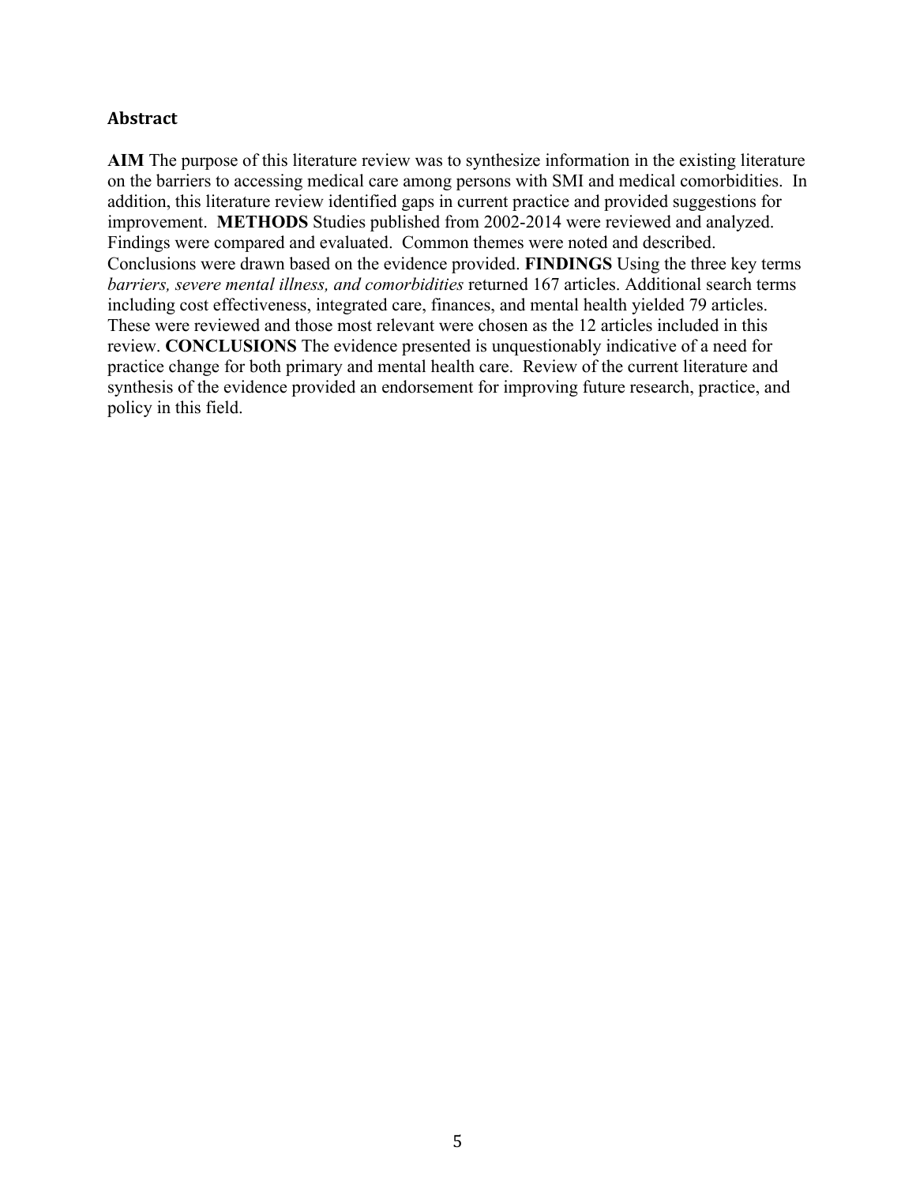## Abstract

**AIM** The purpose of this literature review was to synthesize information in the existing literature on the barriers to accessing medical care among persons with SMI and medical comorbidities. In addition, this literature review identified gaps in current practice and provided suggestions for improvement. **METHODS** Studies published from 2002-2014 were reviewed and analyzed. Findings were compared and evaluated. Common themes were noted and described. Conclusions were drawn based on the evidence provided. **FINDINGS** Using the three key terms *barriers, severe mental illness, and comorbidities* returned 167 articles. Additional search terms including cost effectiveness, integrated care, finances, and mental health yielded 79 articles. These were reviewed and those most relevant were chosen as the 12 articles included in this review. **CONCLUSIONS** The evidence presented is unquestionably indicative of a need for practice change for both primary and mental health care. Review of the current literature and synthesis of the evidence provided an endorsement for improving future research, practice, and policy in this field.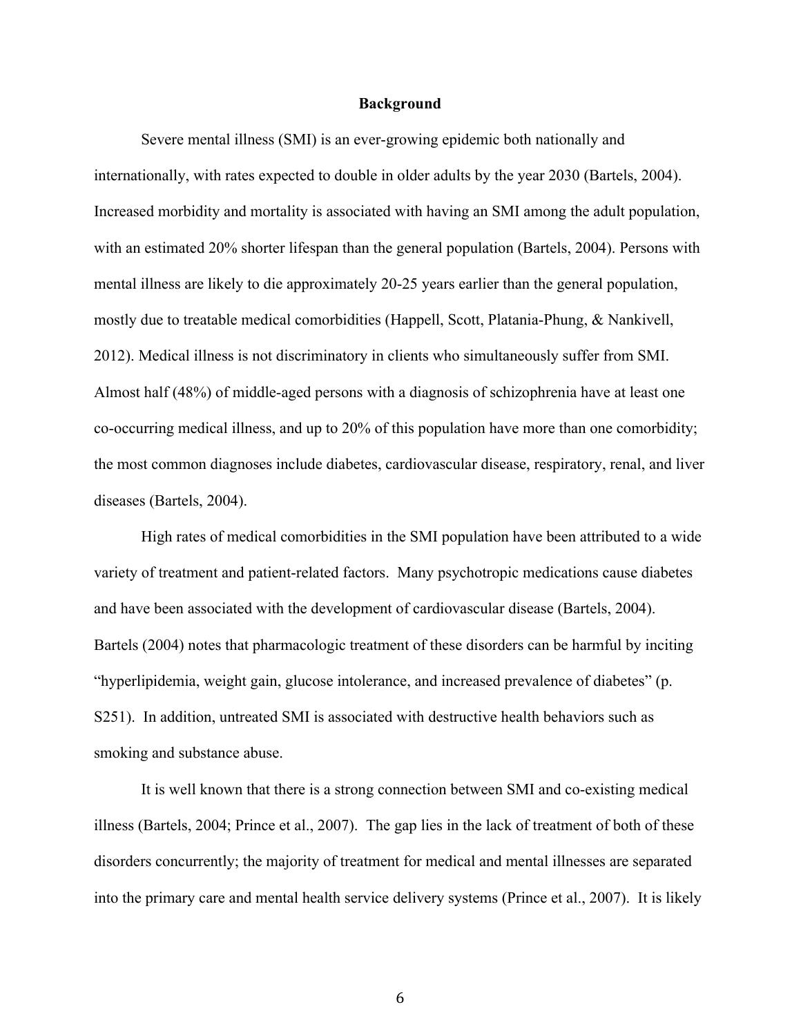## Background

Severe mental illness (SMI) is an ever-growing epidemic both nationally and internationally, with rates expected to double in older adults by the year 2030 (Bartels, 2004). Increased morbidity and mortality is associated with having an SMI among the adult population, with an estimated 20% shorter lifespan than the general population (Bartels, 2004). Persons with mental illness are likely to die approximately 20-25 years earlier than the general population, mostly due to treatable medical comorbidities (Happell, Scott, Platania-Phung, & Nankivell, 2012). Medical illness is not discriminatory in clients who simultaneously suffer from SMI. Almost half (48%) of middle-aged persons with a diagnosis of schizophrenia have at least one co-occurring medical illness, and up to 20% of this population have more than one comorbidity; the most common diagnoses include diabetes, cardiovascular disease, respiratory, renal, and liver diseases (Bartels, 2004).

High rates of medical comorbidities in the SMI population have been attributed to a wide variety of treatment and patient-related factors. Many psychotropic medications cause diabetes and have been associated with the development of cardiovascular disease (Bartels, 2004). Bartels (2004) notes that pharmacologic treatment of these disorders can be harmful by inciting "hyperlipidemia, weight gain, glucose intolerance, and increased prevalence of diabetes" (p. S251). In addition, untreated SMI is associated with destructive health behaviors such as smoking and substance abuse.

It is well known that there is a strong connection between SMI and co-existing medical illness (Bartels, 2004; Prince et al., 2007). The gap lies in the lack of treatment of both of these disorders concurrently; the majority of treatment for medical and mental illnesses are separated into the primary care and mental health service delivery systems (Prince et al., 2007). It is likely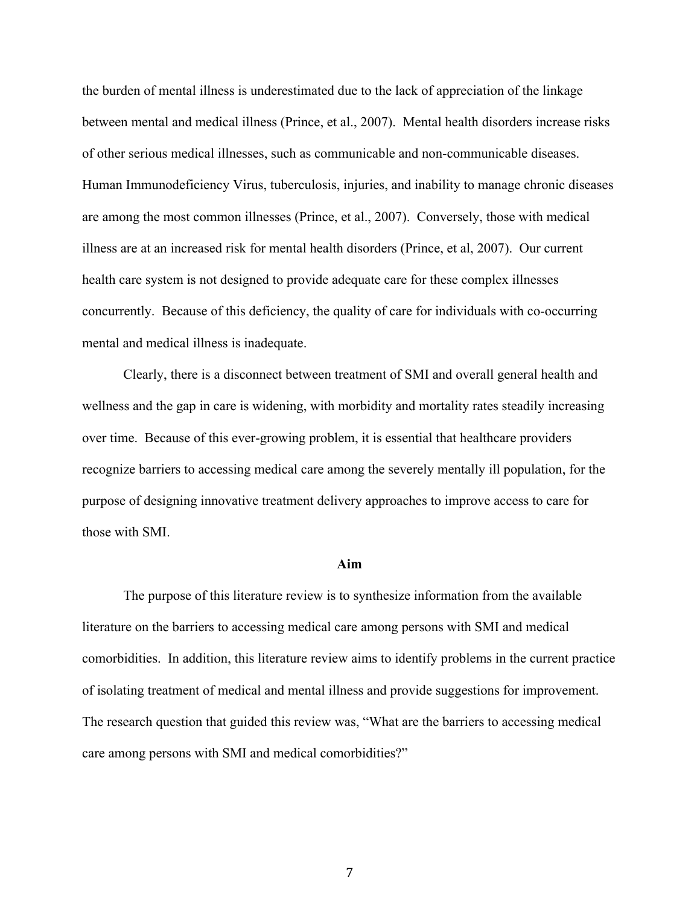the burden of mental illness is underestimated due to the lack of appreciation of the linkage between mental and medical illness (Prince, et al., 2007). Mental health disorders increase risks of other serious medical illnesses, such as communicable and non-communicable diseases. Human Immunodeficiency Virus, tuberculosis, injuries, and inability to manage chronic diseases are among the most common illnesses (Prince, et al., 2007). Conversely, those with medical illness are at an increased risk for mental health disorders (Prince, et al, 2007). Our current health care system is not designed to provide adequate care for these complex illnesses concurrently. Because of this deficiency, the quality of care for individuals with co-occurring mental and medical illness is inadequate.

Clearly, there is a disconnect between treatment of SMI and overall general health and wellness and the gap in care is widening, with morbidity and mortality rates steadily increasing over time. Because of this ever-growing problem, it is essential that healthcare providers recognize barriers to accessing medical care among the severely mentally ill population, for the purpose of designing innovative treatment delivery approaches to improve access to care for those with SMI.

## Aim

The purpose of this literature review is to synthesize information from the available literature on the barriers to accessing medical care among persons with SMI and medical comorbidities. In addition, this literature review aims to identify problems in the current practice of isolating treatment of medical and mental illness and provide suggestions for improvement. The research question that guided this review was, "What are the barriers to accessing medical care among persons with SMI and medical comorbidities?"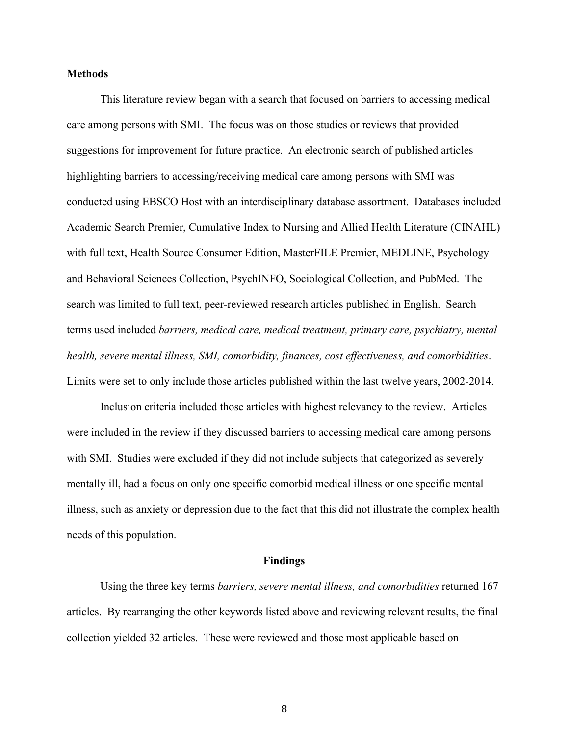**Methods**

This literature review began with a search that focused on barriers to accessing medical care among persons with SMI. The focus was on those studies or reviews that provided suggestions for improvement for future practice. An electronic search of published articles highlighting barriers to accessing/receiving medical care among persons with SMI was conducted using EBSCO Host with an interdisciplinary database assortment. Databases included Academic Search Premier, Cumulative Index to Nursing and Allied Health Literature (CINAHL) with full text, Health Source Consumer Edition, MasterFILE Premier, MEDLINE, Psychology and Behavioral Sciences Collection, PsychINFO, Sociological Collection, and PubMed. The search was limited to full text, peer-reviewed research articles published in English. Search terms used included *barriers, medical care, medical treatment, primary care, psychiatry, mental health, severe mental illness, SMI, comorbidity, finances, cost effectiveness, and comorbidities*. Limits were set to only include those articles published within the last twelve years, 2002-2014.

Inclusion criteria included those articles with highest relevancy to the review. Articles were included in the review if they discussed barriers to accessing medical care among persons with SMI. Studies were excluded if they did not include subjects that categorized as severely mentally ill, had a focus on only one specific comorbid medical illness or one specific mental illness, such as anxiety or depression due to the fact that this did not illustrate the complex health needs of this population.

**Findings**

Using the three key terms *barriers, severe mental illness, and comorbidities* returned 167 articles. By rearranging the other keywords listed above and reviewing relevant results, the final collection yielded 32 articles. These were reviewed and those most applicable based on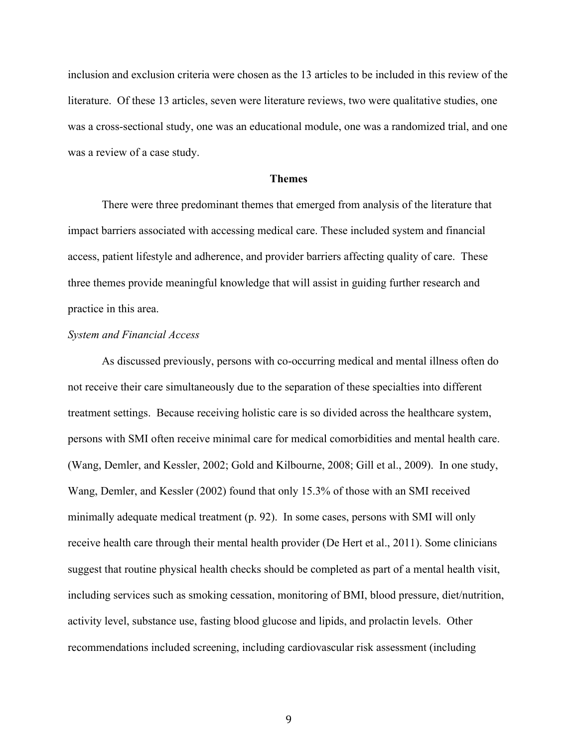inclusion and exclusion criteria were chosen as the 13 articles to be included in this review of the literature. Of these 13 articles, seven were literature reviews, two were qualitative studies, one was a cross-sectional study, one was an educational module, one was a randomized trial, and one was a review of a case study.

## Themes

There were three predominant themes that emerged from analysis of the literature that impact barriers associated with accessing medical care. These included system and financial access, patient lifestyle and adherence, and provider barriers affecting quality of care. These three themes provide meaningful knowledge that will assist in guiding further research and practice in this area.

### *System and Financial Access*

As discussed previously, persons with co-occurring medical and mental illness often do not receive their care simultaneously due to the separation of these specialties into different treatment settings. Because receiving holistic care is so divided across the healthcare system, persons with SMI often receive minimal care for medical comorbidities and mental health care. (Wang, Demler, and Kessler, 2002; Gold and Kilbourne, 2008; Gill et al., 2009). In one study, Wang, Demler, and Kessler (2002) found that only 15.3% of those with an SMI received minimally adequate medical treatment (p. 92). In some cases, persons with SMI will only receive health care through their mental health provider (De Hert et al., 2011). Some clinicians suggest that routine physical health checks should be completed as part of a mental health visit, including services such as smoking cessation, monitoring of BMI, blood pressure, diet/nutrition, activity level, substance use, fasting blood glucose and lipids, and prolactin levels. Other recommendations included screening, including cardiovascular risk assessment (including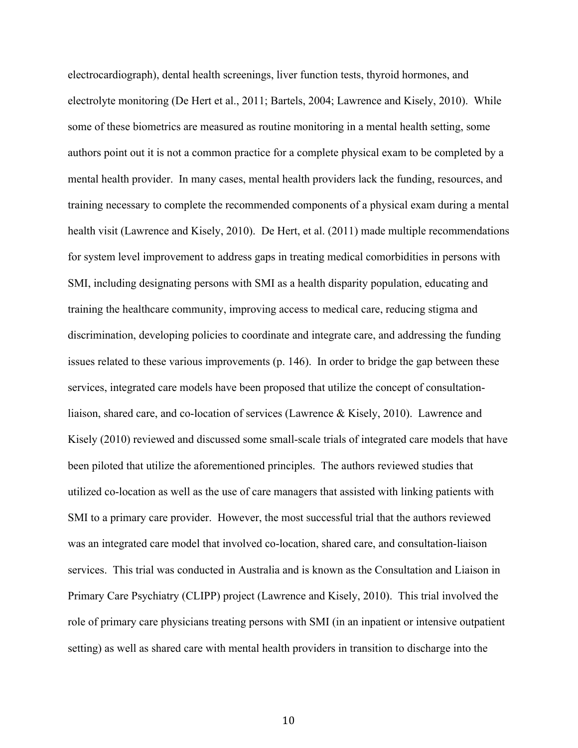electrocardiograph), dental health screenings, liver function tests, thyroid hormones, and electrolyte monitoring (De Hert et al., 2011; Bartels, 2004; Lawrence and Kisely, 2010). While some of these biometrics are measured as routine monitoring in a mental health setting, some authors point out it is not a common practice for a complete physical exam to be completed by a mental health provider. In many cases, mental health providers lack the funding, resources, and training necessary to complete the recommended components of a physical exam during a mental health visit (Lawrence and Kisely, 2010). De Hert, et al. (2011) made multiple recommendations for system level improvement to address gaps in treating medical comorbidities in persons with SMI, including designating persons with SMI as a health disparity population, educating and training the healthcare community, improving access to medical care, reducing stigma and discrimination, developing policies to coordinate and integrate care, and addressing the funding issues related to these various improvements (p. 146). In order to bridge the gap between these services, integrated care models have been proposed that utilize the concept of consultation-liaison, shared care, and co-location of services (Lawrence & Kisely, 2010). Lawrence and Kisely (2010) reviewed and discussed some small-scale trials of integrated care models that have been piloted that utilize the aforementioned principles. The authors reviewed studies that utilized co-location as well as the use of care managers that assisted with linking patients with SMI to a primary care provider. However, the most successful trial that the authors reviewed was an integrated care model that involved co-location, shared care, and consultation-liaison services. This trial was conducted in Australia and is known as the Consultation and Liaison in Primary Care Psychiatry (CLIPP) project (Lawrence and Kisely, 2010). This trial involved the role of primary care physicians treating persons with SMI (in an inpatient or intensive outpatient setting) as well as shared care with mental health providers in transition to discharge into the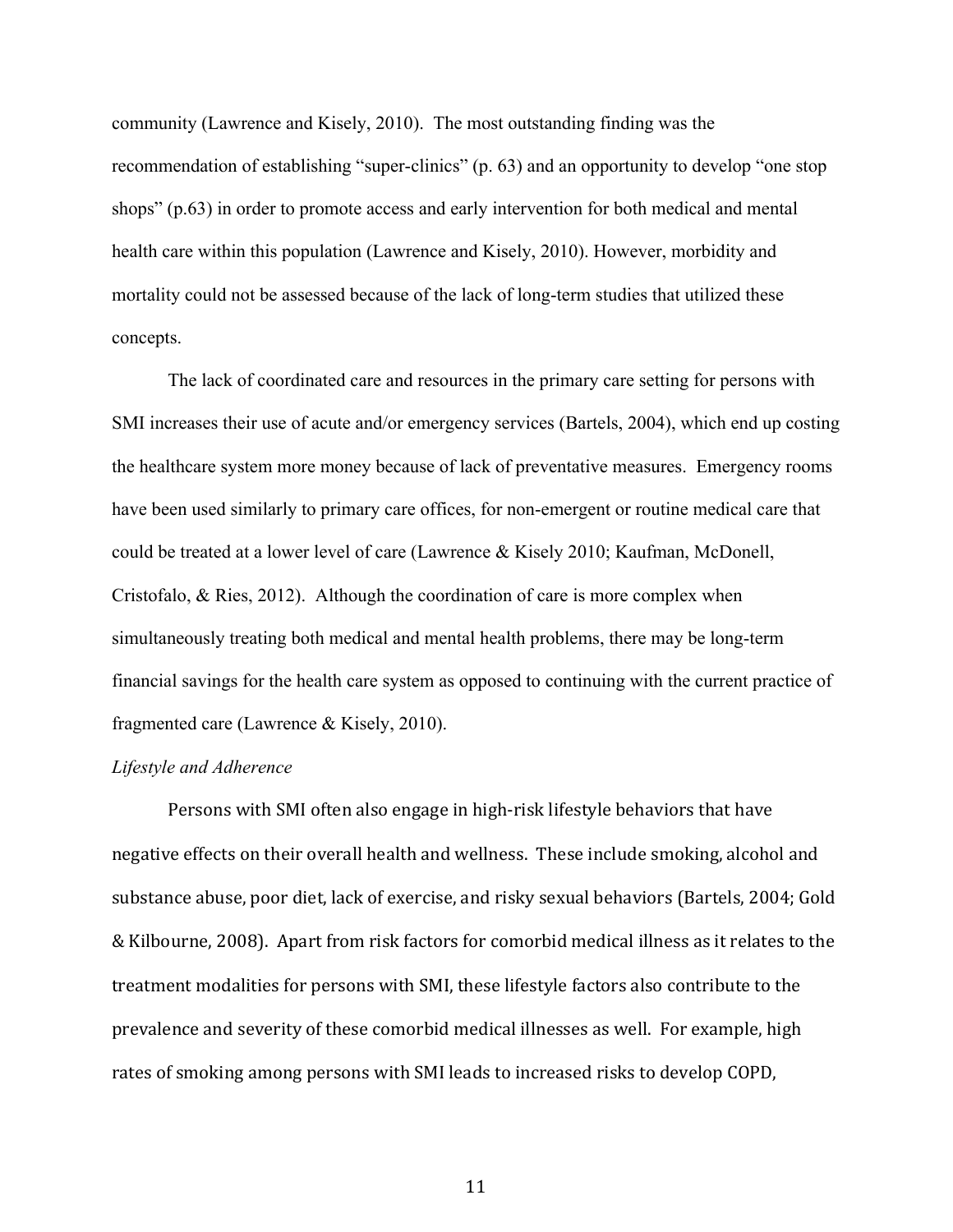community (Lawrence and Kisely, 2010). The most outstanding finding was the recommendation of establishing "super-clinics" (p. 63) and an opportunity to develop "one stop shops" (p.63) in order to promote access and early intervention for both medical and mental health care within this population (Lawrence and Kisely, 2010). However, morbidity and mortality could not be assessed because of the lack of long-term studies that utilized these concepts.

The lack of coordinated care and resources in the primary care setting for persons with SMI increases their use of acute and/or emergency services (Bartels, 2004), which end up costing the healthcare system more money because of lack of preventative measures. Emergency rooms have been used similarly to primary care offices, for non-emergent or routine medical care that could be treated at a lower level of care (Lawrence & Kisely 2010; Kaufman, McDonell, Cristofalo, & Ries, 2012). Although the coordination of care is more complex when simultaneously treating both medical and mental health problems, there may be long-term financial savings for the health care system as opposed to continuing with the current practice of fragmented care (Lawrence & Kisely, 2010).

*Lifestyle and Adherence*

Persons with SMI often also engage in high-risk lifestyle behaviors that have negative effects on their overall health and wellness. These include smoking, alcohol and substance abuse, poor diet, lack of exercise, and risky sexual behaviors (Bartels, 2004; Gold & Kilbourne, 2008). Apart from risk factors for comorbid medical illness as it relates to the treatment modalities for persons with SMI, these lifestyle factors also contribute to the prevalence and severity of these comorbid medical illnesses as well. For example, high rates of smoking among persons with SMI leads to increased risks to develop COPD,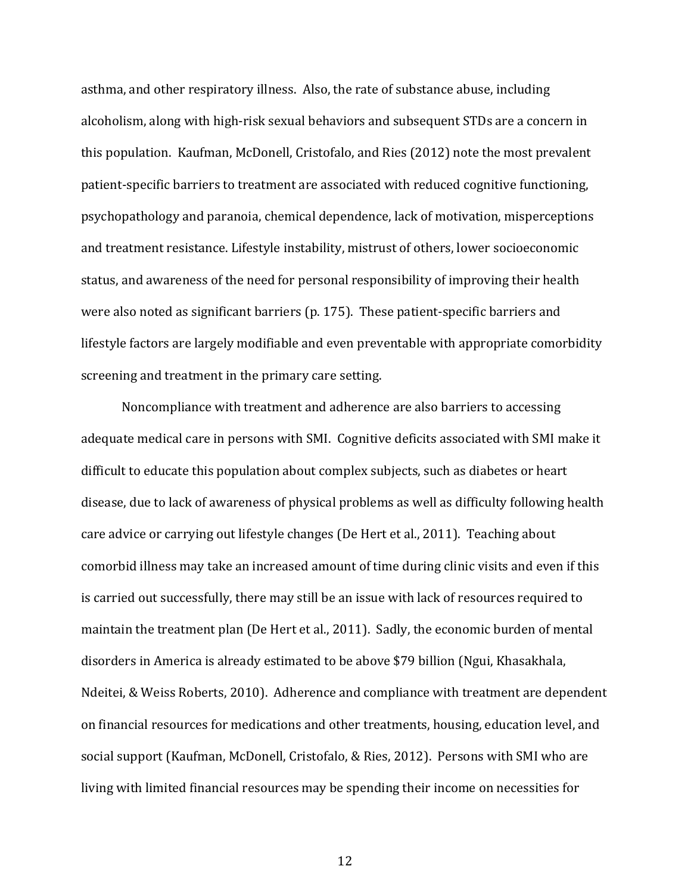asthma, and other respiratory illness. Also, the rate of substance abuse, including alcoholism, along with high-risk sexual behaviors and subsequent STDs are a concern in this population. Kaufman, McDonell, Cristofalo, and Ries (2012) note the most prevalent patient-specific barriers to treatment are associated with reduced cognitive functioning, psychopathology and paranoia, chemical dependence, lack of motivation, misperceptions and treatment resistance. Lifestyle instability, mistrust of others, lower socioeconomic status, and awareness of the need for personal responsibility of improving their health were also noted as significant barriers (p. 175). These patient-specific barriers and lifestyle factors are largely modifiable and even preventable with appropriate comorbidity screening and treatment in the primary care setting.

Noncompliance with treatment and adherence are also barriers to accessing adequate medical care in persons with SMI. Cognitive deficits associated with SMI make it difficult to educate this population about complex subjects, such as diabetes or heart disease, due to lack of awareness of physical problems as well as difficulty following health care advice or carrying out lifestyle changes (De Hert et al., 2011). Teaching about comorbid illness may take an increased amount of time during clinic visits and even if this is carried out successfully, there may still be an issue with lack of resources required to maintain the treatment plan (De Hert et al., 2011). Sadly, the economic burden of mental disorders in America is already estimated to be above $79 billion (Ngui, Khasakhala, Ndeitei, & Weiss Roberts, 2010). Adherence and compliance with treatment are dependent on financial resources for medications and other treatments, housing, education level, and social support (Kaufman, McDonell, Cristofalo, & Ries, 2012). Persons with SMI who are living with limited financial resources may be spending their income on necessities for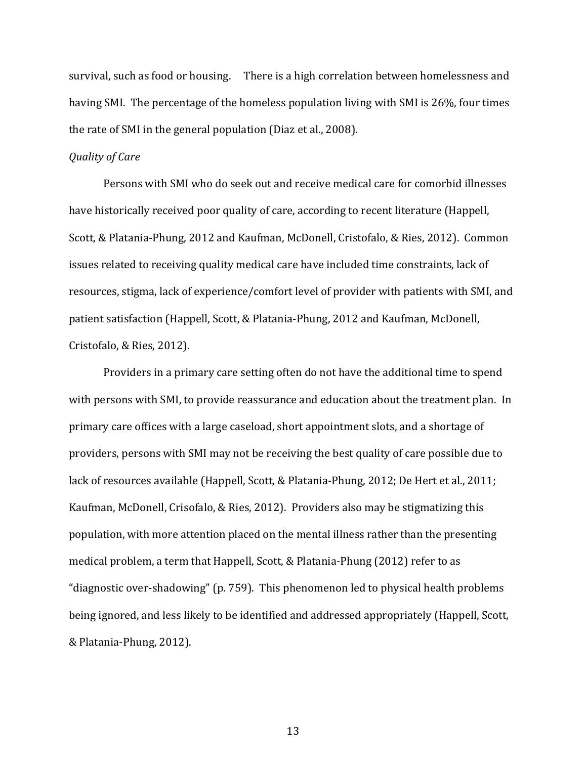survival, such as food or housing. There is a high correlation between homelessness and having SMI. The percentage of the homeless population living with SMI is 26%, four times the rate of SMI in the general population (Diaz et al., 2008).

*Quality of Care*

Persons with SMI who do seek out and receive medical care for comorbid illnesses have historically received poor quality of care, according to recent literature (Happell, Scott, & Platania-Phung, 2012 and Kaufman, McDonell, Cristofalo, & Ries, 2012). Common issues related to receiving quality medical care have included time constraints, lack of resources, stigma, lack of experience/comfort level of provider with patients with SMI, and patient satisfaction (Happell, Scott, & Platania-Phung, 2012 and Kaufman, McDonell, Cristofalo, & Ries, 2012).

Providers in a primary care setting often do not have the additional time to spend with persons with SMI, to provide reassurance and education about the treatment plan. In primary care offices with a large caseload, short appointment slots, and a shortage of providers, persons with SMI may not be receiving the best quality of care possible due to lack of resources available (Happell, Scott, & Platania-Phung, 2012; De Hert et al., 2011; Kaufman, McDonell, Crisofalo, & Ries, 2012). Providers also may be stigmatizing this population, with more attention placed on the mental illness rather than the presenting medical problem, a term that Happell, Scott, & Platania-Phung (2012) refer to as "diagnostic over-shadowing" (p. 759). This phenomenon led to physical health problems being ignored, and less likely to be identified and addressed appropriately (Happell, Scott, & Platania-Phung, 2012).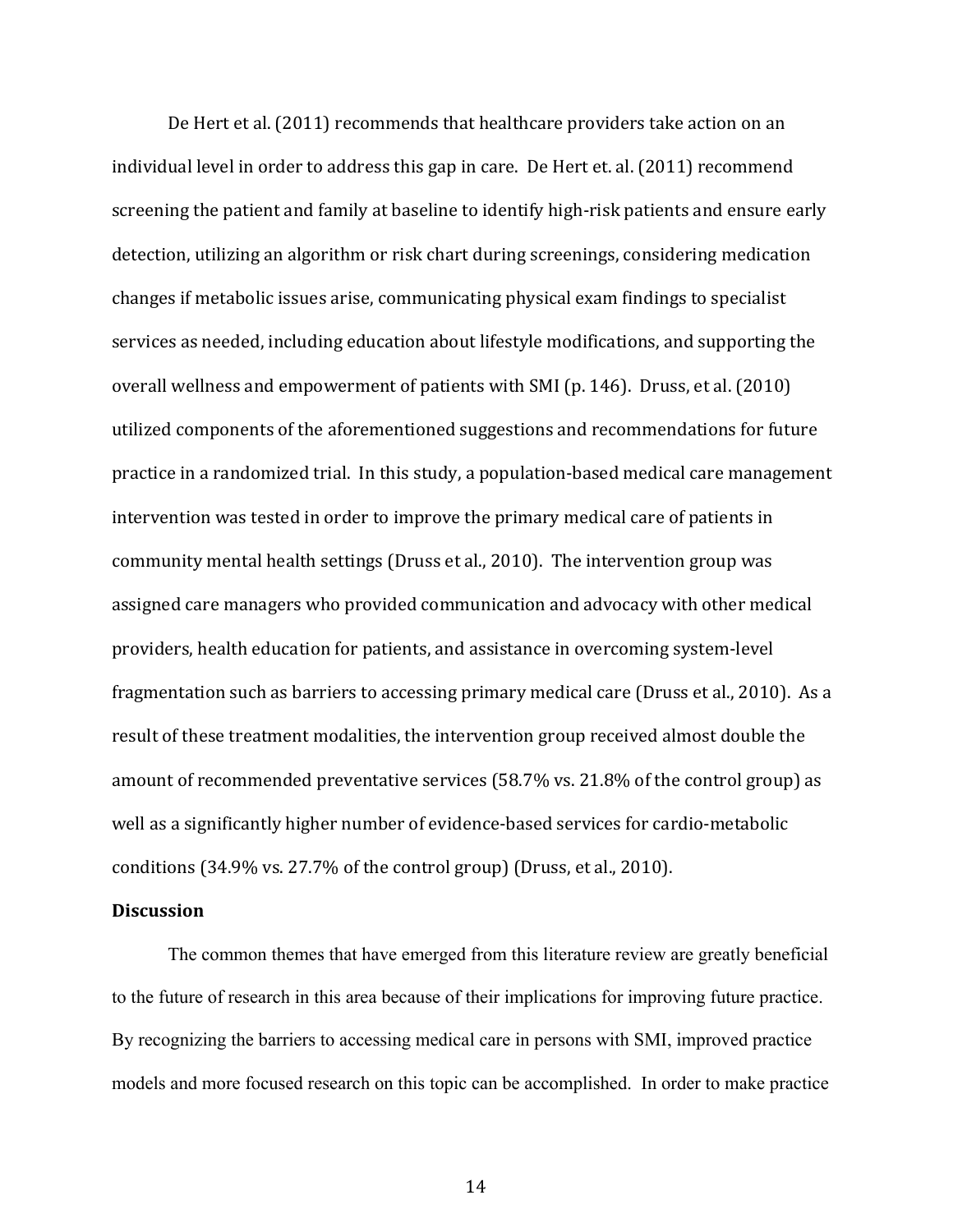De Hert et al. (2011) recommends that healthcare providers take action on an individual level in order to address this gap in care. De Hert et. al. (2011) recommend screening the patient and family at baseline to identify high-risk patients and ensure early detection, utilizing an algorithm or risk chart during screenings, considering medication changes if metabolic issues arise, communicating physical exam findings to specialist services as needed, including education about lifestyle modifications, and supporting the overall wellness and empowerment of patients with SMI (p. 146). Druss, et al. (2010) utilized components of the aforementioned suggestions and recommendations for future practice in a randomized trial. In this study, a population-based medical care management intervention was tested in order to improve the primary medical care of patients in community mental health settings (Druss et al., 2010). The intervention group was assigned care managers who provided communication and advocacy with other medical providers, health education for patients, and assistance in overcoming system-level fragmentation such as barriers to accessing primary medical care (Druss et al., 2010). As a result of these treatment modalities, the intervention group received almost double the amount of recommended preventative services (58.7% vs. 21.8% of the control group) as well as a significantly higher number of evidence-based services for cardio-metabolic conditions (34.9% vs. 27.7% of the control group) (Druss, et al., 2010).

**Discussion**

The common themes that have emerged from this literature review are greatly beneficial to the future of research in this area because of their implications for improving future practice. By recognizing the barriers to accessing medical care in persons with SMI, improved practice models and more focused research on this topic can be accomplished. In order to make practice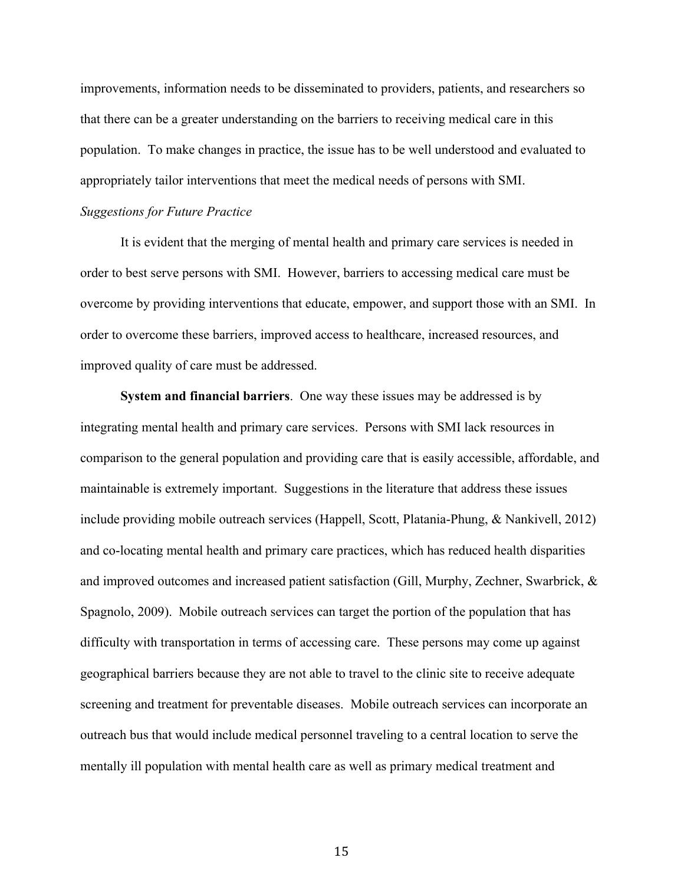improvements, information needs to be disseminated to providers, patients, and researchers so that there can be a greater understanding on the barriers to receiving medical care in this population. To make changes in practice, the issue has to be well understood and evaluated to appropriately tailor interventions that meet the medical needs of persons with SMI.

### *Suggestions for Future Practice*

It is evident that the merging of mental health and primary care services is needed in order to best serve persons with SMI. However, barriers to accessing medical care must be overcome by providing interventions that educate, empower, and support those with an SMI. In order to overcome these barriers, improved access to healthcare, increased resources, and improved quality of care must be addressed.

**System and financial barriers**. One way these issues may be addressed is by integrating mental health and primary care services. Persons with SMI lack resources in comparison to the general population and providing care that is easily accessible, affordable, and maintainable is extremely important. Suggestions in the literature that address these issues include providing mobile outreach services (Happell, Scott, Platania-Phung, & Nankivell, 2012) and co-locating mental health and primary care practices, which has reduced health disparities and improved outcomes and increased patient satisfaction (Gill, Murphy, Zechner, Swarbrick, & Spagnolo, 2009). Mobile outreach services can target the portion of the population that has difficulty with transportation in terms of accessing care. These persons may come up against geographical barriers because they are not able to travel to the clinic site to receive adequate screening and treatment for preventable diseases. Mobile outreach services can incorporate an outreach bus that would include medical personnel traveling to a central location to serve the mentally ill population with mental health care as well as primary medical treatment and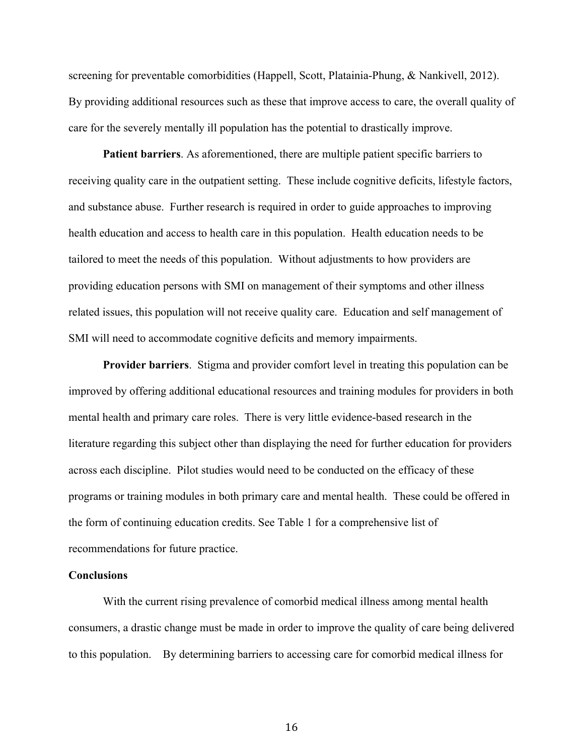screening for preventable comorbidities (Happell, Scott, Platainia-Phung, & Nankivell, 2012). By providing additional resources such as these that improve access to care, the overall quality of care for the severely mentally ill population has the potential to drastically improve.

**Patient barriers**. As aforementioned, there are multiple patient specific barriers to receiving quality care in the outpatient setting. These include cognitive deficits, lifestyle factors, and substance abuse. Further research is required in order to guide approaches to improving health education and access to health care in this population. Health education needs to be tailored to meet the needs of this population. Without adjustments to how providers are providing education persons with SMI on management of their symptoms and other illness related issues, this population will not receive quality care. Education and self management of SMI will need to accommodate cognitive deficits and memory impairments.

**Provider barriers**. Stigma and provider comfort level in treating this population can be improved by offering additional educational resources and training modules for providers in both mental health and primary care roles. There is very little evidence-based research in the literature regarding this subject other than displaying the need for further education for providers across each discipline. Pilot studies would need to be conducted on the efficacy of these programs or training modules in both primary care and mental health. These could be offered in the form of continuing education credits. See Table 1 for a comprehensive list of recommendations for future practice.

**Conclusions**

With the current rising prevalence of comorbid medical illness among mental health consumers, a drastic change must be made in order to improve the quality of care being delivered to this population. By determining barriers to accessing care for comorbid medical illness for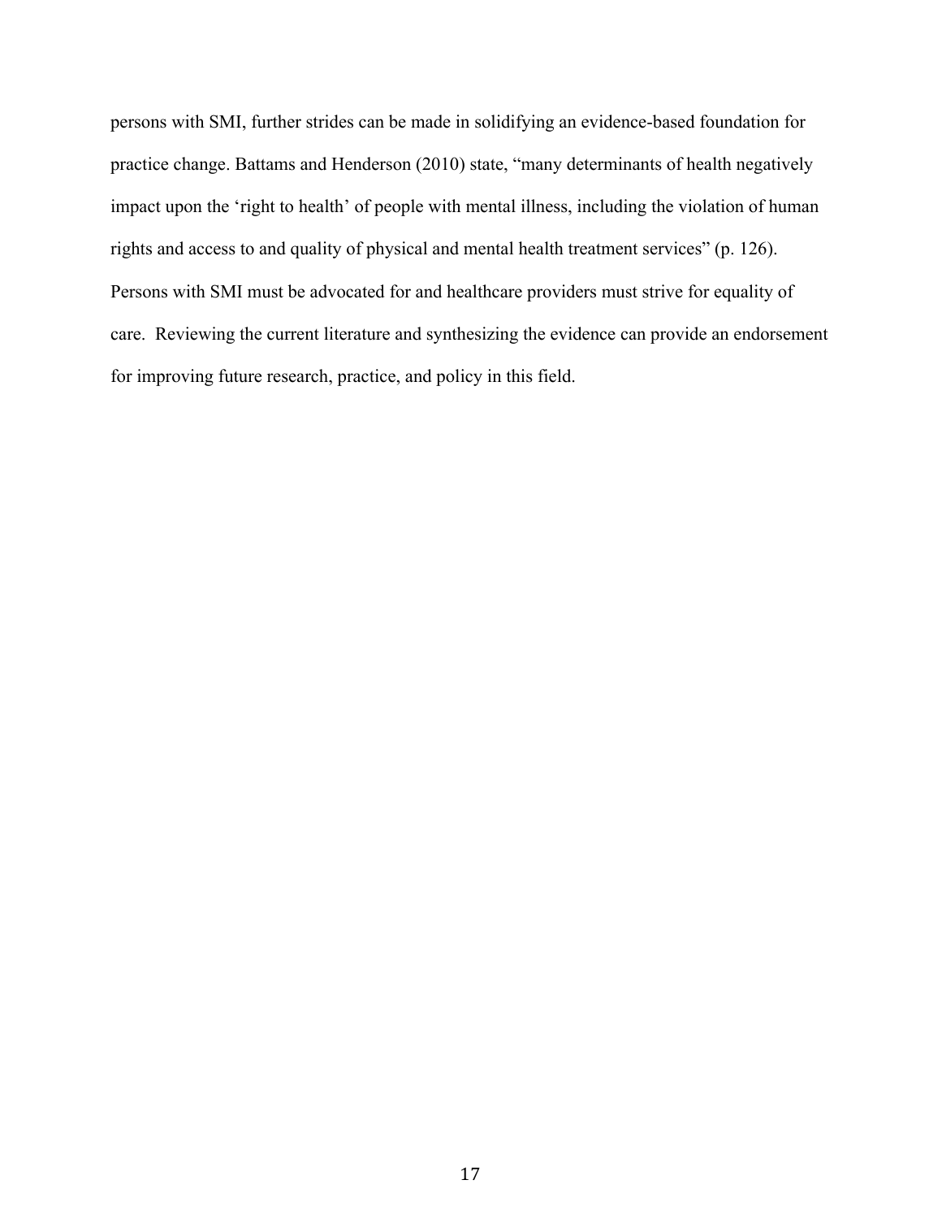persons with SMI, further strides can be made in solidifying an evidence-based foundation for practice change. Battams and Henderson (2010) state, "many determinants of health negatively impact upon the 'right to health' of people with mental illness, including the violation of human rights and access to and quality of physical and mental health treatment services" (p. 126). Persons with SMI must be advocated for and healthcare providers must strive for equality of care. Reviewing the current literature and synthesizing the evidence can provide an endorsement for improving future research, practice, and policy in this field.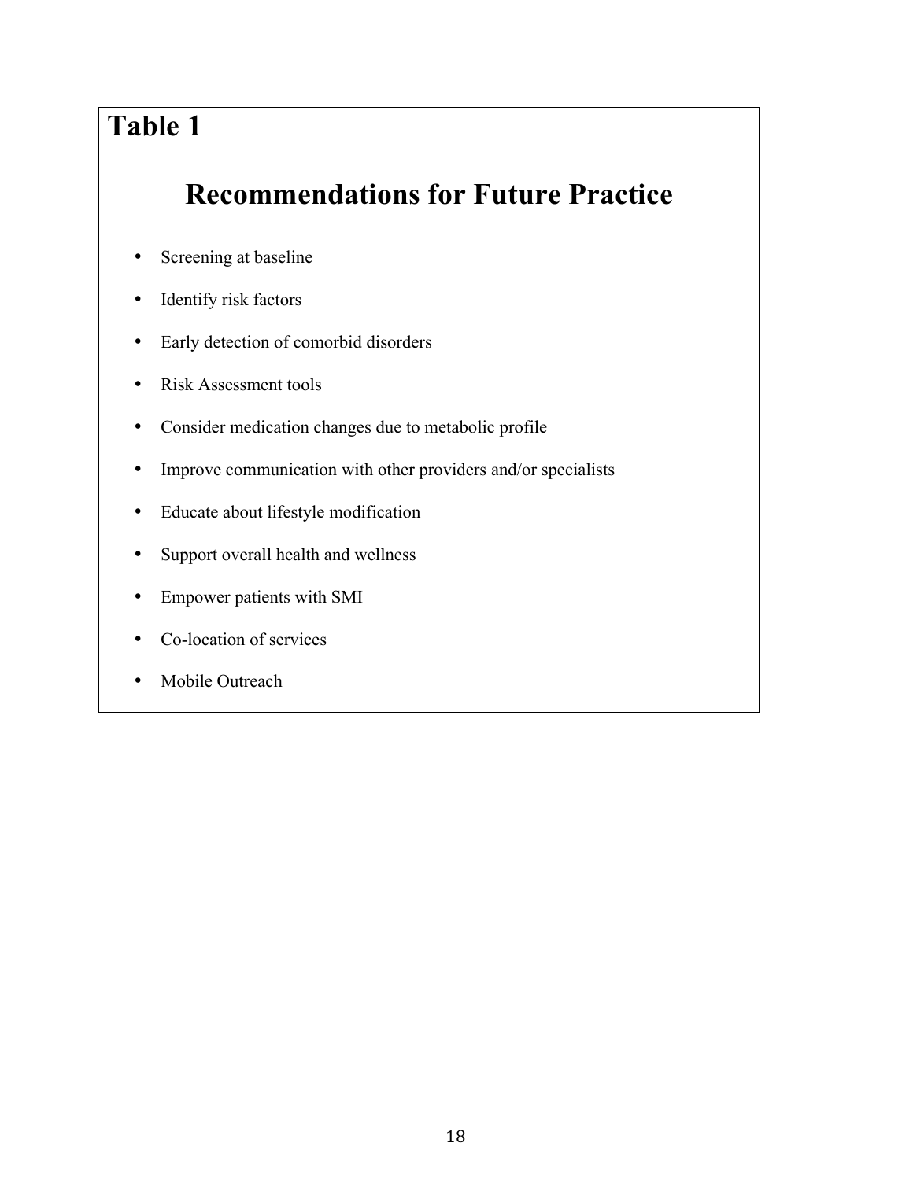**Table 1**

## Recommendations for Future Practice

- Screening at baseline
- Identify risk factors
- Early detection of comorbid disorders
- Risk Assessment tools
- Consider medication changes due to metabolic profile
- Improve communication with other providers and/or specialists
- Educate about lifestyle modification
- Support overall health and wellness
- Empower patients with SMI
- Co-location of services
- Mobile Outreach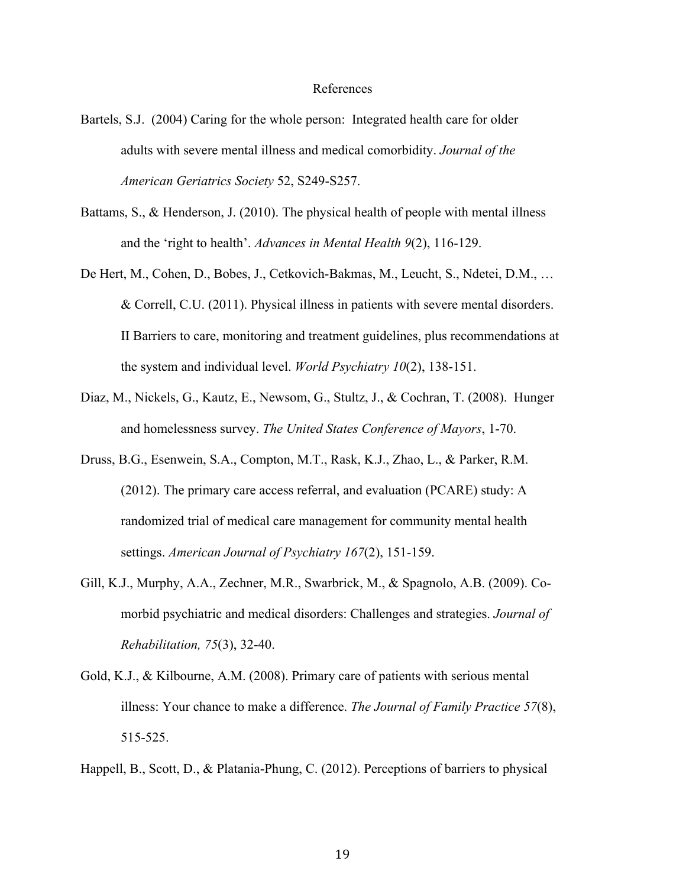# References

Bartels, S.J. (2004) Caring for the whole person: Integrated health care for older adults with severe mental illness and medical comorbidity. *Journal of the American Geriatrics Society* 52, S249-S257.

Battams, S., & Henderson, J. (2010). The physical health of people with mental illness and the 'right to health'. *Advances in Mental Health 9*(2), 116-129.

De Hert, M., Cohen, D., Bobes, J., Cetkovich-Bakmas, M., Leucht, S., Ndetei, D.M., … & Correll, C.U. (2011). Physical illness in patients with severe mental disorders. II Barriers to care, monitoring and treatment guidelines, plus recommendations at the system and individual level. *World Psychiatry 10*(2), 138-151.

Diaz, M., Nickels, G., Kautz, E., Newsom, G., Stultz, J., & Cochran, T. (2008). Hunger and homelessness survey. *The United States Conference of Mayors*, 1-70.

Druss, B.G., Esenwein, S.A., Compton, M.T., Rask, K.J., Zhao, L., & Parker, R.M. (2012). The primary care access referral, and evaluation (PCARE) study: A randomized trial of medical care management for community mental health settings. *American Journal of Psychiatry 167*(2), 151-159.

Gill, K.J., Murphy, A.A., Zechner, M.R., Swarbrick, M., & Spagnolo, A.B. (2009). Co-morbid psychiatric and medical disorders: Challenges and strategies. *Journal of Rehabilitation, 75*(3), 32-40.

Gold, K.J., & Kilbourne, A.M. (2008). Primary care of patients with serious mental illness: Your chance to make a difference. *The Journal of Family Practice 57*(8), 515-525.

Happell, B., Scott, D., & Platania-Phung, C. (2012). Perceptions of barriers to physical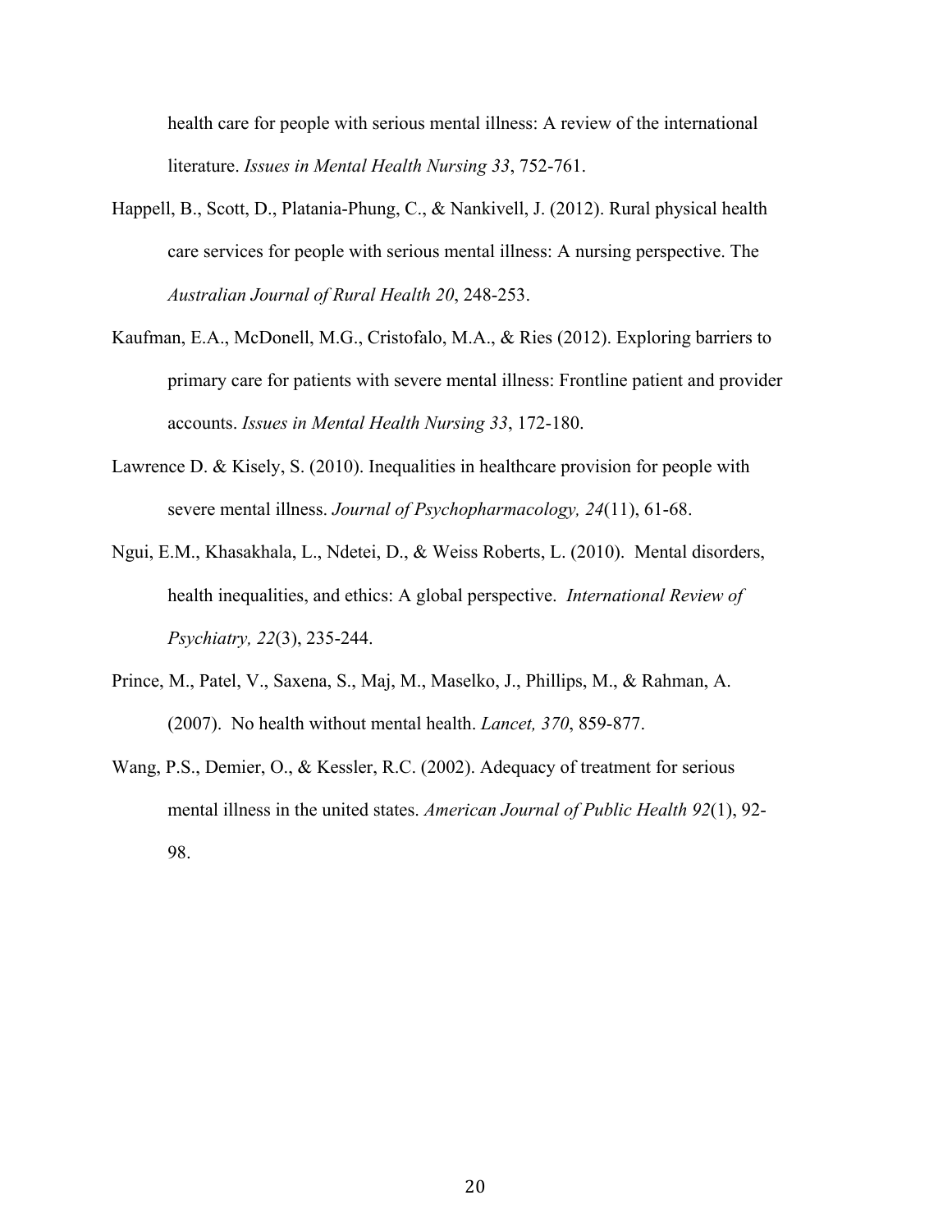health care for people with serious mental illness: A review of the international literature. *Issues in Mental Health Nursing 33*, 752-761.

Happell, B., Scott, D., Platania-Phung, C., & Nankivell, J. (2012). Rural physical health care services for people with serious mental illness: A nursing perspective. The *Australian Journal of Rural Health 20*, 248-253.

Kaufman, E.A., McDonell, M.G., Cristofalo, M.A., & Ries (2012). Exploring barriers to primary care for patients with severe mental illness: Frontline patient and provider accounts. *Issues in Mental Health Nursing 33*, 172-180.

Lawrence D. & Kisely, S. (2010). Inequalities in healthcare provision for people with severe mental illness. *Journal of Psychopharmacology, 24*(11), 61-68.

Ngui, E.M., Khasakhala, L., Ndetei, D., & Weiss Roberts, L. (2010). Mental disorders, health inequalities, and ethics: A global perspective. *International Review of Psychiatry, 22*(3), 235-244.

Prince, M., Patel, V., Saxena, S., Maj, M., Maselko, J., Phillips, M., & Rahman, A. (2007). No health without mental health. *Lancet, 370*, 859-877.

Wang, P.S., Demier, O., & Kessler, R.C. (2002). Adequacy of treatment for serious mental illness in the united states. *American Journal of Public Health 92*(1), 92-98.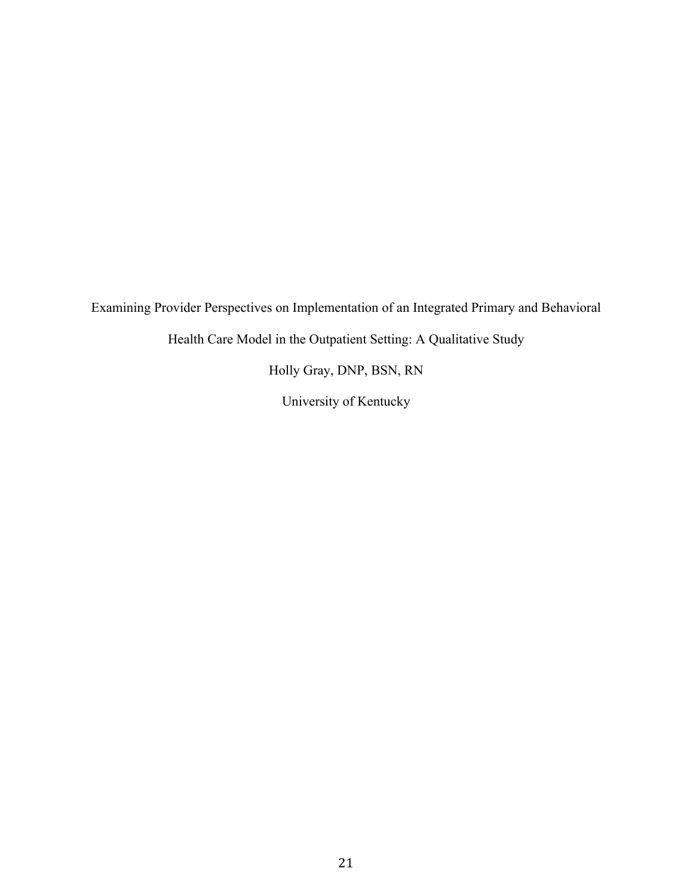Examining Provider Perspectives on Implementation of an Integrated Primary and Behavioral Health Care Model in the Outpatient Setting: A Qualitative Study

Holly Gray, DNP, BSN, RN

University of Kentucky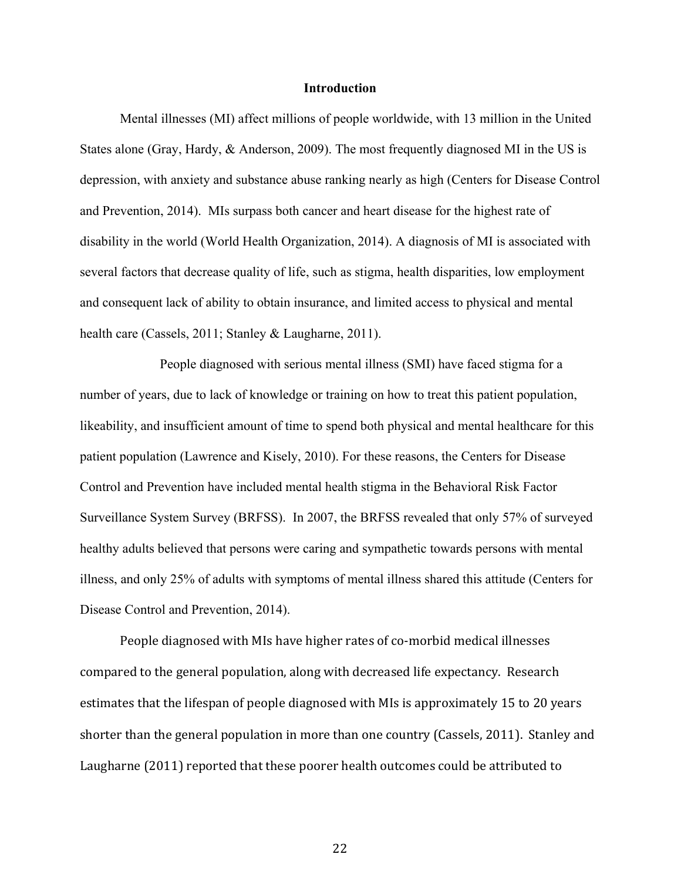## Introduction

Mental illnesses (MI) affect millions of people worldwide, with 13 million in the United States alone (Gray, Hardy, & Anderson, 2009). The most frequently diagnosed MI in the US is depression, with anxiety and substance abuse ranking nearly as high (Centers for Disease Control and Prevention, 2014). MIs surpass both cancer and heart disease for the highest rate of disability in the world (World Health Organization, 2014). A diagnosis of MI is associated with several factors that decrease quality of life, such as stigma, health disparities, low employment and consequent lack of ability to obtain insurance, and limited access to physical and mental health care (Cassels, 2011; Stanley & Laugharne, 2011).

People diagnosed with serious mental illness (SMI) have faced stigma for a number of years, due to lack of knowledge or training on how to treat this patient population, likeability, and insufficient amount of time to spend both physical and mental healthcare for this patient population (Lawrence and Kisely, 2010). For these reasons, the Centers for Disease Control and Prevention have included mental health stigma in the Behavioral Risk Factor Surveillance System Survey (BRFSS). In 2007, the BRFSS revealed that only 57% of surveyed healthy adults believed that persons were caring and sympathetic towards persons with mental illness, and only 25% of adults with symptoms of mental illness shared this attitude (Centers for Disease Control and Prevention, 2014).

People diagnosed with MIs have higher rates of co-morbid medical illnesses compared to the general population, along with decreased life expectancy. Research estimates that the lifespan of people diagnosed with MIs is approximately 15 to 20 years shorter than the general population in more than one country (Cassels, 2011). Stanley and Laugharne (2011) reported that these poorer health outcomes could be attributed to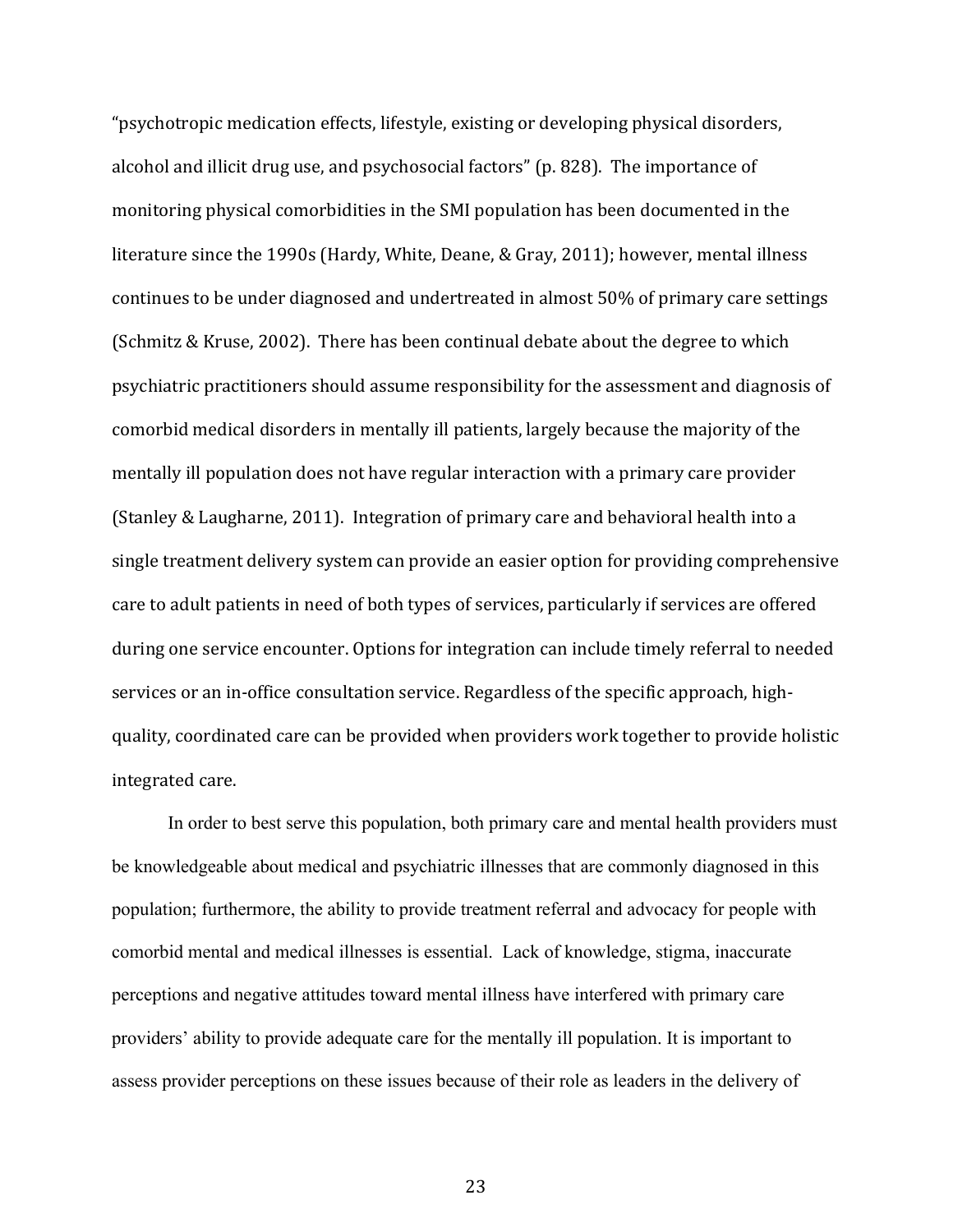"psychotropic medication effects, lifestyle, existing or developing physical disorders, alcohol and illicit drug use, and psychosocial factors" (p. 828). The importance of monitoring physical comorbidities in the SMI population has been documented in the literature since the 1990s (Hardy, White, Deane, & Gray, 2011); however, mental illness continues to be under diagnosed and undertreated in almost 50% of primary care settings (Schmitz & Kruse, 2002). There has been continual debate about the degree to which psychiatric practitioners should assume responsibility for the assessment and diagnosis of comorbid medical disorders in mentally ill patients, largely because the majority of the mentally ill population does not have regular interaction with a primary care provider (Stanley & Laugharne, 2011). Integration of primary care and behavioral health into a single treatment delivery system can provide an easier option for providing comprehensive care to adult patients in need of both types of services, particularly if services are offered during one service encounter. Options for integration can include timely referral to needed services or an in-office consultation service. Regardless of the specific approach, high-quality, coordinated care can be provided when providers work together to provide holistic integrated care.

In order to best serve this population, both primary care and mental health providers must be knowledgeable about medical and psychiatric illnesses that are commonly diagnosed in this population; furthermore, the ability to provide treatment referral and advocacy for people with comorbid mental and medical illnesses is essential. Lack of knowledge, stigma, inaccurate perceptions and negative attitudes toward mental illness have interfered with primary care providers' ability to provide adequate care for the mentally ill population. It is important to assess provider perceptions on these issues because of their role as leaders in the delivery of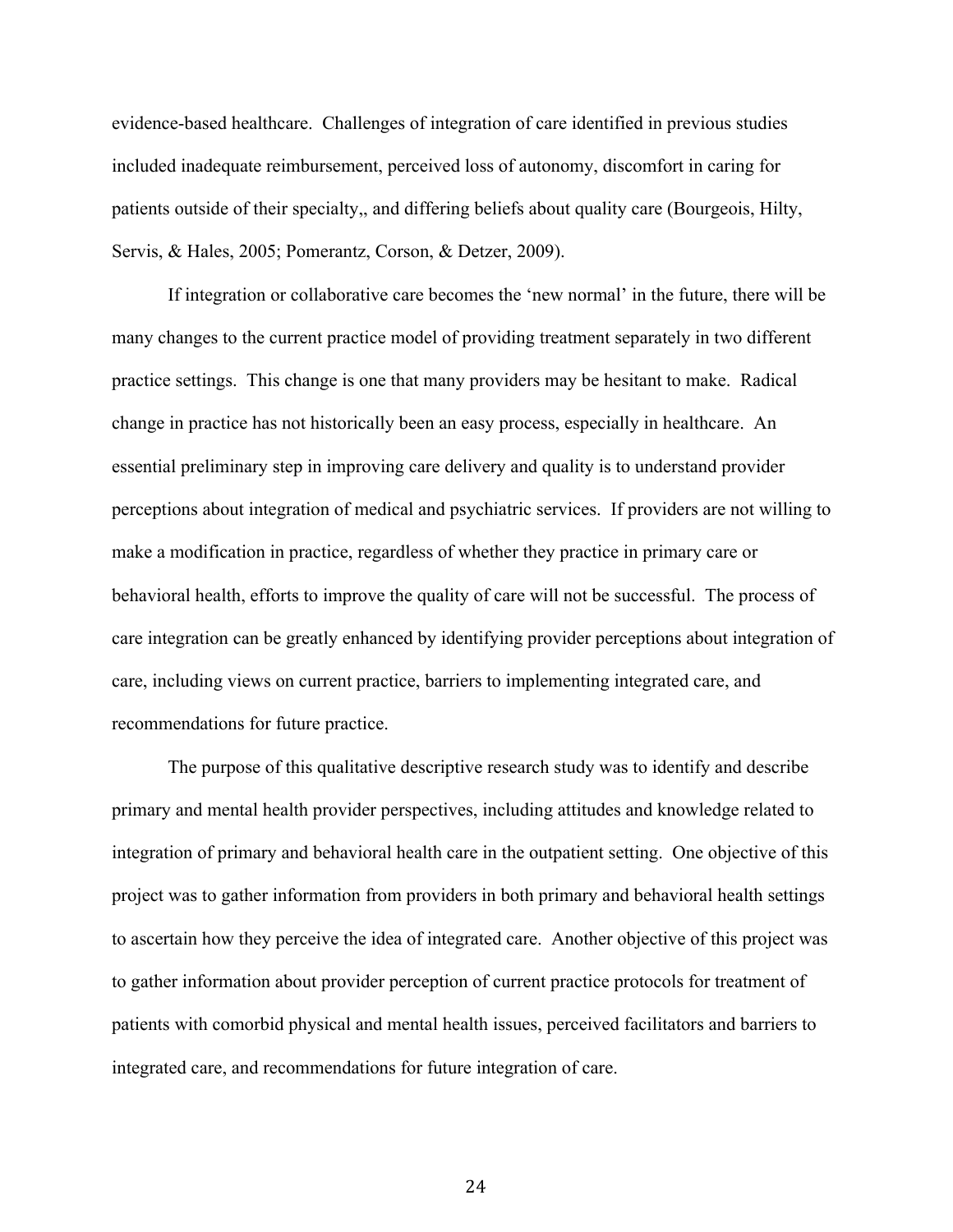evidence-based healthcare. Challenges of integration of care identified in previous studies included inadequate reimbursement, perceived loss of autonomy, discomfort in caring for patients outside of their specialty,, and differing beliefs about quality care (Bourgeois, Hilty, Servis, & Hales, 2005; Pomerantz, Corson, & Detzer, 2009).

If integration or collaborative care becomes the 'new normal' in the future, there will be many changes to the current practice model of providing treatment separately in two different practice settings. This change is one that many providers may be hesitant to make. Radical change in practice has not historically been an easy process, especially in healthcare. An essential preliminary step in improving care delivery and quality is to understand provider perceptions about integration of medical and psychiatric services. If providers are not willing to make a modification in practice, regardless of whether they practice in primary care or behavioral health, efforts to improve the quality of care will not be successful. The process of care integration can be greatly enhanced by identifying provider perceptions about integration of care, including views on current practice, barriers to implementing integrated care, and recommendations for future practice.

The purpose of this qualitative descriptive research study was to identify and describe primary and mental health provider perspectives, including attitudes and knowledge related to integration of primary and behavioral health care in the outpatient setting. One objective of this project was to gather information from providers in both primary and behavioral health settings to ascertain how they perceive the idea of integrated care. Another objective of this project was to gather information about provider perception of current practice protocols for treatment of patients with comorbid physical and mental health issues, perceived facilitators and barriers to integrated care, and recommendations for future integration of care.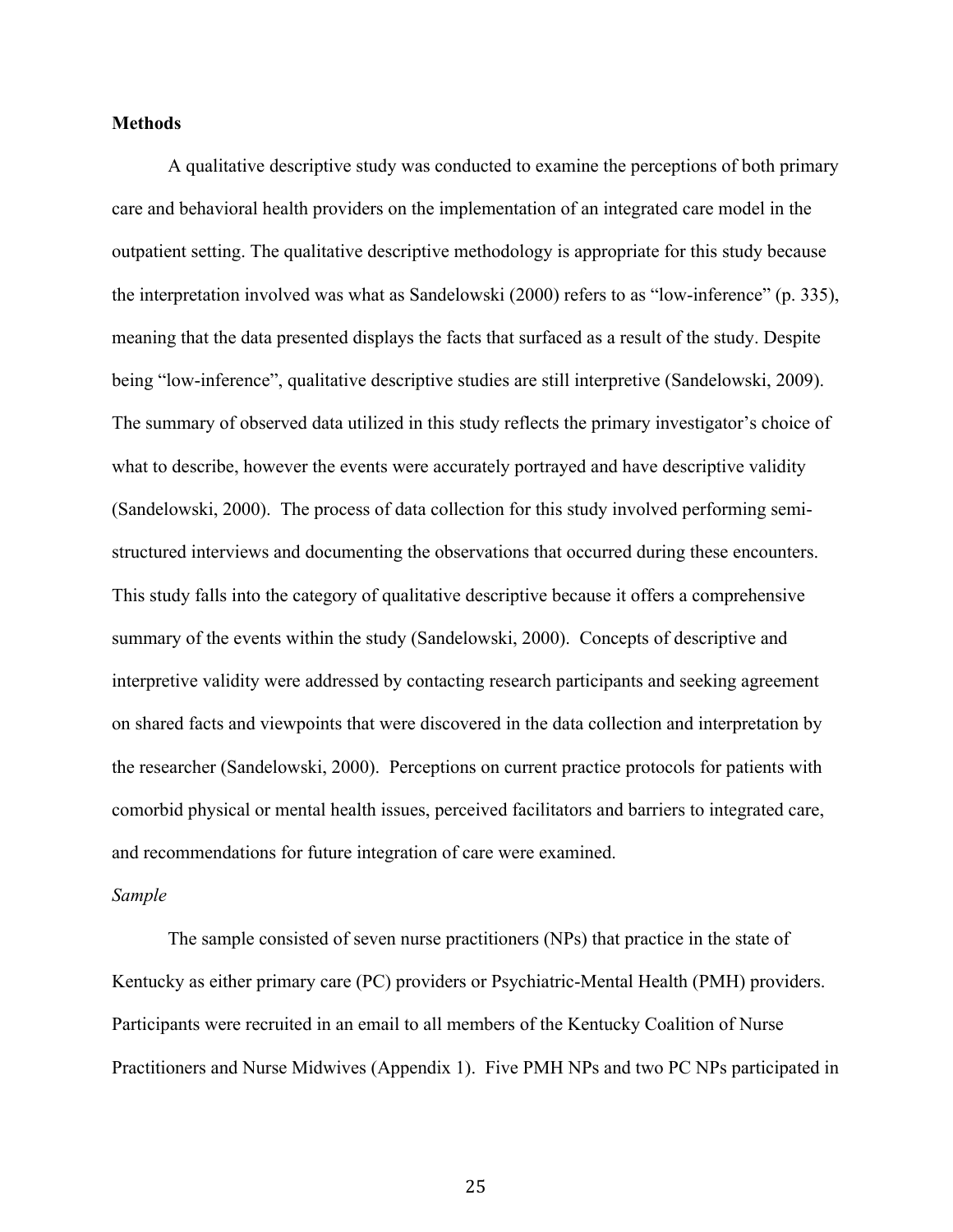**Methods**

A qualitative descriptive study was conducted to examine the perceptions of both primary care and behavioral health providers on the implementation of an integrated care model in the outpatient setting. The qualitative descriptive methodology is appropriate for this study because the interpretation involved was what as Sandelowski (2000) refers to as "low-inference" (p. 335), meaning that the data presented displays the facts that surfaced as a result of the study. Despite being "low-inference", qualitative descriptive studies are still interpretive (Sandelowski, 2009). The summary of observed data utilized in this study reflects the primary investigator's choice of what to describe, however the events were accurately portrayed and have descriptive validity (Sandelowski, 2000). The process of data collection for this study involved performing semi-structured interviews and documenting the observations that occurred during these encounters. This study falls into the category of qualitative descriptive because it offers a comprehensive summary of the events within the study (Sandelowski, 2000). Concepts of descriptive and interpretive validity were addressed by contacting research participants and seeking agreement on shared facts and viewpoints that were discovered in the data collection and interpretation by the researcher (Sandelowski, 2000). Perceptions on current practice protocols for patients with comorbid physical or mental health issues, perceived facilitators and barriers to integrated care, and recommendations for future integration of care were examined.

*Sample*

The sample consisted of seven nurse practitioners (NPs) that practice in the state of Kentucky as either primary care (PC) providers or Psychiatric-Mental Health (PMH) providers. Participants were recruited in an email to all members of the Kentucky Coalition of Nurse Practitioners and Nurse Midwives (Appendix 1). Five PMH NPs and two PC NPs participated in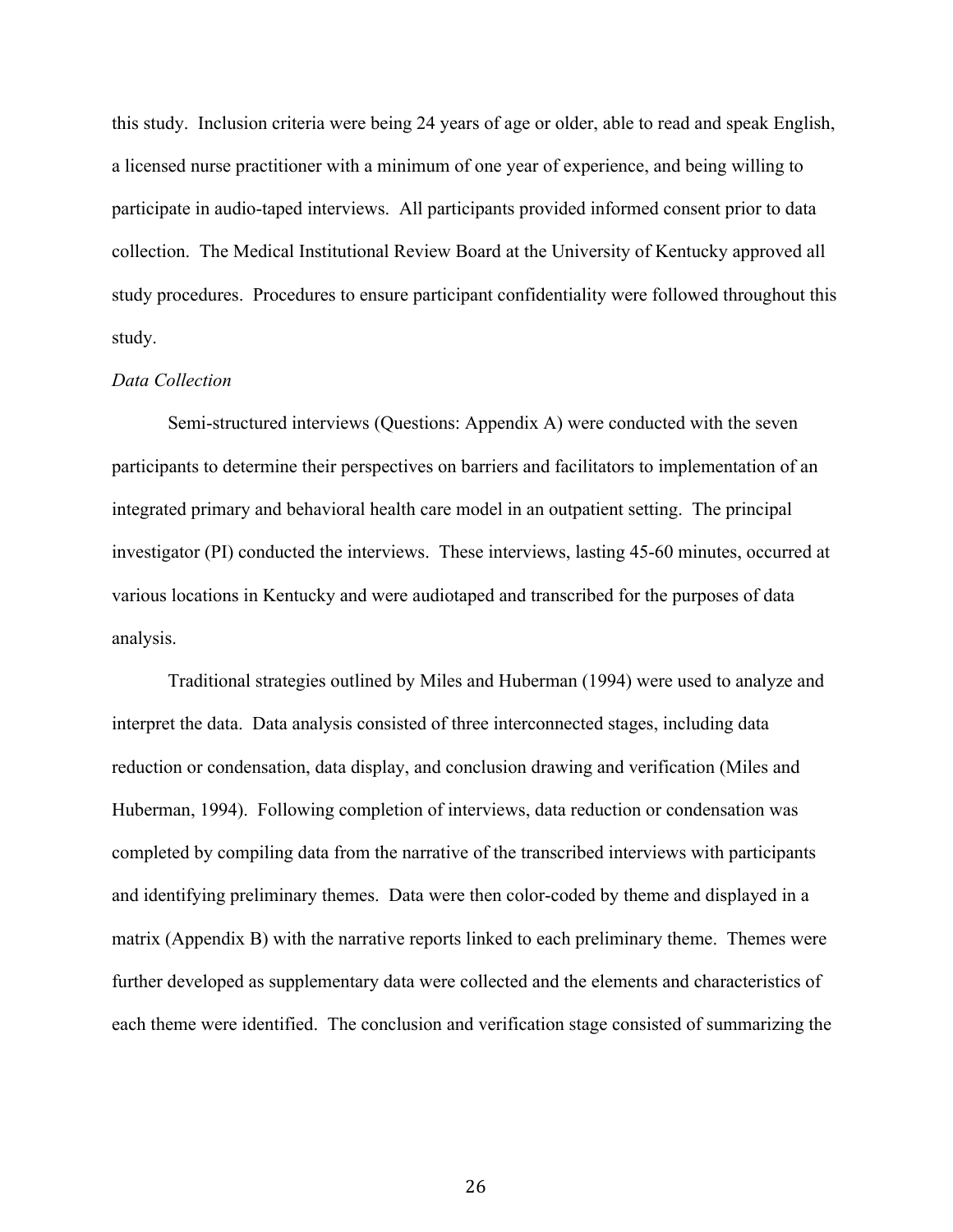this study. Inclusion criteria were being 24 years of age or older, able to read and speak English, a licensed nurse practitioner with a minimum of one year of experience, and being willing to participate in audio-taped interviews. All participants provided informed consent prior to data collection. The Medical Institutional Review Board at the University of Kentucky approved all study procedures. Procedures to ensure participant confidentiality were followed throughout this study.

*Data Collection*

Semi-structured interviews (Questions: Appendix A) were conducted with the seven participants to determine their perspectives on barriers and facilitators to implementation of an integrated primary and behavioral health care model in an outpatient setting. The principal investigator (PI) conducted the interviews. These interviews, lasting 45-60 minutes, occurred at various locations in Kentucky and were audiotaped and transcribed for the purposes of data analysis.

Traditional strategies outlined by Miles and Huberman (1994) were used to analyze and interpret the data. Data analysis consisted of three interconnected stages, including data reduction or condensation, data display, and conclusion drawing and verification (Miles and Huberman, 1994). Following completion of interviews, data reduction or condensation was completed by compiling data from the narrative of the transcribed interviews with participants and identifying preliminary themes. Data were then color-coded by theme and displayed in a matrix (Appendix B) with the narrative reports linked to each preliminary theme. Themes were further developed as supplementary data were collected and the elements and characteristics of each theme were identified. The conclusion and verification stage consisted of summarizing the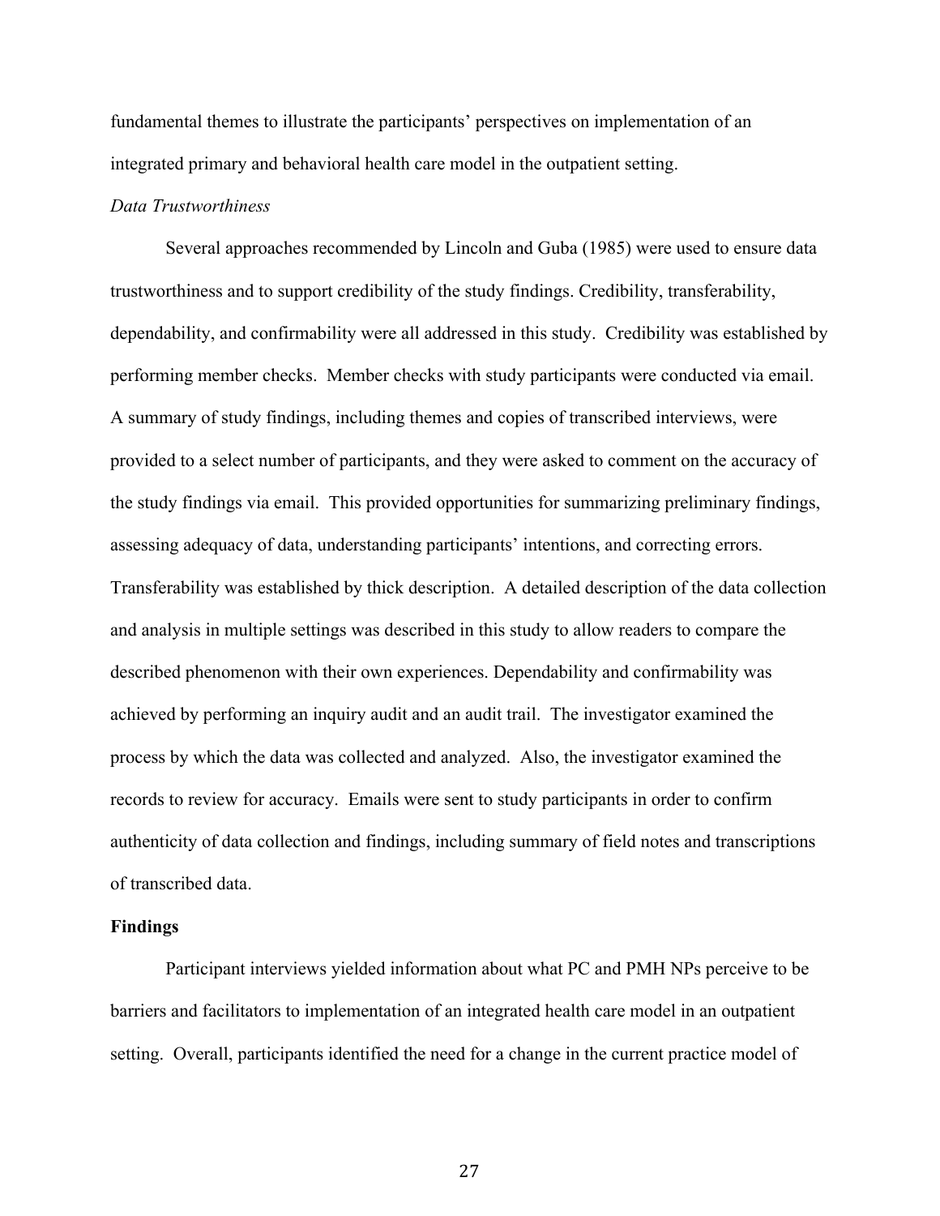fundamental themes to illustrate the participants' perspectives on implementation of an integrated primary and behavioral health care model in the outpatient setting.

*Data Trustworthiness*

Several approaches recommended by Lincoln and Guba (1985) were used to ensure data trustworthiness and to support credibility of the study findings. Credibility, transferability, dependability, and confirmability were all addressed in this study. Credibility was established by performing member checks. Member checks with study participants were conducted via email. A summary of study findings, including themes and copies of transcribed interviews, were provided to a select number of participants, and they were asked to comment on the accuracy of the study findings via email. This provided opportunities for summarizing preliminary findings, assessing adequacy of data, understanding participants' intentions, and correcting errors. Transferability was established by thick description. A detailed description of the data collection and analysis in multiple settings was described in this study to allow readers to compare the described phenomenon with their own experiences. Dependability and confirmability was achieved by performing an inquiry audit and an audit trail. The investigator examined the process by which the data was collected and analyzed. Also, the investigator examined the records to review for accuracy. Emails were sent to study participants in order to confirm authenticity of data collection and findings, including summary of field notes and transcriptions of transcribed data.

**Findings**

Participant interviews yielded information about what PC and PMH NPs perceive to be barriers and facilitators to implementation of an integrated health care model in an outpatient setting. Overall, participants identified the need for a change in the current practice model of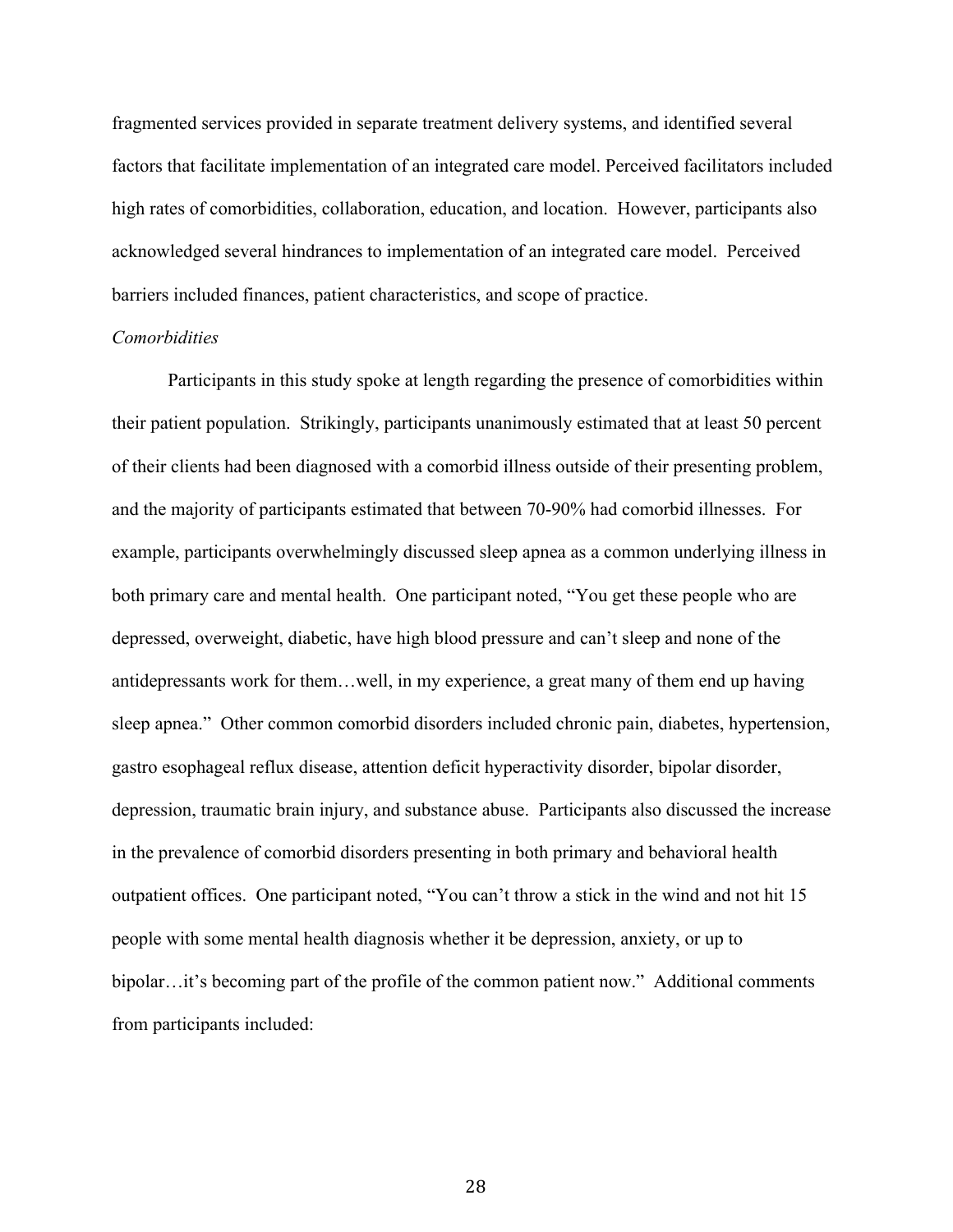fragmented services provided in separate treatment delivery systems, and identified several factors that facilitate implementation of an integrated care model. Perceived facilitators included high rates of comorbidities, collaboration, education, and location. However, participants also acknowledged several hindrances to implementation of an integrated care model. Perceived barriers included finances, patient characteristics, and scope of practice.

*Comorbidities*

Participants in this study spoke at length regarding the presence of comorbidities within their patient population. Strikingly, participants unanimously estimated that at least 50 percent of their clients had been diagnosed with a comorbid illness outside of their presenting problem, and the majority of participants estimated that between 70-90% had comorbid illnesses. For example, participants overwhelmingly discussed sleep apnea as a common underlying illness in both primary care and mental health. One participant noted, "You get these people who are depressed, overweight, diabetic, have high blood pressure and can't sleep and none of the antidepressants work for them…well, in my experience, a great many of them end up having sleep apnea." Other common comorbid disorders included chronic pain, diabetes, hypertension, gastro esophageal reflux disease, attention deficit hyperactivity disorder, bipolar disorder, depression, traumatic brain injury, and substance abuse. Participants also discussed the increase in the prevalence of comorbid disorders presenting in both primary and behavioral health outpatient offices. One participant noted, "You can't throw a stick in the wind and not hit 15 people with some mental health diagnosis whether it be depression, anxiety, or up to bipolar…it's becoming part of the profile of the common patient now." Additional comments from participants included: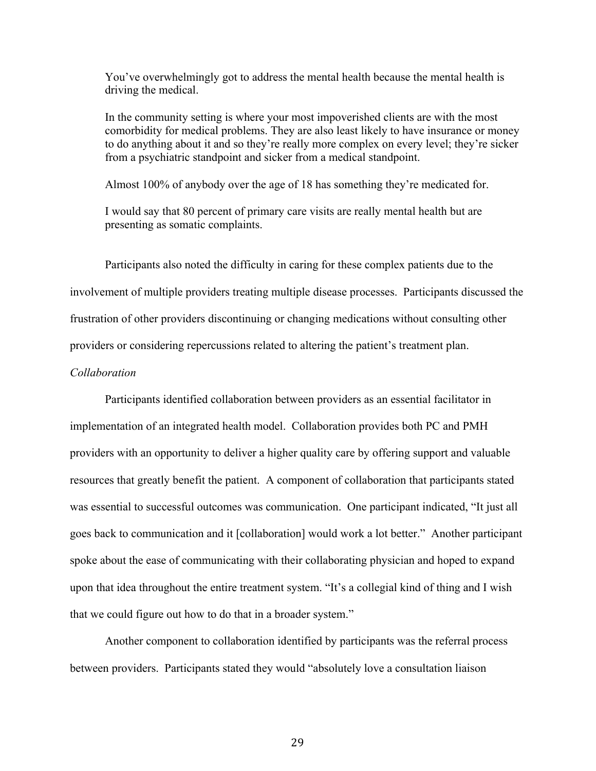> You've overwhelmingly got to address the mental health because the mental health is driving the medical.

> In the community setting is where your most impoverished clients are with the most comorbidity for medical problems. They are also least likely to have insurance or money to do anything about it and so they're really more complex on every level; they're sicker from a psychiatric standpoint and sicker from a medical standpoint.

> Almost 100% of anybody over the age of 18 has something they're medicated for.

> I would say that 80 percent of primary care visits are really mental health but are presenting as somatic complaints.

Participants also noted the difficulty in caring for these complex patients due to the involvement of multiple providers treating multiple disease processes. Participants discussed the frustration of other providers discontinuing or changing medications without consulting other providers or considering repercussions related to altering the patient's treatment plan.

*Collaboration*

Participants identified collaboration between providers as an essential facilitator in implementation of an integrated health model. Collaboration provides both PC and PMH providers with an opportunity to deliver a higher quality care by offering support and valuable resources that greatly benefit the patient. A component of collaboration that participants stated was essential to successful outcomes was communication. One participant indicated, "It just all goes back to communication and it [collaboration] would work a lot better." Another participant spoke about the ease of communicating with their collaborating physician and hoped to expand upon that idea throughout the entire treatment system. "It's a collegial kind of thing and I wish that we could figure out how to do that in a broader system."

Another component to collaboration identified by participants was the referral process between providers. Participants stated they would "absolutely love a consultation liaison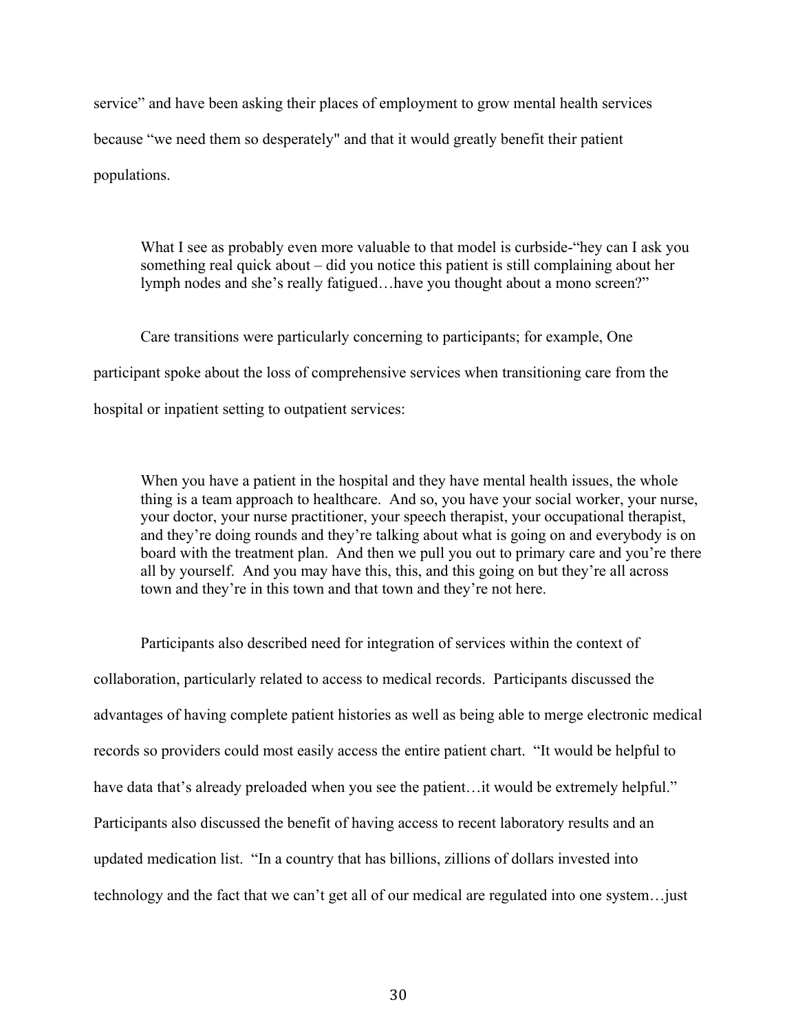service" and have been asking their places of employment to grow mental health services because "we need them so desperately" and that it would greatly benefit their patient populations.

> What I see as probably even more valuable to that model is curbside-"hey can I ask you something real quick about – did you notice this patient is still complaining about her lymph nodes and she's really fatigued…have you thought about a mono screen?"

Care transitions were particularly concerning to participants; for example, One participant spoke about the loss of comprehensive services when transitioning care from the hospital or inpatient setting to outpatient services:

> When you have a patient in the hospital and they have mental health issues, the whole thing is a team approach to healthcare. And so, you have your social worker, your nurse, your doctor, your nurse practitioner, your speech therapist, your occupational therapist, and they're doing rounds and they're talking about what is going on and everybody is on board with the treatment plan. And then we pull you out to primary care and you're there all by yourself. And you may have this, this, and this going on but they're all across town and they're in this town and that town and they're not here.

Participants also described need for integration of services within the context of collaboration, particularly related to access to medical records. Participants discussed the advantages of having complete patient histories as well as being able to merge electronic medical records so providers could most easily access the entire patient chart. "It would be helpful to have data that's already preloaded when you see the patient…it would be extremely helpful." Participants also discussed the benefit of having access to recent laboratory results and an updated medication list. "In a country that has billions, zillions of dollars invested into technology and the fact that we can't get all of our medical are regulated into one system…just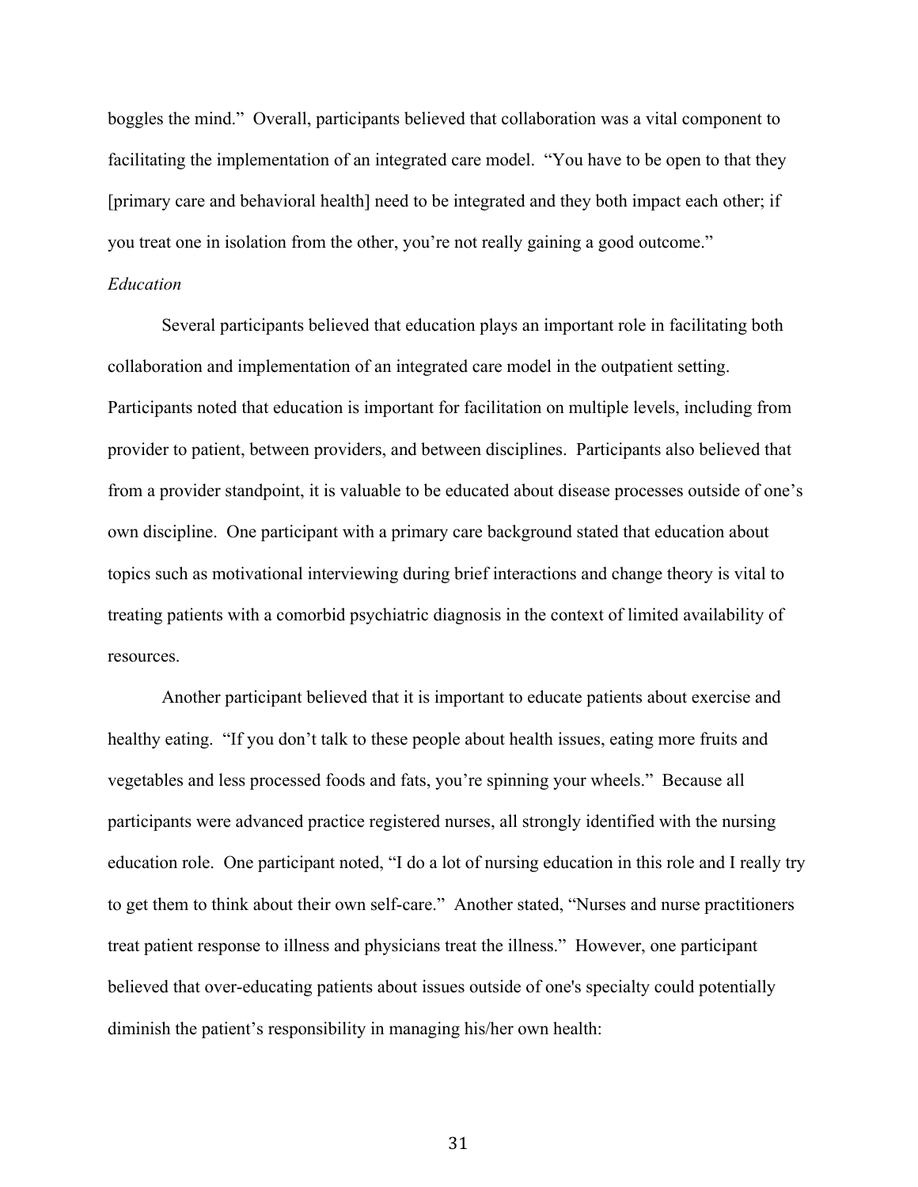boggles the mind." Overall, participants believed that collaboration was a vital component to facilitating the implementation of an integrated care model. "You have to be open to that they [primary care and behavioral health] need to be integrated and they both impact each other; if you treat one in isolation from the other, you're not really gaining a good outcome."

*Education*

Several participants believed that education plays an important role in facilitating both collaboration and implementation of an integrated care model in the outpatient setting. Participants noted that education is important for facilitation on multiple levels, including from provider to patient, between providers, and between disciplines. Participants also believed that from a provider standpoint, it is valuable to be educated about disease processes outside of one's own discipline. One participant with a primary care background stated that education about topics such as motivational interviewing during brief interactions and change theory is vital to treating patients with a comorbid psychiatric diagnosis in the context of limited availability of resources.

Another participant believed that it is important to educate patients about exercise and healthy eating. "If you don't talk to these people about health issues, eating more fruits and vegetables and less processed foods and fats, you're spinning your wheels." Because all participants were advanced practice registered nurses, all strongly identified with the nursing education role. One participant noted, "I do a lot of nursing education in this role and I really try to get them to think about their own self-care." Another stated, "Nurses and nurse practitioners treat patient response to illness and physicians treat the illness." However, one participant believed that over-educating patients about issues outside of one's specialty could potentially diminish the patient's responsibility in managing his/her own health: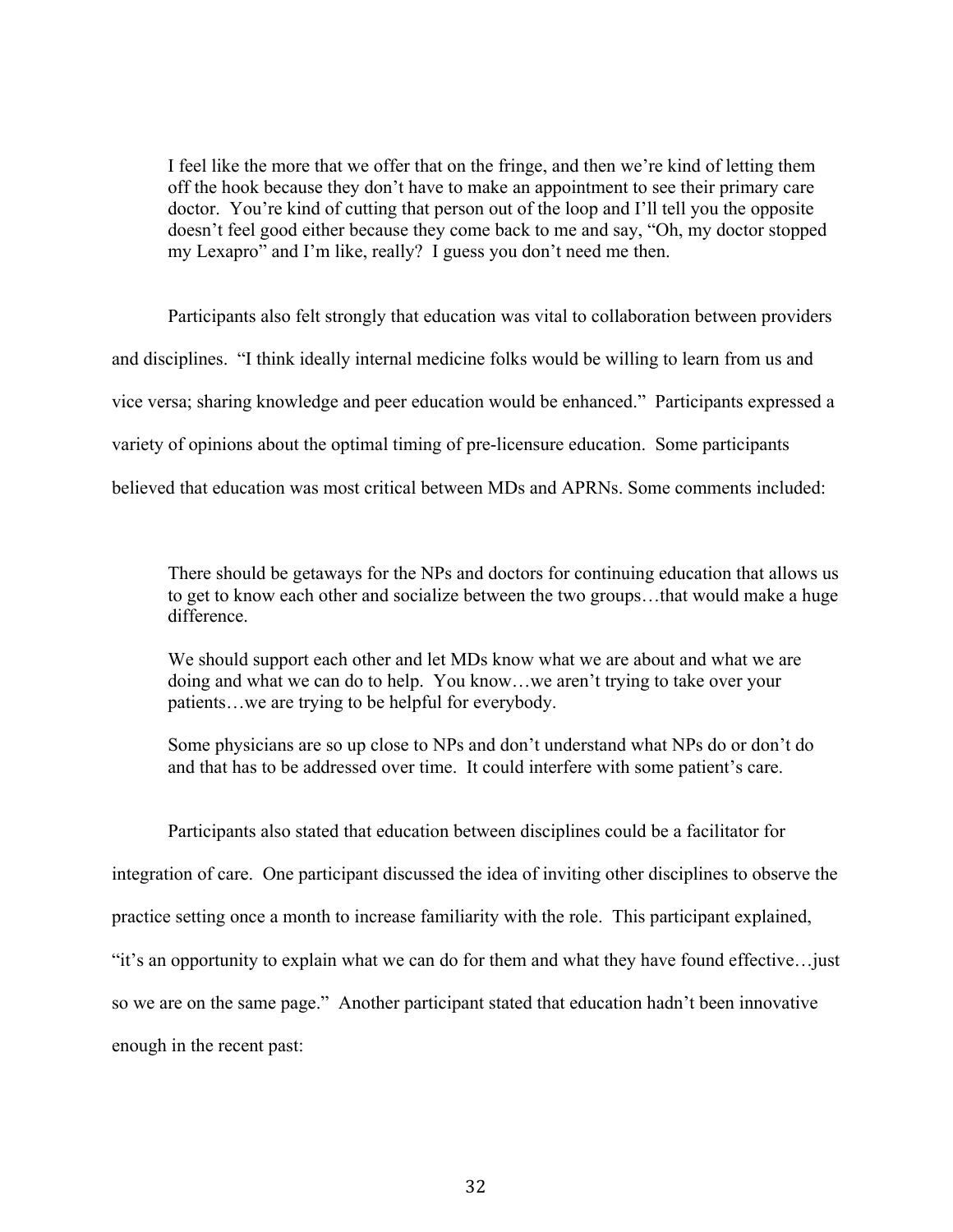> I feel like the more that we offer that on the fringe, and then we're kind of letting them off the hook because they don't have to make an appointment to see their primary care doctor. You're kind of cutting that person out of the loop and I'll tell you the opposite doesn't feel good either because they come back to me and say, "Oh, my doctor stopped my Lexapro" and I'm like, really? I guess you don't need me then.

Participants also felt strongly that education was vital to collaboration between providers and disciplines. "I think ideally internal medicine folks would be willing to learn from us and vice versa; sharing knowledge and peer education would be enhanced." Participants expressed a variety of opinions about the optimal timing of pre-licensure education. Some participants believed that education was most critical between MDs and APRNs. Some comments included:

> There should be getaways for the NPs and doctors for continuing education that allows us to get to know each other and socialize between the two groups…that would make a huge difference.
>
> We should support each other and let MDs know what we are about and what we are doing and what we can do to help. You know…we aren't trying to take over your patients…we are trying to be helpful for everybody.
>
> Some physicians are so up close to NPs and don't understand what NPs do or don't do and that has to be addressed over time. It could interfere with some patient's care.

Participants also stated that education between disciplines could be a facilitator for integration of care. One participant discussed the idea of inviting other disciplines to observe the practice setting once a month to increase familiarity with the role. This participant explained, "it's an opportunity to explain what we can do for them and what they have found effective…just so we are on the same page." Another participant stated that education hadn't been innovative enough in the recent past: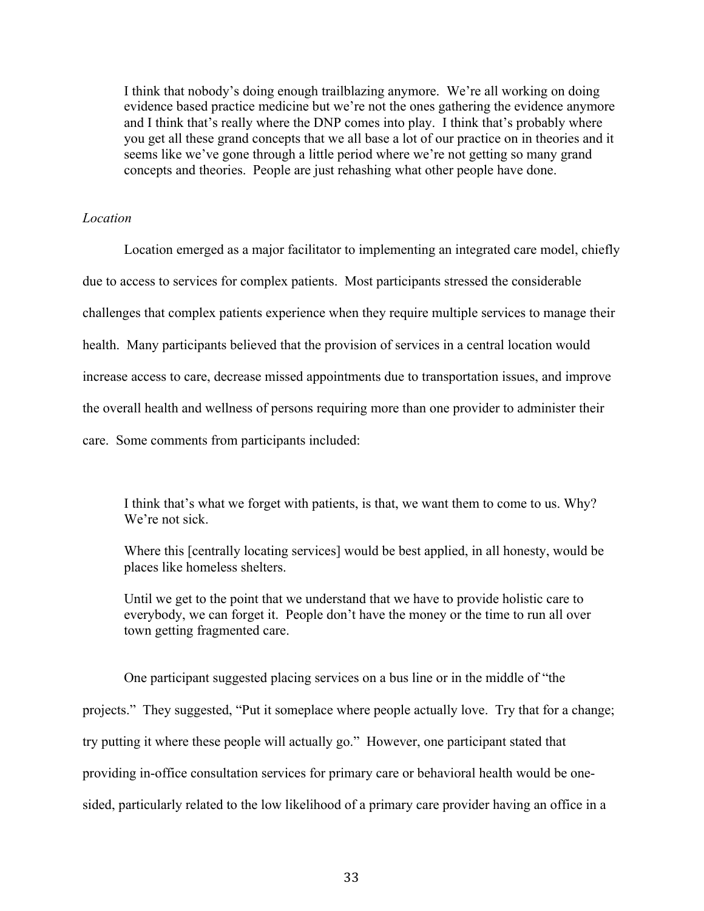> I think that nobody's doing enough trailblazing anymore. We're all working on doing evidence based practice medicine but we're not the ones gathering the evidence anymore and I think that's really where the DNP comes into play. I think that's probably where you get all these grand concepts that we all base a lot of our practice on in theories and it seems like we've gone through a little period where we're not getting so many grand concepts and theories. People are just rehashing what other people have done.

*Location*

Location emerged as a major facilitator to implementing an integrated care model, chiefly due to access to services for complex patients. Most participants stressed the considerable challenges that complex patients experience when they require multiple services to manage their health. Many participants believed that the provision of services in a central location would increase access to care, decrease missed appointments due to transportation issues, and improve the overall health and wellness of persons requiring more than one provider to administer their care. Some comments from participants included:

> I think that's what we forget with patients, is that, we want them to come to us. Why? We're not sick.
>
> Where this [centrally locating services] would be best applied, in all honesty, would be places like homeless shelters.
>
> Until we get to the point that we understand that we have to provide holistic care to everybody, we can forget it. People don't have the money or the time to run all over town getting fragmented care.

One participant suggested placing services on a bus line or in the middle of "the projects." They suggested, "Put it someplace where people actually love. Try that for a change; try putting it where these people will actually go." However, one participant stated that providing in-office consultation services for primary care or behavioral health would be one-sided, particularly related to the low likelihood of a primary care provider having an office in a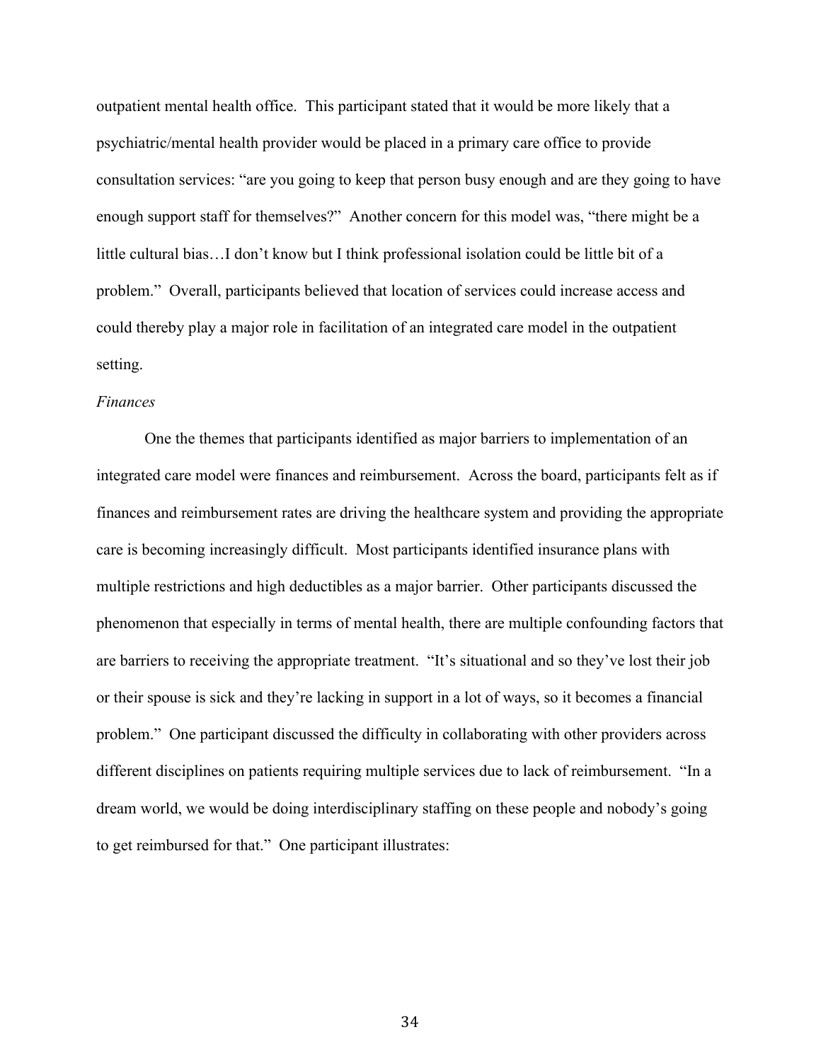outpatient mental health office. This participant stated that it would be more likely that a psychiatric/mental health provider would be placed in a primary care office to provide consultation services: "are you going to keep that person busy enough and are they going to have enough support staff for themselves?" Another concern for this model was, "there might be a little cultural bias…I don't know but I think professional isolation could be little bit of a problem." Overall, participants believed that location of services could increase access and could thereby play a major role in facilitation of an integrated care model in the outpatient setting.

*Finances*

One the themes that participants identified as major barriers to implementation of an integrated care model were finances and reimbursement. Across the board, participants felt as if finances and reimbursement rates are driving the healthcare system and providing the appropriate care is becoming increasingly difficult. Most participants identified insurance plans with multiple restrictions and high deductibles as a major barrier. Other participants discussed the phenomenon that especially in terms of mental health, there are multiple confounding factors that are barriers to receiving the appropriate treatment. "It's situational and so they've lost their job or their spouse is sick and they're lacking in support in a lot of ways, so it becomes a financial problem." One participant discussed the difficulty in collaborating with other providers across different disciplines on patients requiring multiple services due to lack of reimbursement. "In a dream world, we would be doing interdisciplinary staffing on these people and nobody's going to get reimbursed for that." One participant illustrates: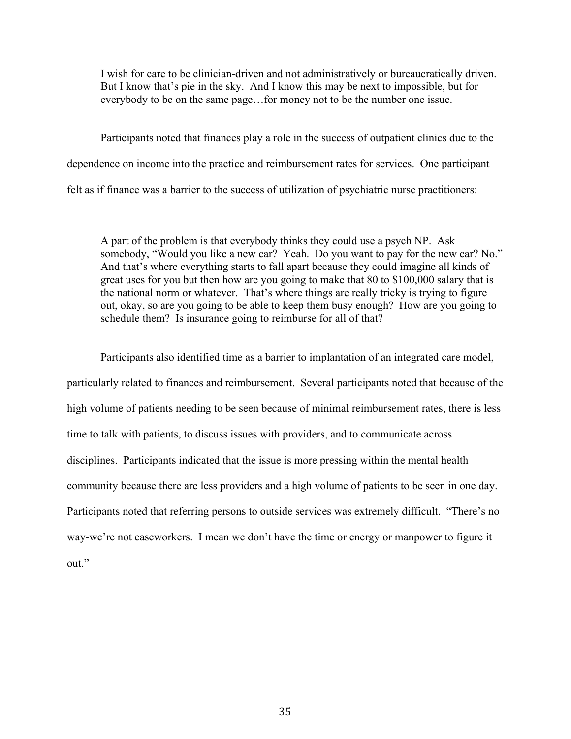> I wish for care to be clinician-driven and not administratively or bureaucratically driven. But I know that's pie in the sky. And I know this may be next to impossible, but for everybody to be on the same page…for money not to be the number one issue.

Participants noted that finances play a role in the success of outpatient clinics due to the dependence on income into the practice and reimbursement rates for services. One participant felt as if finance was a barrier to the success of utilization of psychiatric nurse practitioners:

> A part of the problem is that everybody thinks they could use a psych NP. Ask somebody, "Would you like a new car? Yeah. Do you want to pay for the new car? No." And that's where everything starts to fall apart because they could imagine all kinds of great uses for you but then how are you going to make that 80 to $100,000 salary that is the national norm or whatever. That's where things are really tricky is trying to figure out, okay, so are you going to be able to keep them busy enough? How are you going to schedule them? Is insurance going to reimburse for all of that?

Participants also identified time as a barrier to implantation of an integrated care model, particularly related to finances and reimbursement. Several participants noted that because of the high volume of patients needing to be seen because of minimal reimbursement rates, there is less time to talk with patients, to discuss issues with providers, and to communicate across disciplines. Participants indicated that the issue is more pressing within the mental health community because there are less providers and a high volume of patients to be seen in one day. Participants noted that referring persons to outside services was extremely difficult. "There's no way-we're not caseworkers. I mean we don't have the time or energy or manpower to figure it out."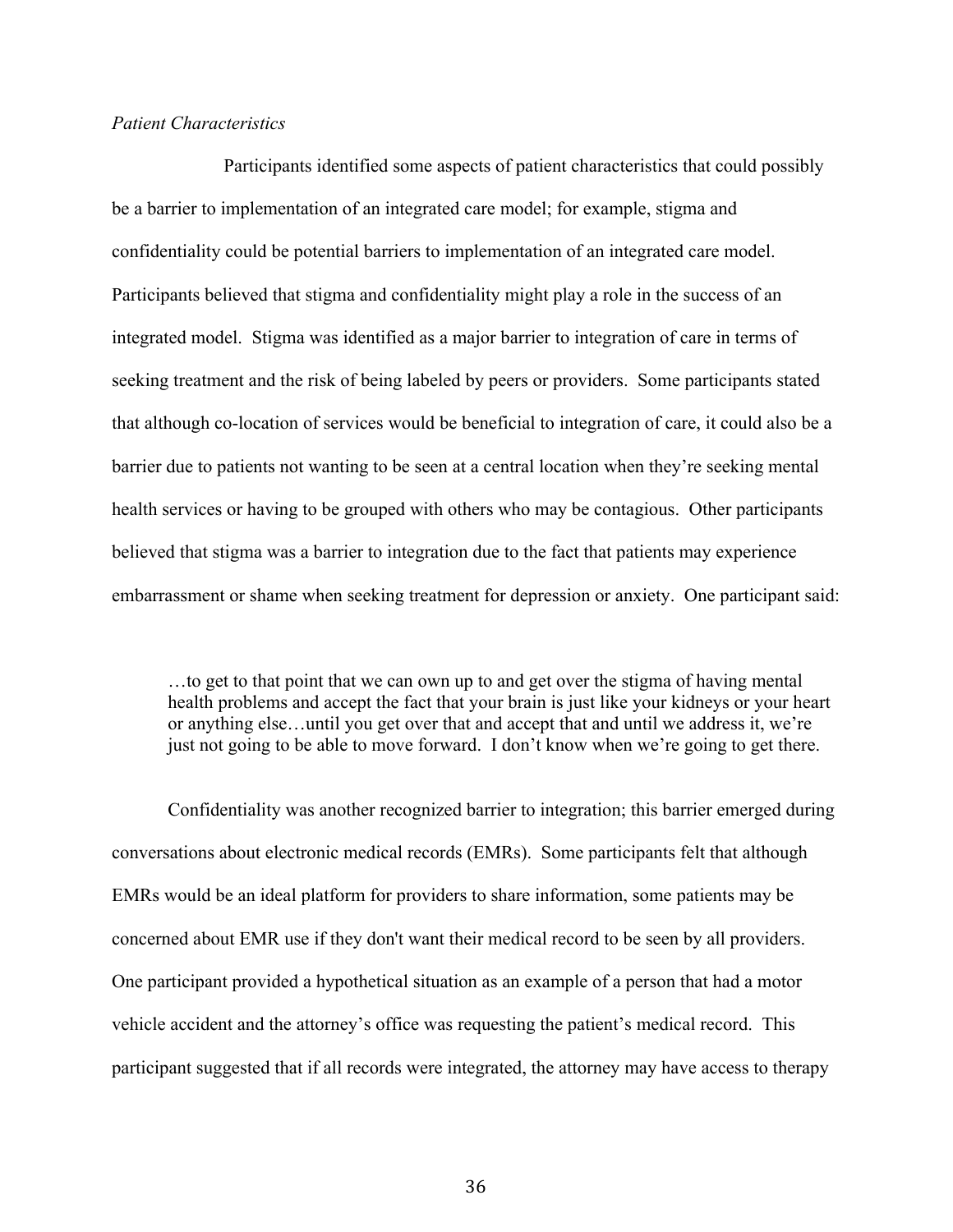*Patient Characteristics*

Participants identified some aspects of patient characteristics that could possibly be a barrier to implementation of an integrated care model; for example, stigma and confidentiality could be potential barriers to implementation of an integrated care model. Participants believed that stigma and confidentiality might play a role in the success of an integrated model. Stigma was identified as a major barrier to integration of care in terms of seeking treatment and the risk of being labeled by peers or providers. Some participants stated that although co-location of services would be beneficial to integration of care, it could also be a barrier due to patients not wanting to be seen at a central location when they're seeking mental health services or having to be grouped with others who may be contagious. Other participants believed that stigma was a barrier to integration due to the fact that patients may experience embarrassment or shame when seeking treatment for depression or anxiety. One participant said:

> …to get to that point that we can own up to and get over the stigma of having mental health problems and accept the fact that your brain is just like your kidneys or your heart or anything else…until you get over that and accept that and until we address it, we're just not going to be able to move forward. I don't know when we're going to get there.

Confidentiality was another recognized barrier to integration; this barrier emerged during conversations about electronic medical records (EMRs). Some participants felt that although EMRs would be an ideal platform for providers to share information, some patients may be concerned about EMR use if they don't want their medical record to be seen by all providers. One participant provided a hypothetical situation as an example of a person that had a motor vehicle accident and the attorney's office was requesting the patient's medical record. This participant suggested that if all records were integrated, the attorney may have access to therapy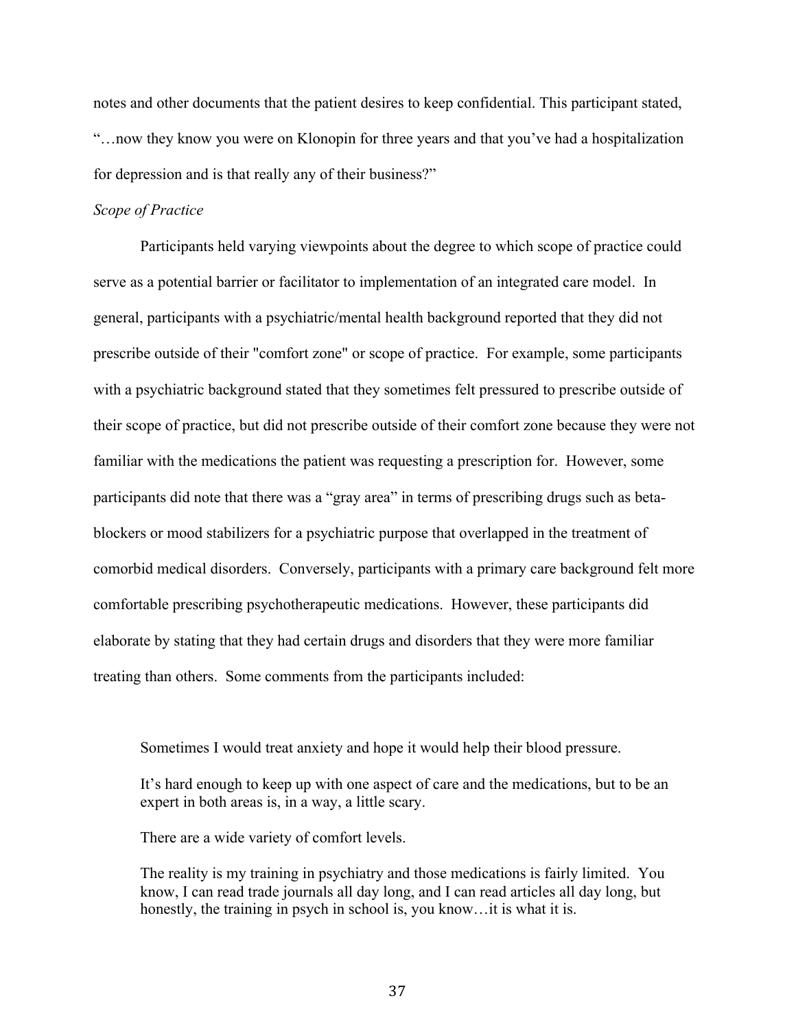notes and other documents that the patient desires to keep confidential. This participant stated, "…now they know you were on Klonopin for three years and that you've had a hospitalization for depression and is that really any of their business?"

*Scope of Practice*

Participants held varying viewpoints about the degree to which scope of practice could serve as a potential barrier or facilitator to implementation of an integrated care model. In general, participants with a psychiatric/mental health background reported that they did not prescribe outside of their "comfort zone" or scope of practice. For example, some participants with a psychiatric background stated that they sometimes felt pressured to prescribe outside of their scope of practice, but did not prescribe outside of their comfort zone because they were not familiar with the medications the patient was requesting a prescription for. However, some participants did note that there was a "gray area" in terms of prescribing drugs such as beta-blockers or mood stabilizers for a psychiatric purpose that overlapped in the treatment of comorbid medical disorders. Conversely, participants with a primary care background felt more comfortable prescribing psychotherapeutic medications. However, these participants did elaborate by stating that they had certain drugs and disorders that they were more familiar treating than others. Some comments from the participants included:

> Sometimes I would treat anxiety and hope it would help their blood pressure.
>
> It's hard enough to keep up with one aspect of care and the medications, but to be an expert in both areas is, in a way, a little scary.
>
> There are a wide variety of comfort levels.
>
> The reality is my training in psychiatry and those medications is fairly limited. You know, I can read trade journals all day long, and I can read articles all day long, but honestly, the training in psych in school is, you know…it is what it is.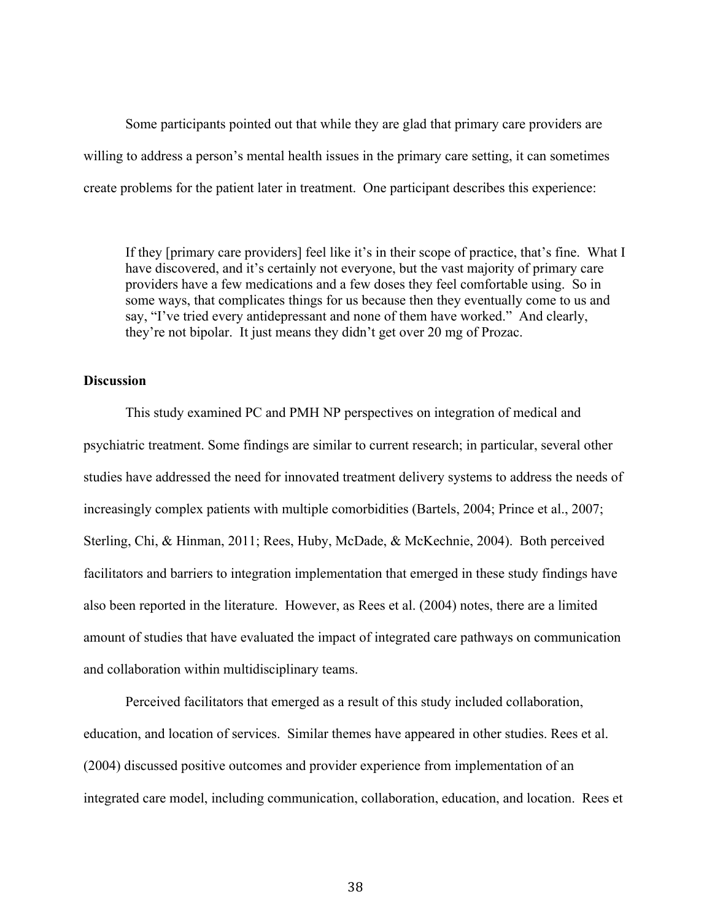Some participants pointed out that while they are glad that primary care providers are willing to address a person's mental health issues in the primary care setting, it can sometimes create problems for the patient later in treatment. One participant describes this experience:

> If they [primary care providers] feel like it's in their scope of practice, that's fine. What I have discovered, and it's certainly not everyone, but the vast majority of primary care providers have a few medications and a few doses they feel comfortable using. So in some ways, that complicates things for us because then they eventually come to us and say, "I've tried every antidepressant and none of them have worked." And clearly, they're not bipolar. It just means they didn't get over 20 mg of Prozac.

**Discussion**

This study examined PC and PMH NP perspectives on integration of medical and psychiatric treatment. Some findings are similar to current research; in particular, several other studies have addressed the need for innovated treatment delivery systems to address the needs of increasingly complex patients with multiple comorbidities (Bartels, 2004; Prince et al., 2007; Sterling, Chi, & Hinman, 2011; Rees, Huby, McDade, & McKechnie, 2004). Both perceived facilitators and barriers to integration implementation that emerged in these study findings have also been reported in the literature. However, as Rees et al. (2004) notes, there are a limited amount of studies that have evaluated the impact of integrated care pathways on communication and collaboration within multidisciplinary teams.

Perceived facilitators that emerged as a result of this study included collaboration, education, and location of services. Similar themes have appeared in other studies. Rees et al. (2004) discussed positive outcomes and provider experience from implementation of an integrated care model, including communication, collaboration, education, and location. Rees et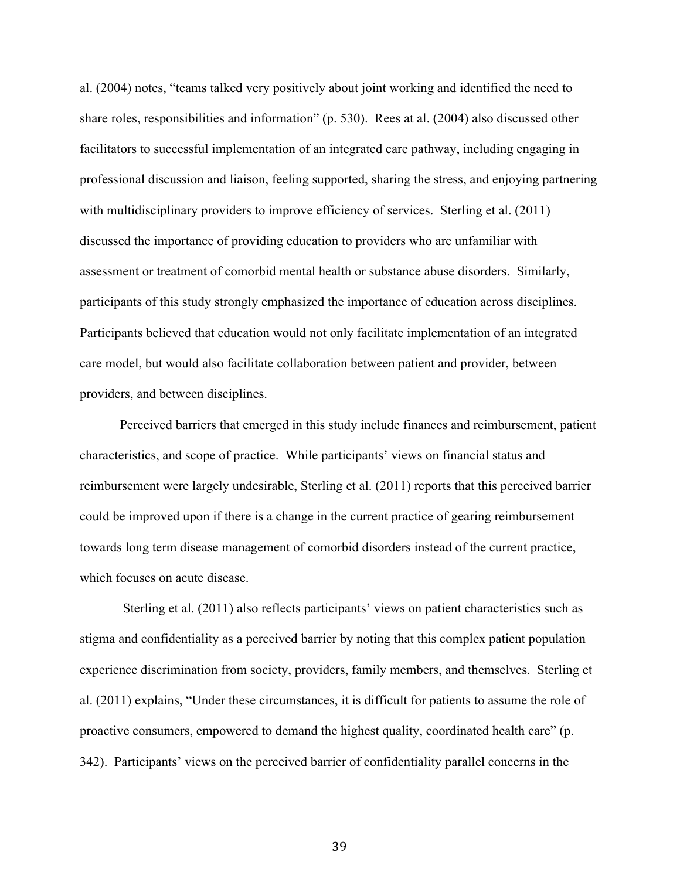al. (2004) notes, "teams talked very positively about joint working and identified the need to share roles, responsibilities and information" (p. 530). Rees at al. (2004) also discussed other facilitators to successful implementation of an integrated care pathway, including engaging in professional discussion and liaison, feeling supported, sharing the stress, and enjoying partnering with multidisciplinary providers to improve efficiency of services. Sterling et al. (2011) discussed the importance of providing education to providers who are unfamiliar with assessment or treatment of comorbid mental health or substance abuse disorders. Similarly, participants of this study strongly emphasized the importance of education across disciplines. Participants believed that education would not only facilitate implementation of an integrated care model, but would also facilitate collaboration between patient and provider, between providers, and between disciplines.

Perceived barriers that emerged in this study include finances and reimbursement, patient characteristics, and scope of practice. While participants' views on financial status and reimbursement were largely undesirable, Sterling et al. (2011) reports that this perceived barrier could be improved upon if there is a change in the current practice of gearing reimbursement towards long term disease management of comorbid disorders instead of the current practice, which focuses on acute disease.

Sterling et al. (2011) also reflects participants' views on patient characteristics such as stigma and confidentiality as a perceived barrier by noting that this complex patient population experience discrimination from society, providers, family members, and themselves. Sterling et al. (2011) explains, "Under these circumstances, it is difficult for patients to assume the role of proactive consumers, empowered to demand the highest quality, coordinated health care" (p. 342). Participants' views on the perceived barrier of confidentiality parallel concerns in the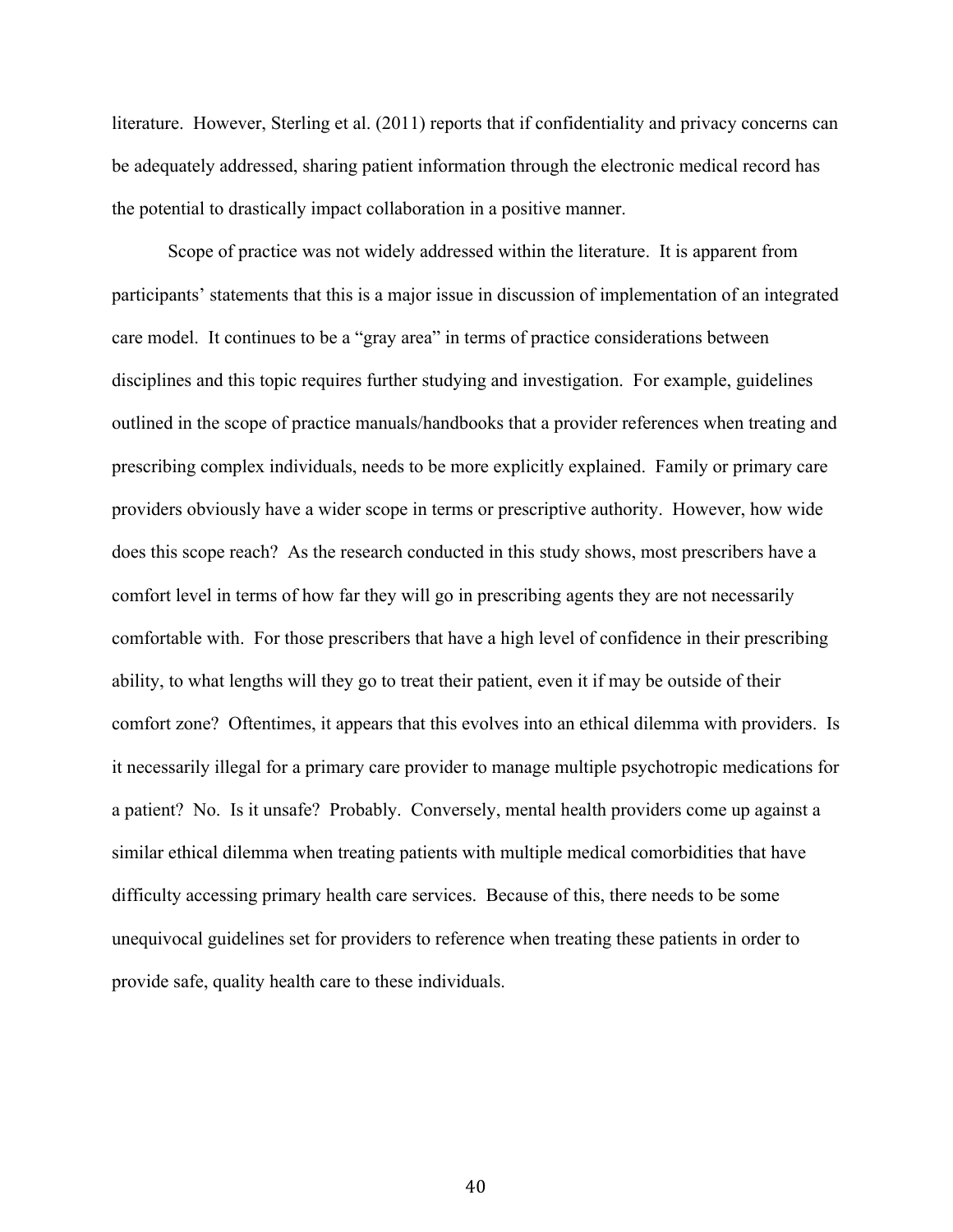literature. However, Sterling et al. (2011) reports that if confidentiality and privacy concerns can be adequately addressed, sharing patient information through the electronic medical record has the potential to drastically impact collaboration in a positive manner.

Scope of practice was not widely addressed within the literature. It is apparent from participants' statements that this is a major issue in discussion of implementation of an integrated care model. It continues to be a "gray area" in terms of practice considerations between disciplines and this topic requires further studying and investigation. For example, guidelines outlined in the scope of practice manuals/handbooks that a provider references when treating and prescribing complex individuals, needs to be more explicitly explained. Family or primary care providers obviously have a wider scope in terms or prescriptive authority. However, how wide does this scope reach? As the research conducted in this study shows, most prescribers have a comfort level in terms of how far they will go in prescribing agents they are not necessarily comfortable with. For those prescribers that have a high level of confidence in their prescribing ability, to what lengths will they go to treat their patient, even it if may be outside of their comfort zone? Oftentimes, it appears that this evolves into an ethical dilemma with providers. Is it necessarily illegal for a primary care provider to manage multiple psychotropic medications for a patient? No. Is it unsafe? Probably. Conversely, mental health providers come up against a similar ethical dilemma when treating patients with multiple medical comorbidities that have difficulty accessing primary health care services. Because of this, there needs to be some unequivocal guidelines set for providers to reference when treating these patients in order to provide safe, quality health care to these individuals.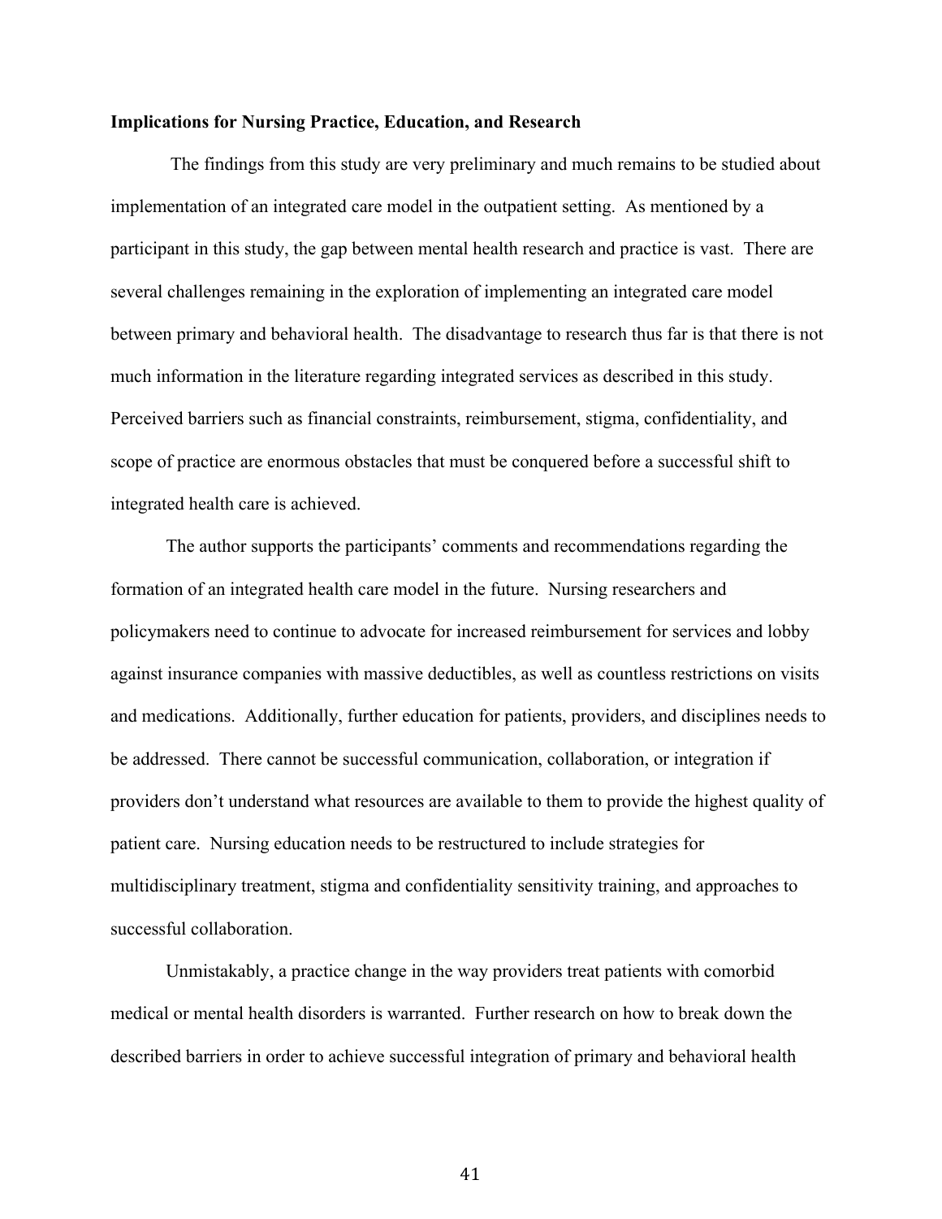**Implications for Nursing Practice, Education, and Research**

The findings from this study are very preliminary and much remains to be studied about implementation of an integrated care model in the outpatient setting. As mentioned by a participant in this study, the gap between mental health research and practice is vast. There are several challenges remaining in the exploration of implementing an integrated care model between primary and behavioral health. The disadvantage to research thus far is that there is not much information in the literature regarding integrated services as described in this study. Perceived barriers such as financial constraints, reimbursement, stigma, confidentiality, and scope of practice are enormous obstacles that must be conquered before a successful shift to integrated health care is achieved.

The author supports the participants' comments and recommendations regarding the formation of an integrated health care model in the future. Nursing researchers and policymakers need to continue to advocate for increased reimbursement for services and lobby against insurance companies with massive deductibles, as well as countless restrictions on visits and medications. Additionally, further education for patients, providers, and disciplines needs to be addressed. There cannot be successful communication, collaboration, or integration if providers don't understand what resources are available to them to provide the highest quality of patient care. Nursing education needs to be restructured to include strategies for multidisciplinary treatment, stigma and confidentiality sensitivity training, and approaches to successful collaboration.

Unmistakably, a practice change in the way providers treat patients with comorbid medical or mental health disorders is warranted. Further research on how to break down the described barriers in order to achieve successful integration of primary and behavioral health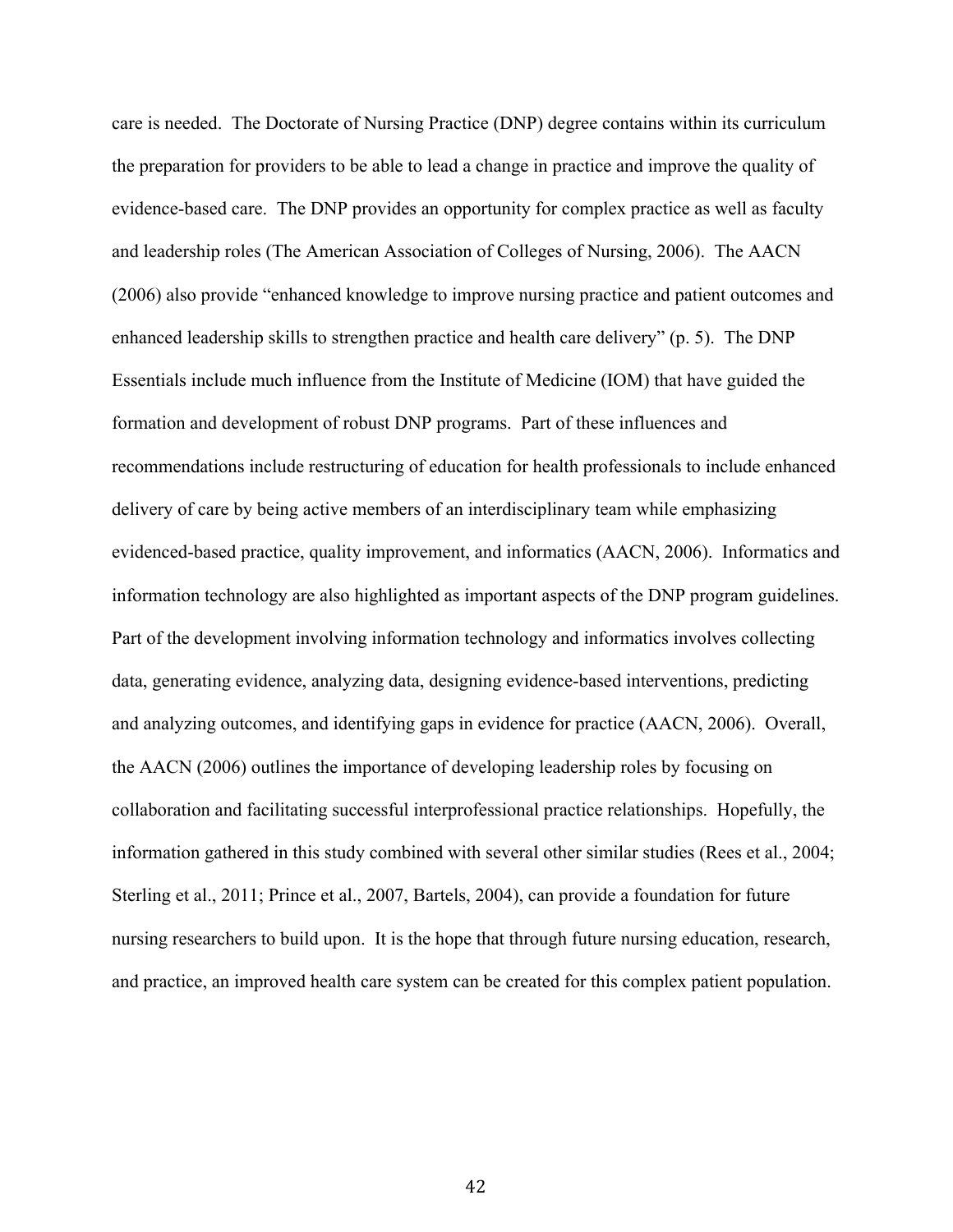care is needed. The Doctorate of Nursing Practice (DNP) degree contains within its curriculum the preparation for providers to be able to lead a change in practice and improve the quality of evidence-based care. The DNP provides an opportunity for complex practice as well as faculty and leadership roles (The American Association of Colleges of Nursing, 2006). The AACN (2006) also provide "enhanced knowledge to improve nursing practice and patient outcomes and enhanced leadership skills to strengthen practice and health care delivery" (p. 5). The DNP Essentials include much influence from the Institute of Medicine (IOM) that have guided the formation and development of robust DNP programs. Part of these influences and recommendations include restructuring of education for health professionals to include enhanced delivery of care by being active members of an interdisciplinary team while emphasizing evidenced-based practice, quality improvement, and informatics (AACN, 2006). Informatics and information technology are also highlighted as important aspects of the DNP program guidelines. Part of the development involving information technology and informatics involves collecting data, generating evidence, analyzing data, designing evidence-based interventions, predicting and analyzing outcomes, and identifying gaps in evidence for practice (AACN, 2006). Overall, the AACN (2006) outlines the importance of developing leadership roles by focusing on collaboration and facilitating successful interprofessional practice relationships. Hopefully, the information gathered in this study combined with several other similar studies (Rees et al., 2004; Sterling et al., 2011; Prince et al., 2007, Bartels, 2004), can provide a foundation for future nursing researchers to build upon. It is the hope that through future nursing education, research, and practice, an improved health care system can be created for this complex patient population.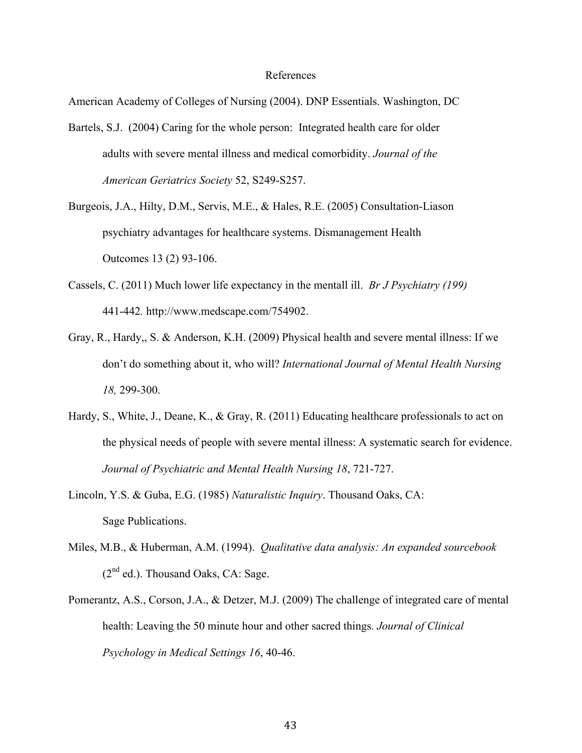# References

American Academy of Colleges of Nursing (2004). DNP Essentials. Washington, DC

Bartels, S.J. (2004) Caring for the whole person: Integrated health care for older adults with severe mental illness and medical comorbidity. *Journal of the American Geriatrics Society* 52, S249-S257.

Burgeois, J.A., Hilty, D.M., Servis, M.E., & Hales, R.E. (2005) Consultation-Liason psychiatry advantages for healthcare systems. Dismanagement Health Outcomes 13 (2) 93-106.

Cassels, C. (2011) Much lower life expectancy in the mentall ill. *Br J Psychiatry (199)* 441-442. http://www.medscape.com/754902.

Gray, R., Hardy,, S. & Anderson, K.H. (2009) Physical health and severe mental illness: If we don't do something about it, who will? *International Journal of Mental Health Nursing 18,* 299-300.

Hardy, S., White, J., Deane, K., & Gray, R. (2011) Educating healthcare professionals to act on the physical needs of people with severe mental illness: A systematic search for evidence. *Journal of Psychiatric and Mental Health Nursing 18*, 721-727.

Lincoln, Y.S. & Guba, E.G. (1985) *Naturalistic Inquiry*. Thousand Oaks, CA: Sage Publications.

Miles, M.B., & Huberman, A.M. (1994). *Qualitative data analysis: An expanded sourcebook* (2nd ed.). Thousand Oaks, CA: Sage.

Pomerantz, A.S., Corson, J.A., & Detzer, M.J. (2009) The challenge of integrated care of mental health: Leaving the 50 minute hour and other sacred things. *Journal of Clinical Psychology in Medical Settings 16*, 40-46.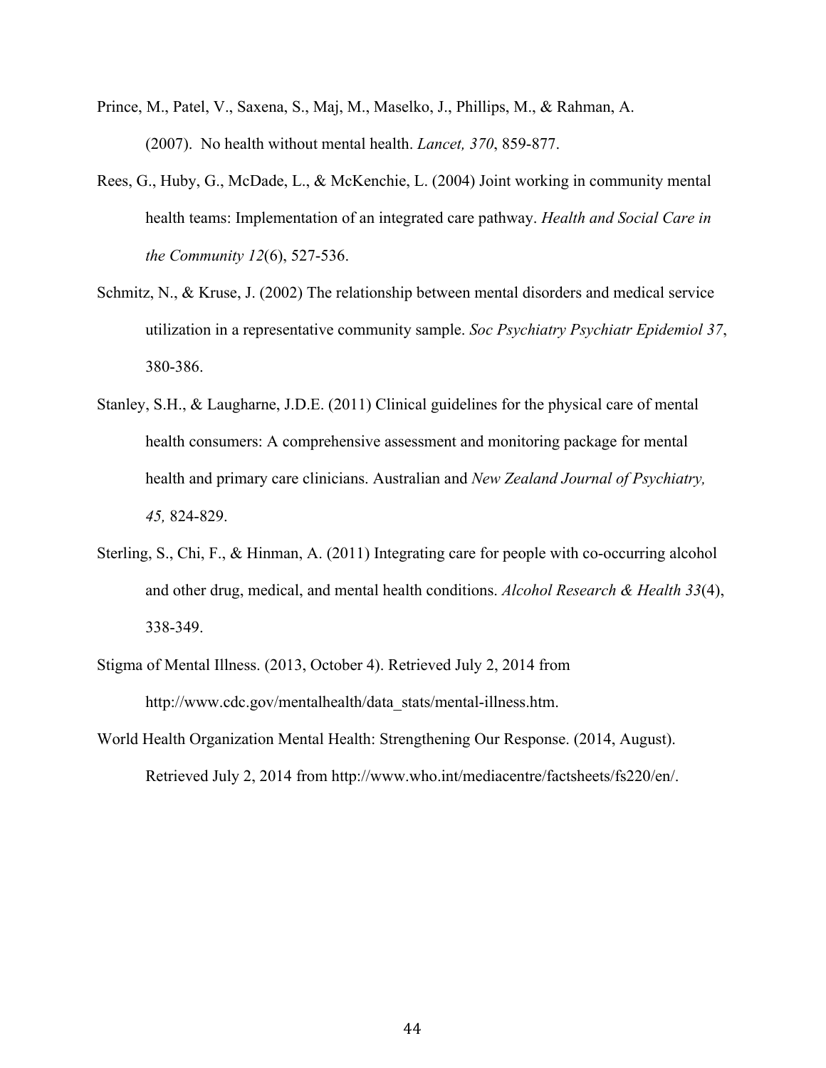Prince, M., Patel, V., Saxena, S., Maj, M., Maselko, J., Phillips, M., & Rahman, A. (2007). No health without mental health. *Lancet, 370*, 859-877.

Rees, G., Huby, G., McDade, L., & McKenchie, L. (2004) Joint working in community mental health teams: Implementation of an integrated care pathway. *Health and Social Care in the Community 12*(6), 527-536.

Schmitz, N., & Kruse, J. (2002) The relationship between mental disorders and medical service utilization in a representative community sample. *Soc Psychiatry Psychiatr Epidemiol 37*, 380-386.

Stanley, S.H., & Laugharne, J.D.E. (2011) Clinical guidelines for the physical care of mental health consumers: A comprehensive assessment and monitoring package for mental health and primary care clinicians. Australian and *New Zealand Journal of Psychiatry, 45,* 824-829.

Sterling, S., Chi, F., & Hinman, A. (2011) Integrating care for people with co-occurring alcohol and other drug, medical, and mental health conditions. *Alcohol Research & Health 33*(4), 338-349.

Stigma of Mental Illness. (2013, October 4). Retrieved July 2, 2014 from http://www.cdc.gov/mentalhealth/data_stats/mental-illness.htm.

World Health Organization Mental Health: Strengthening Our Response. (2014, August). Retrieved July 2, 2014 from http://www.who.int/mediacentre/factsheets/fs220/en/.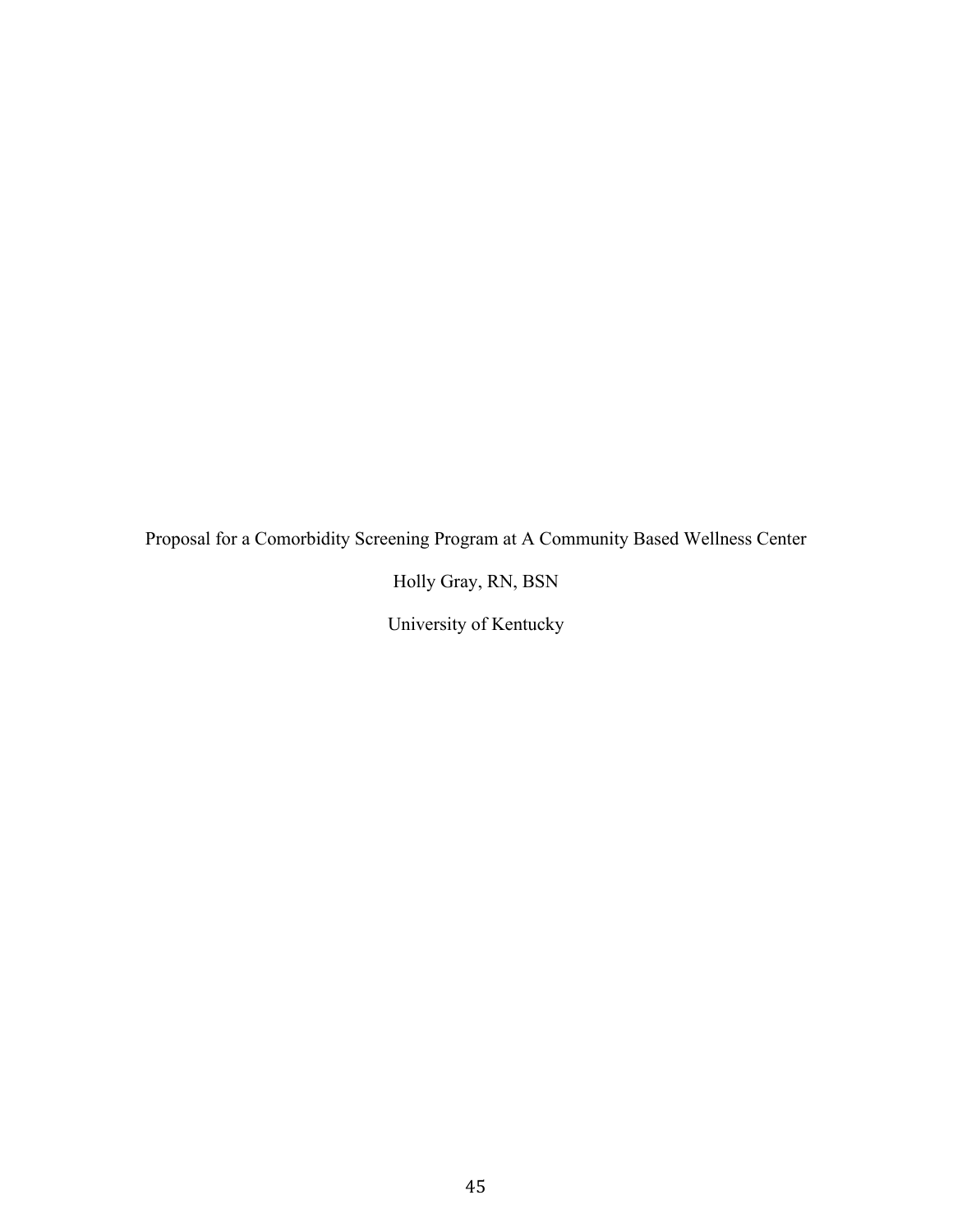# Proposal for a Comorbidity Screening Program at A Community Based Wellness Center

Holly Gray, RN, BSN

University of Kentucky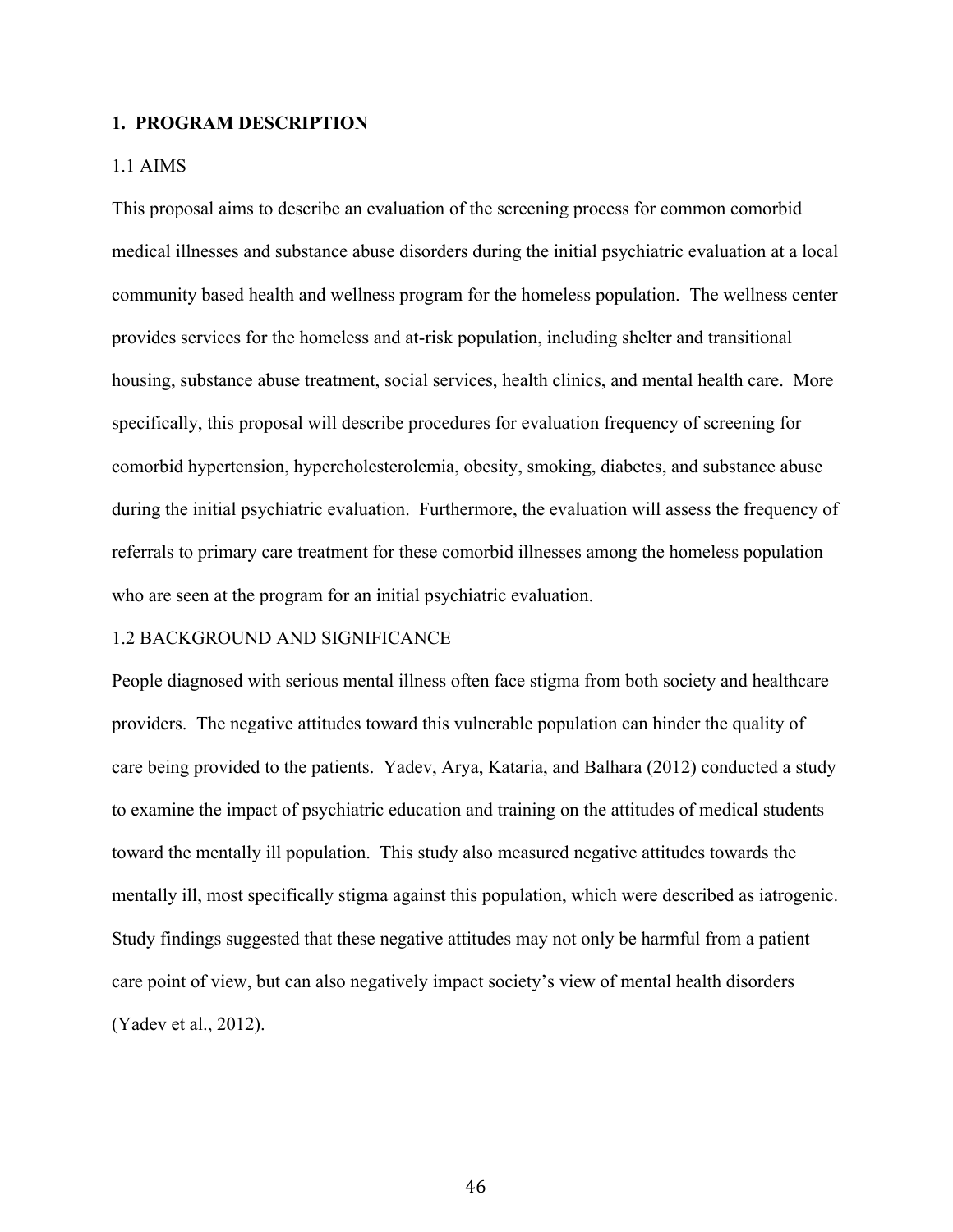## 1. PROGRAM DESCRIPTION

### 1.1 AIMS

This proposal aims to describe an evaluation of the screening process for common comorbid medical illnesses and substance abuse disorders during the initial psychiatric evaluation at a local community based health and wellness program for the homeless population. The wellness center provides services for the homeless and at-risk population, including shelter and transitional housing, substance abuse treatment, social services, health clinics, and mental health care. More specifically, this proposal will describe procedures for evaluation frequency of screening for comorbid hypertension, hypercholesterolemia, obesity, smoking, diabetes, and substance abuse during the initial psychiatric evaluation. Furthermore, the evaluation will assess the frequency of referrals to primary care treatment for these comorbid illnesses among the homeless population who are seen at the program for an initial psychiatric evaluation.

### 1.2 BACKGROUND AND SIGNIFICANCE

People diagnosed with serious mental illness often face stigma from both society and healthcare providers. The negative attitudes toward this vulnerable population can hinder the quality of care being provided to the patients. Yadev, Arya, Kataria, and Balhara (2012) conducted a study to examine the impact of psychiatric education and training on the attitudes of medical students toward the mentally ill population. This study also measured negative attitudes towards the mentally ill, most specifically stigma against this population, which were described as iatrogenic. Study findings suggested that these negative attitudes may not only be harmful from a patient care point of view, but can also negatively impact society's view of mental health disorders (Yadev et al., 2012).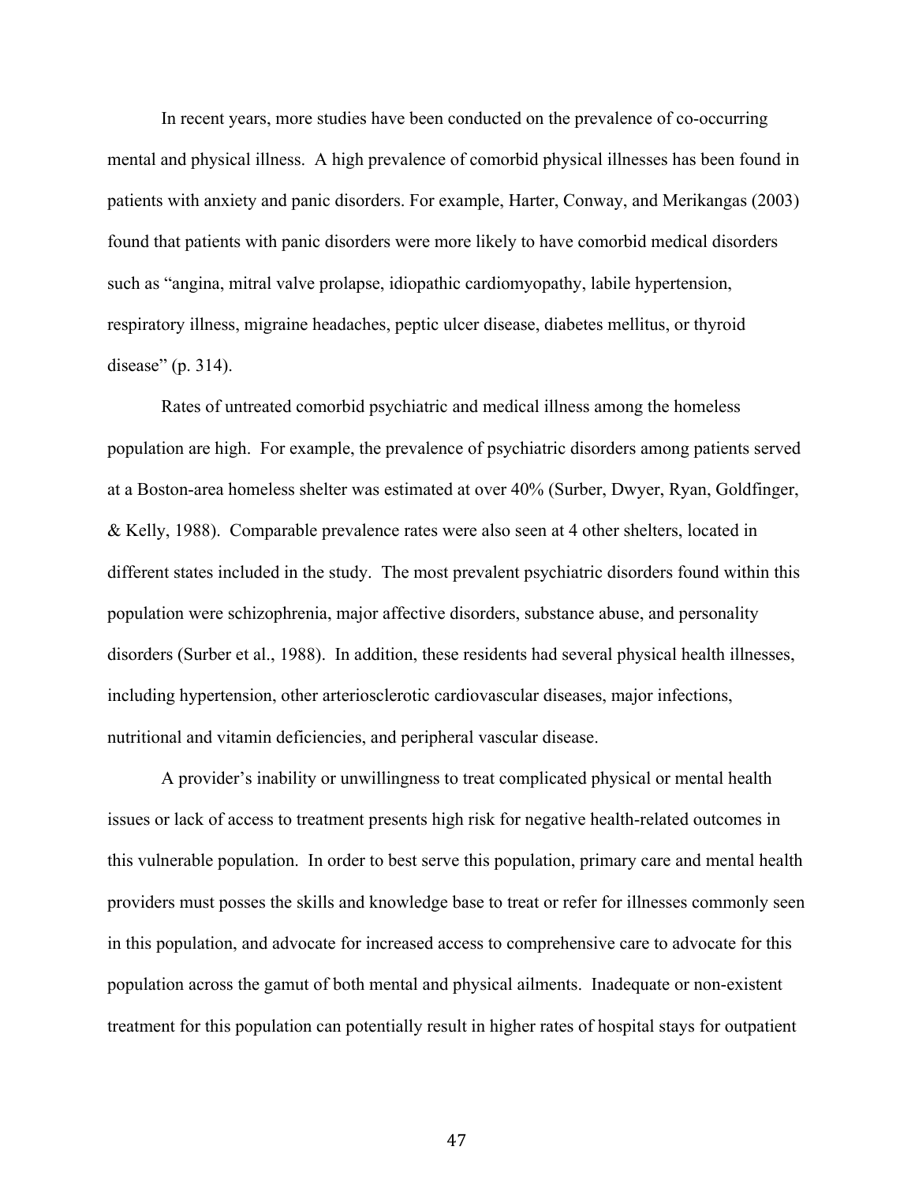In recent years, more studies have been conducted on the prevalence of co-occurring mental and physical illness. A high prevalence of comorbid physical illnesses has been found in patients with anxiety and panic disorders. For example, Harter, Conway, and Merikangas (2003) found that patients with panic disorders were more likely to have comorbid medical disorders such as "angina, mitral valve prolapse, idiopathic cardiomyopathy, labile hypertension, respiratory illness, migraine headaches, peptic ulcer disease, diabetes mellitus, or thyroid disease" (p. 314).

Rates of untreated comorbid psychiatric and medical illness among the homeless population are high. For example, the prevalence of psychiatric disorders among patients served at a Boston-area homeless shelter was estimated at over 40% (Surber, Dwyer, Ryan, Goldfinger, & Kelly, 1988). Comparable prevalence rates were also seen at 4 other shelters, located in different states included in the study. The most prevalent psychiatric disorders found within this population were schizophrenia, major affective disorders, substance abuse, and personality disorders (Surber et al., 1988). In addition, these residents had several physical health illnesses, including hypertension, other arteriosclerotic cardiovascular diseases, major infections, nutritional and vitamin deficiencies, and peripheral vascular disease.

A provider's inability or unwillingness to treat complicated physical or mental health issues or lack of access to treatment presents high risk for negative health-related outcomes in this vulnerable population. In order to best serve this population, primary care and mental health providers must posses the skills and knowledge base to treat or refer for illnesses commonly seen in this population, and advocate for increased access to comprehensive care to advocate for this population across the gamut of both mental and physical ailments. Inadequate or non-existent treatment for this population can potentially result in higher rates of hospital stays for outpatient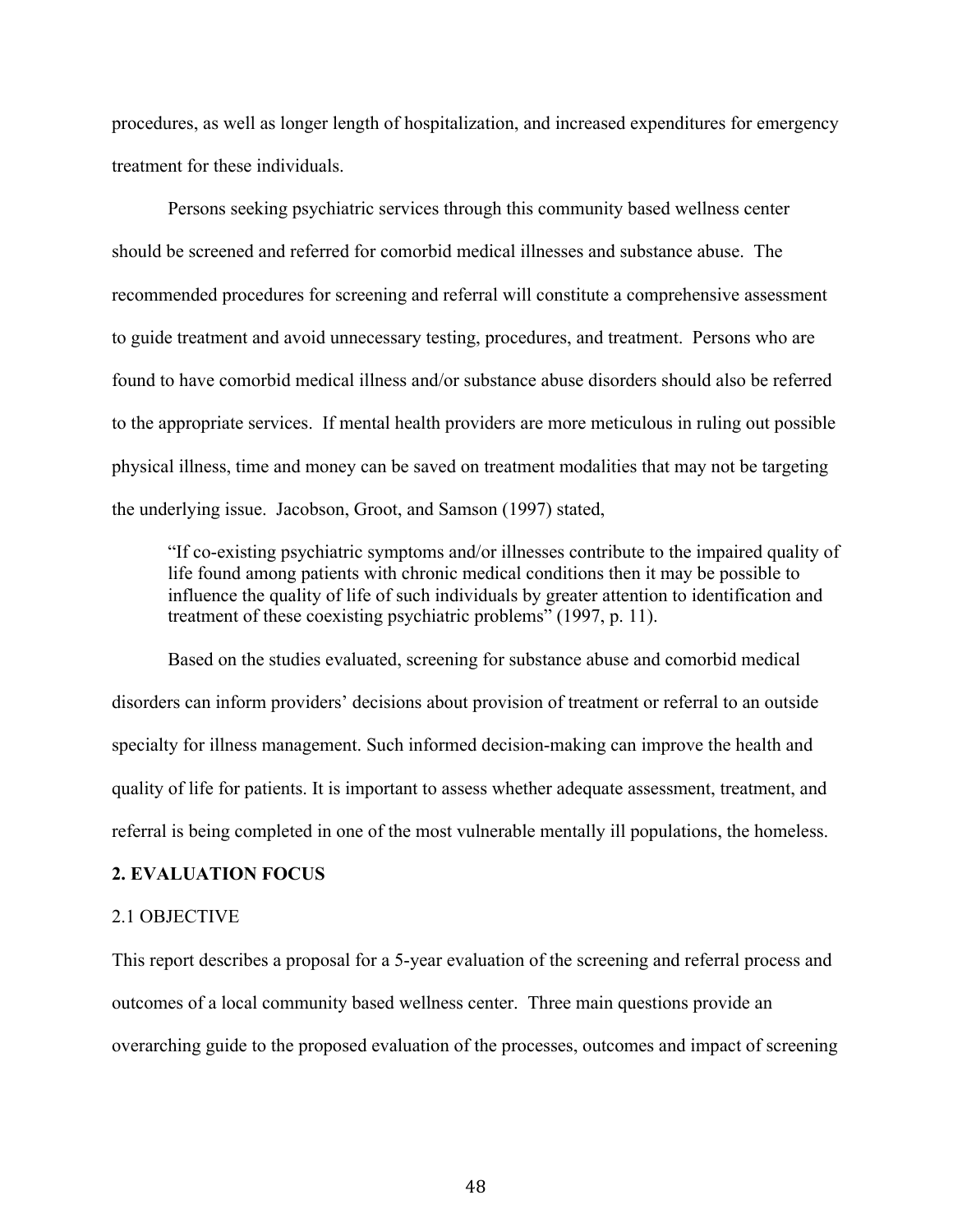procedures, as well as longer length of hospitalization, and increased expenditures for emergency treatment for these individuals.

Persons seeking psychiatric services through this community based wellness center should be screened and referred for comorbid medical illnesses and substance abuse. The recommended procedures for screening and referral will constitute a comprehensive assessment to guide treatment and avoid unnecessary testing, procedures, and treatment. Persons who are found to have comorbid medical illness and/or substance abuse disorders should also be referred to the appropriate services. If mental health providers are more meticulous in ruling out possible physical illness, time and money can be saved on treatment modalities that may not be targeting the underlying issue. Jacobson, Groot, and Samson (1997) stated,

> "If co-existing psychiatric symptoms and/or illnesses contribute to the impaired quality of life found among patients with chronic medical conditions then it may be possible to influence the quality of life of such individuals by greater attention to identification and treatment of these coexisting psychiatric problems" (1997, p. 11).

Based on the studies evaluated, screening for substance abuse and comorbid medical disorders can inform providers' decisions about provision of treatment or referral to an outside specialty for illness management. Such informed decision-making can improve the health and quality of life for patients. It is important to assess whether adequate assessment, treatment, and referral is being completed in one of the most vulnerable mentally ill populations, the homeless.

## 2. EVALUATION FOCUS

### 2.1 OBJECTIVE

This report describes a proposal for a 5-year evaluation of the screening and referral process and outcomes of a local community based wellness center. Three main questions provide an overarching guide to the proposed evaluation of the processes, outcomes and impact of screening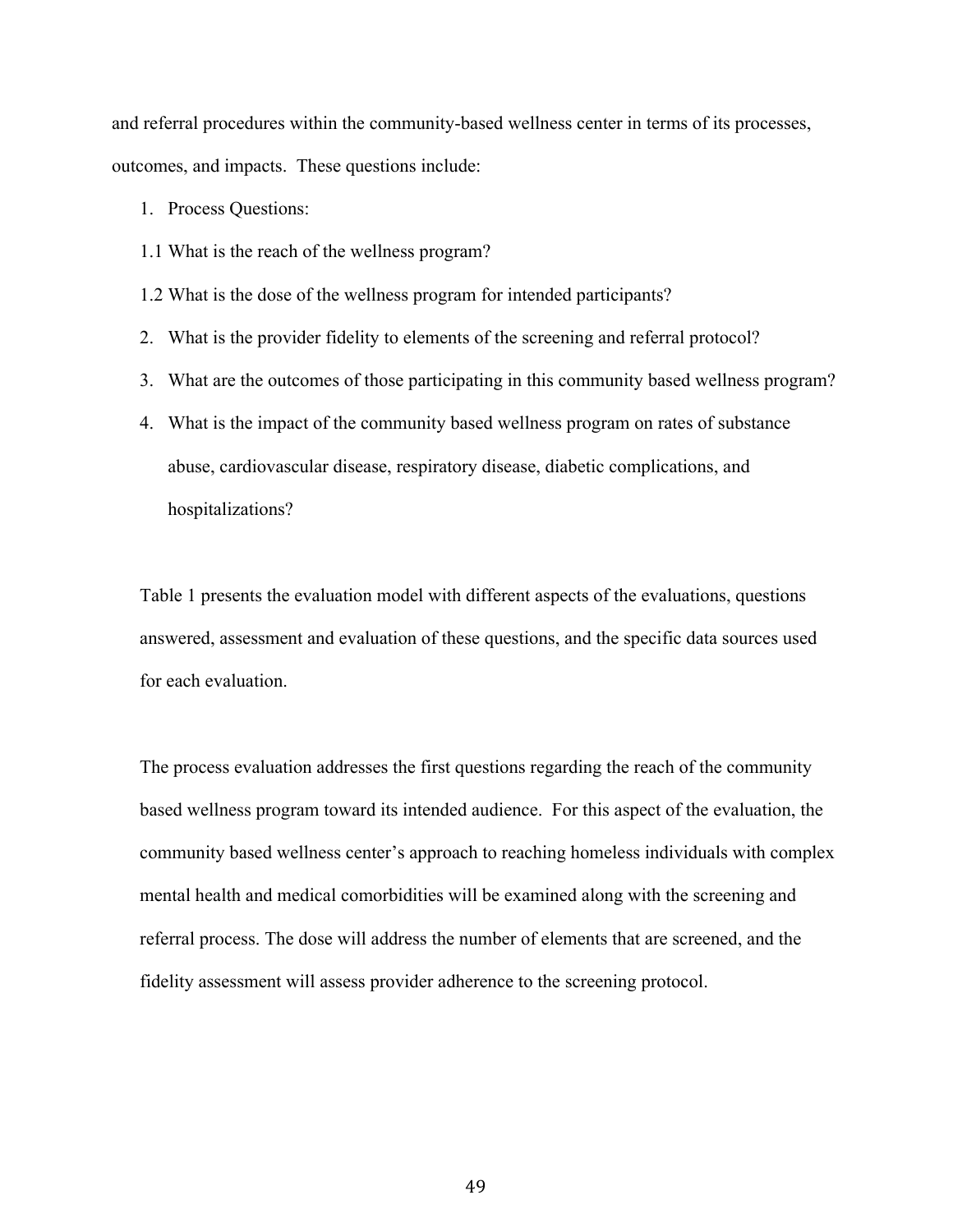and referral procedures within the community-based wellness center in terms of its processes, outcomes, and impacts. These questions include:

1. Process Questions:

1.1 What is the reach of the wellness program?

1.2 What is the dose of the wellness program for intended participants?

2. What is the provider fidelity to elements of the screening and referral protocol?
3. What are the outcomes of those participating in this community based wellness program?
4. What is the impact of the community based wellness program on rates of substance abuse, cardiovascular disease, respiratory disease, diabetic complications, and hospitalizations?

Table 1 presents the evaluation model with different aspects of the evaluations, questions answered, assessment and evaluation of these questions, and the specific data sources used for each evaluation.

The process evaluation addresses the first questions regarding the reach of the community based wellness program toward its intended audience. For this aspect of the evaluation, the community based wellness center's approach to reaching homeless individuals with complex mental health and medical comorbidities will be examined along with the screening and referral process. The dose will address the number of elements that are screened, and the fidelity assessment will assess provider adherence to the screening protocol.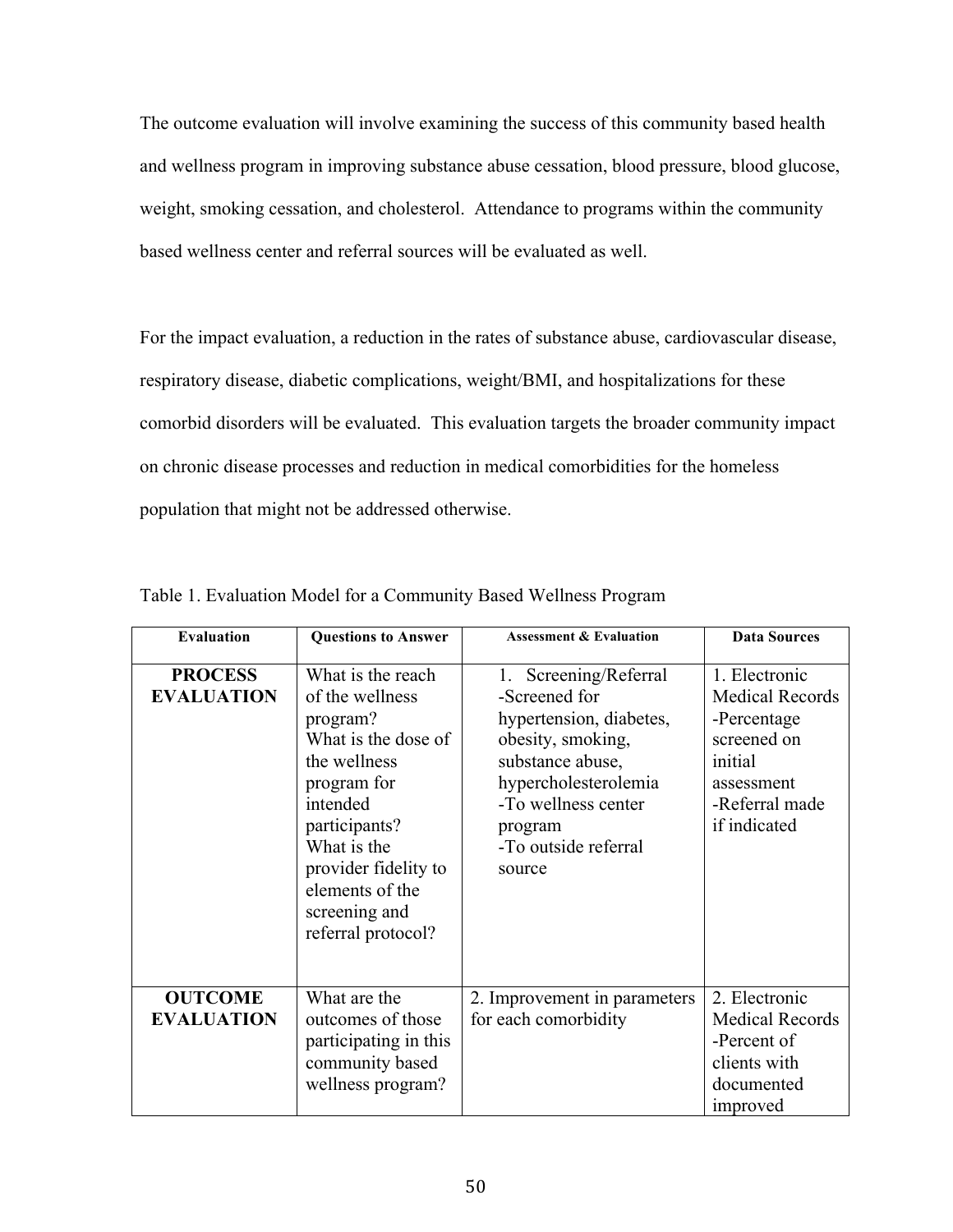The outcome evaluation will involve examining the success of this community based health and wellness program in improving substance abuse cessation, blood pressure, blood glucose, weight, smoking cessation, and cholesterol. Attendance to programs within the community based wellness center and referral sources will be evaluated as well.

For the impact evaluation, a reduction in the rates of substance abuse, cardiovascular disease, respiratory disease, diabetic complications, weight/BMI, and hospitalizations for these comorbid disorders will be evaluated. This evaluation targets the broader community impact on chronic disease processes and reduction in medical comorbidities for the homeless population that might not be addressed otherwise.

Table 1. Evaluation Model for a Community Based Wellness Program

| Evaluation | Questions to Answer | Assessment & Evaluation | Data Sources |
|---|---|---|---|
| **PROCESS EVALUATION** | What is the reach of the wellness program? What is the dose of the wellness program for intended participants? What is the provider fidelity to elements of the screening and referral protocol? | 1. Screening/Referral -Screened for hypertension, diabetes, obesity, smoking, substance abuse, hypercholesterolemia -To wellness center program -To outside referral source | 1. Electronic Medical Records -Percentage screened on initial assessment -Referral made if indicated |
| **OUTCOME EVALUATION** | What are the outcomes of those participating in this community based wellness program? | 2. Improvement in parameters for each comorbidity | 2. Electronic Medical Records -Percent of clients with documented improved |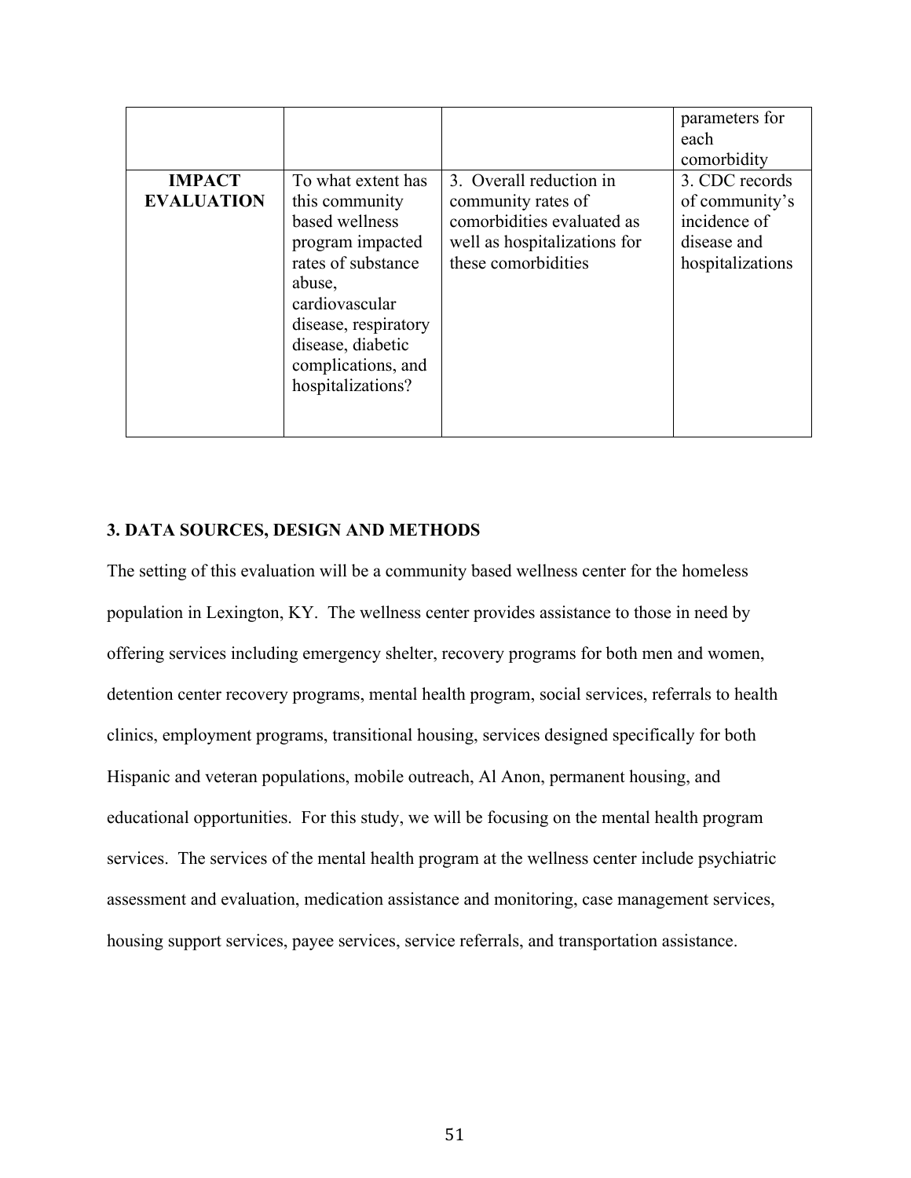| | | | |
|---|---|---|---|
| | | | parameters for each comorbidity |
| **IMPACT EVALUATION** | To what extent has this community based wellness program impacted rates of substance abuse, cardiovascular disease, respiratory disease, diabetic complications, and hospitalizations? | 3. Overall reduction in community rates of comorbidities evaluated as well as hospitalizations for these comorbidities | 3. CDC records of community's incidence of disease and hospitalizations |

### 3. DATA SOURCES, DESIGN AND METHODS

The setting of this evaluation will be a community based wellness center for the homeless population in Lexington, KY. The wellness center provides assistance to those in need by offering services including emergency shelter, recovery programs for both men and women, detention center recovery programs, mental health program, social services, referrals to health clinics, employment programs, transitional housing, services designed specifically for both Hispanic and veteran populations, mobile outreach, Al Anon, permanent housing, and educational opportunities. For this study, we will be focusing on the mental health program services. The services of the mental health program at the wellness center include psychiatric assessment and evaluation, medication assistance and monitoring, case management services, housing support services, payee services, service referrals, and transportation assistance.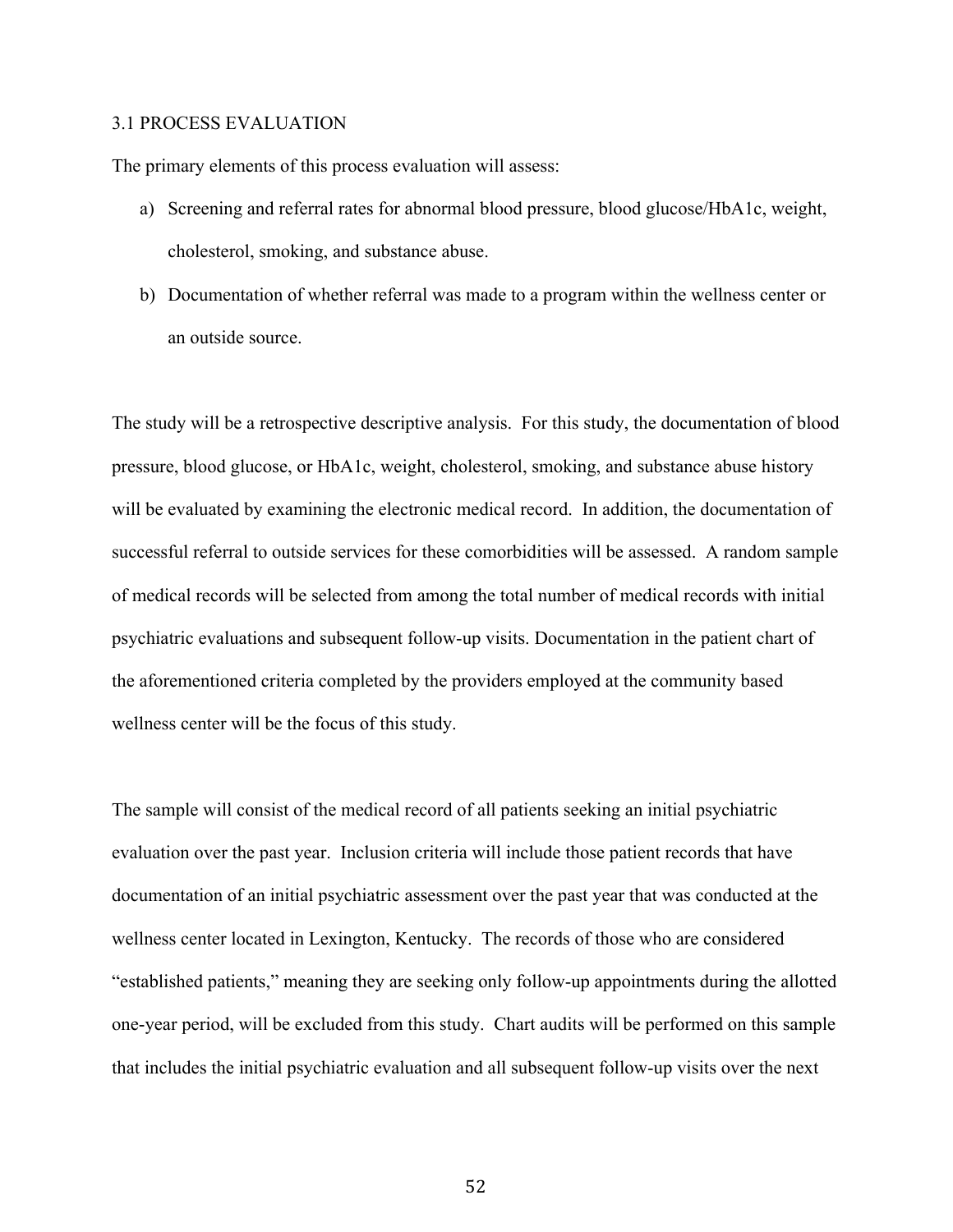## 3.1 PROCESS EVALUATION

The primary elements of this process evaluation will assess:

a) Screening and referral rates for abnormal blood pressure, blood glucose/HbA1c, weight, cholesterol, smoking, and substance abuse.

b) Documentation of whether referral was made to a program within the wellness center or an outside source.

The study will be a retrospective descriptive analysis. For this study, the documentation of blood pressure, blood glucose, or HbA1c, weight, cholesterol, smoking, and substance abuse history will be evaluated by examining the electronic medical record. In addition, the documentation of successful referral to outside services for these comorbidities will be assessed. A random sample of medical records will be selected from among the total number of medical records with initial psychiatric evaluations and subsequent follow-up visits. Documentation in the patient chart of the aforementioned criteria completed by the providers employed at the community based wellness center will be the focus of this study.

The sample will consist of the medical record of all patients seeking an initial psychiatric evaluation over the past year. Inclusion criteria will include those patient records that have documentation of an initial psychiatric assessment over the past year that was conducted at the wellness center located in Lexington, Kentucky. The records of those who are considered "established patients," meaning they are seeking only follow-up appointments during the allotted one-year period, will be excluded from this study. Chart audits will be performed on this sample that includes the initial psychiatric evaluation and all subsequent follow-up visits over the next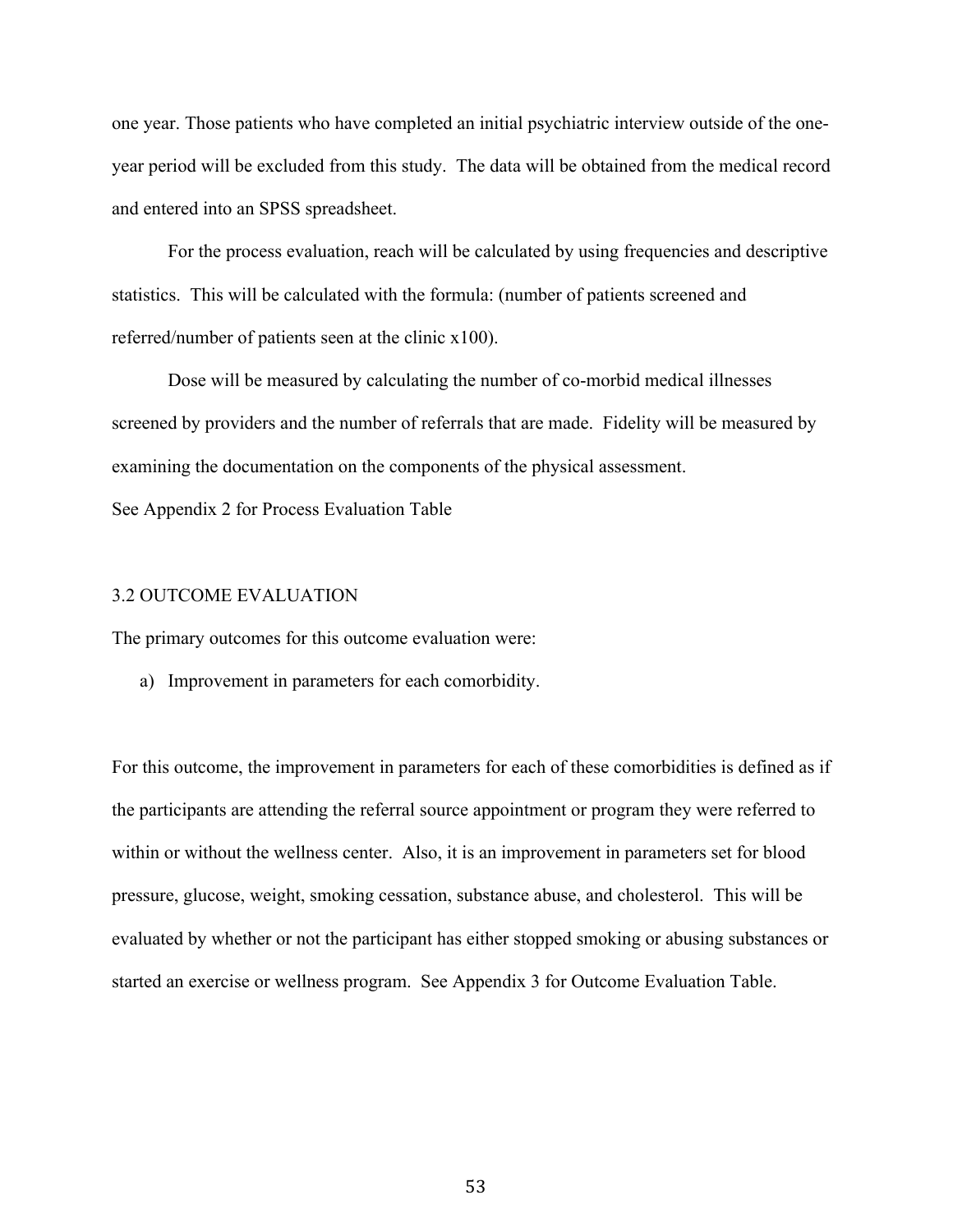one year. Those patients who have completed an initial psychiatric interview outside of the one-year period will be excluded from this study. The data will be obtained from the medical record and entered into an SPSS spreadsheet.

For the process evaluation, reach will be calculated by using frequencies and descriptive statistics. This will be calculated with the formula: (number of patients screened and referred/number of patients seen at the clinic x100).

Dose will be measured by calculating the number of co-morbid medical illnesses screened by providers and the number of referrals that are made. Fidelity will be measured by examining the documentation on the components of the physical assessment.

See Appendix 2 for Process Evaluation Table

### 3.2 OUTCOME EVALUATION

The primary outcomes for this outcome evaluation were:

a) Improvement in parameters for each comorbidity.

For this outcome, the improvement in parameters for each of these comorbidities is defined as if the participants are attending the referral source appointment or program they were referred to within or without the wellness center. Also, it is an improvement in parameters set for blood pressure, glucose, weight, smoking cessation, substance abuse, and cholesterol. This will be evaluated by whether or not the participant has either stopped smoking or abusing substances or started an exercise or wellness program. See Appendix 3 for Outcome Evaluation Table.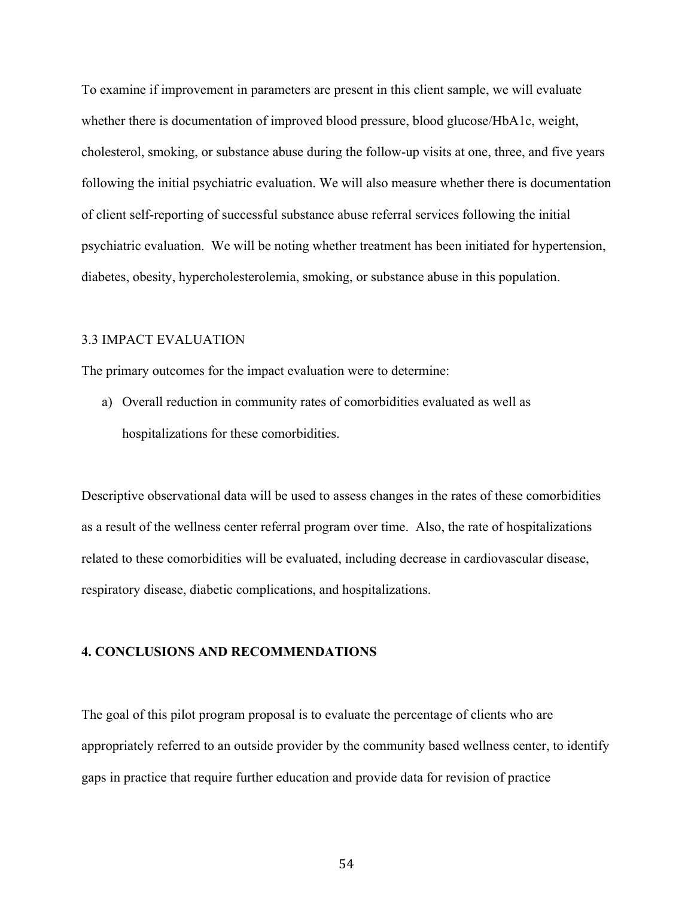To examine if improvement in parameters are present in this client sample, we will evaluate whether there is documentation of improved blood pressure, blood glucose/HbA1c, weight, cholesterol, smoking, or substance abuse during the follow-up visits at one, three, and five years following the initial psychiatric evaluation. We will also measure whether there is documentation of client self-reporting of successful substance abuse referral services following the initial psychiatric evaluation. We will be noting whether treatment has been initiated for hypertension, diabetes, obesity, hypercholesterolemia, smoking, or substance abuse in this population.

### 3.3 IMPACT EVALUATION

The primary outcomes for the impact evaluation were to determine:

a) Overall reduction in community rates of comorbidities evaluated as well as hospitalizations for these comorbidities.

Descriptive observational data will be used to assess changes in the rates of these comorbidities as a result of the wellness center referral program over time. Also, the rate of hospitalizations related to these comorbidities will be evaluated, including decrease in cardiovascular disease, respiratory disease, diabetic complications, and hospitalizations.

## 4. CONCLUSIONS AND RECOMMENDATIONS

The goal of this pilot program proposal is to evaluate the percentage of clients who are appropriately referred to an outside provider by the community based wellness center, to identify gaps in practice that require further education and provide data for revision of practice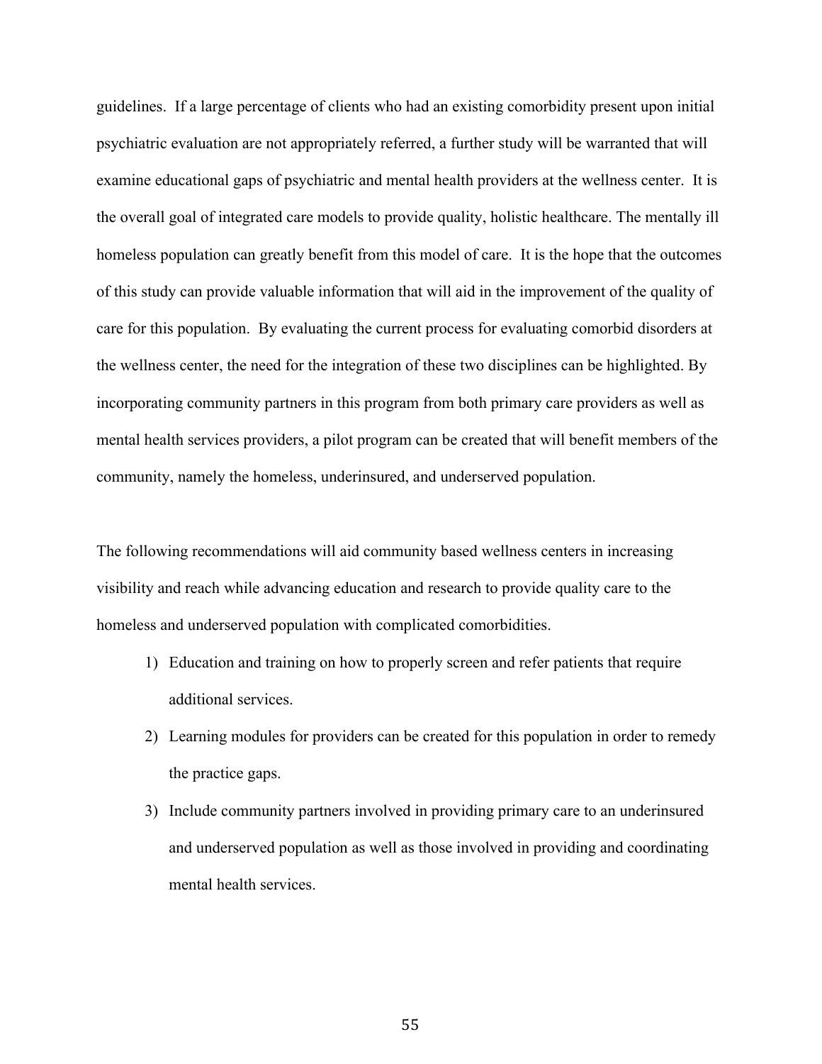guidelines. If a large percentage of clients who had an existing comorbidity present upon initial psychiatric evaluation are not appropriately referred, a further study will be warranted that will examine educational gaps of psychiatric and mental health providers at the wellness center. It is the overall goal of integrated care models to provide quality, holistic healthcare. The mentally ill homeless population can greatly benefit from this model of care. It is the hope that the outcomes of this study can provide valuable information that will aid in the improvement of the quality of care for this population. By evaluating the current process for evaluating comorbid disorders at the wellness center, the need for the integration of these two disciplines can be highlighted. By incorporating community partners in this program from both primary care providers as well as mental health services providers, a pilot program can be created that will benefit members of the community, namely the homeless, underinsured, and underserved population.

The following recommendations will aid community based wellness centers in increasing visibility and reach while advancing education and research to provide quality care to the homeless and underserved population with complicated comorbidities.

1) Education and training on how to properly screen and refer patients that require additional services.
2) Learning modules for providers can be created for this population in order to remedy the practice gaps.
3) Include community partners involved in providing primary care to an underinsured and underserved population as well as those involved in providing and coordinating mental health services.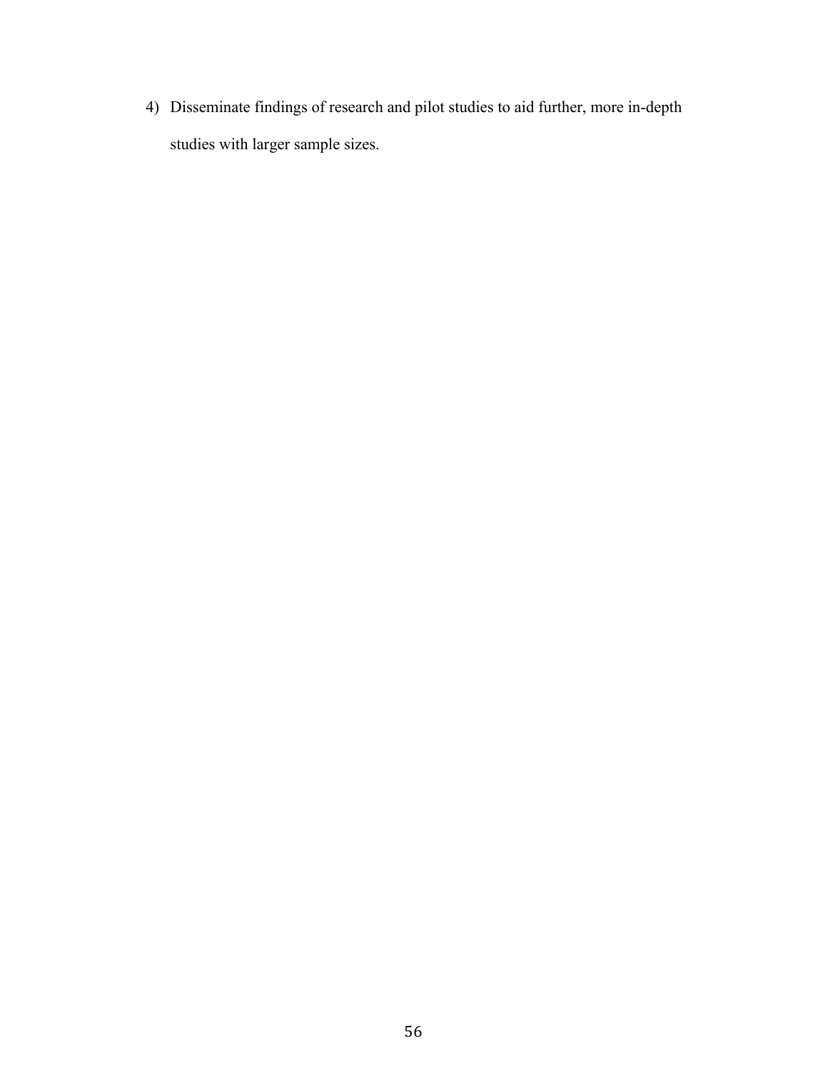4) Disseminate findings of research and pilot studies to aid further, more in-depth studies with larger sample sizes.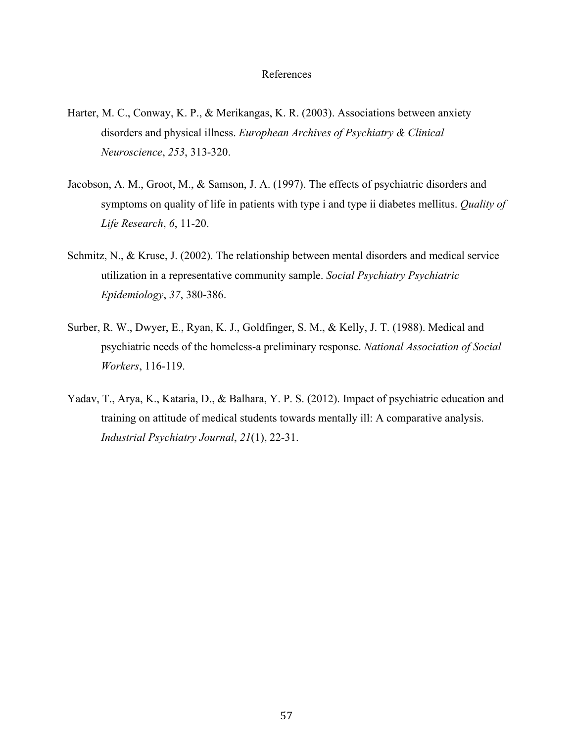# References

Harter, M. C., Conway, K. P., & Merikangas, K. R. (2003). Associations between anxiety disorders and physical illness. *Europhean Archives of Psychiatry & Clinical Neuroscience*, *253*, 313-320.

Jacobson, A. M., Groot, M., & Samson, J. A. (1997). The effects of psychiatric disorders and symptoms on quality of life in patients with type i and type ii diabetes mellitus. *Quality of Life Research*, *6*, 11-20.

Schmitz, N., & Kruse, J. (2002). The relationship between mental disorders and medical service utilization in a representative community sample. *Social Psychiatry Psychiatric Epidemiology*, *37*, 380-386.

Surber, R. W., Dwyer, E., Ryan, K. J., Goldfinger, S. M., & Kelly, J. T. (1988). Medical and psychiatric needs of the homeless-a preliminary response. *National Association of Social Workers*, 116-119.

Yadav, T., Arya, K., Kataria, D., & Balhara, Y. P. S. (2012). Impact of psychiatric education and training on attitude of medical students towards mentally ill: A comparative analysis. *Industrial Psychiatry Journal*, *21*(1), 22-31.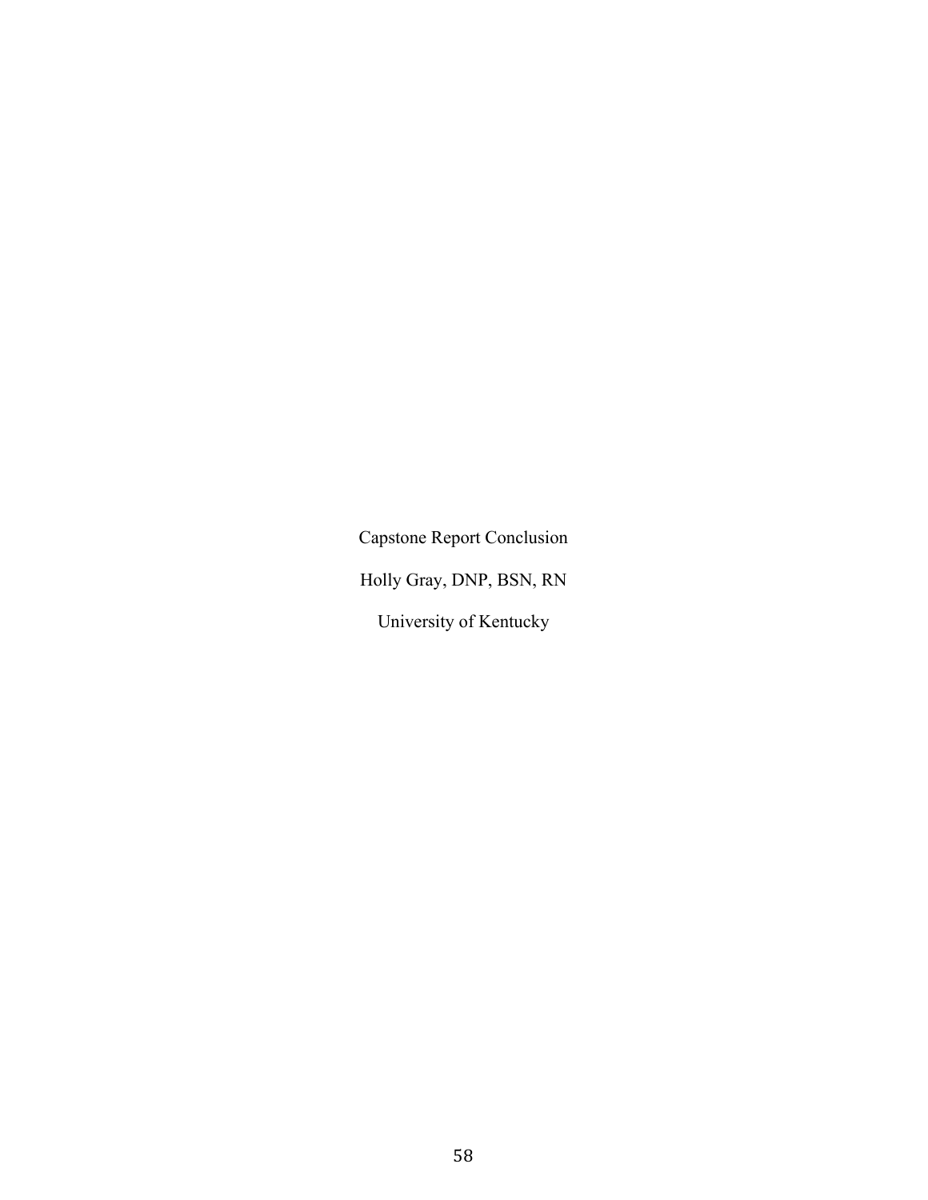Capstone Report Conclusion

Holly Gray, DNP, BSN, RN

University of Kentucky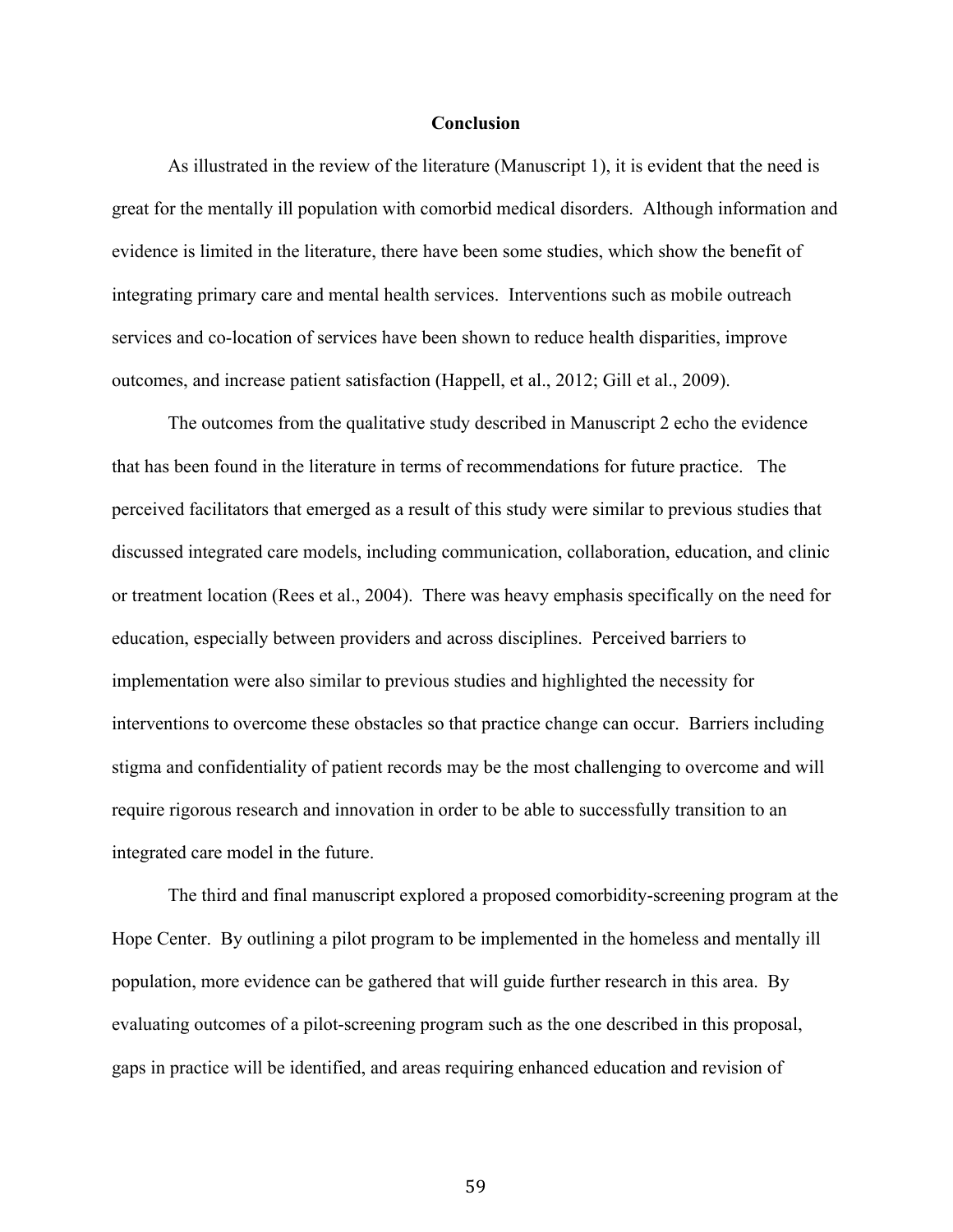# Conclusion

As illustrated in the review of the literature (Manuscript 1), it is evident that the need is great for the mentally ill population with comorbid medical disorders. Although information and evidence is limited in the literature, there have been some studies, which show the benefit of integrating primary care and mental health services. Interventions such as mobile outreach services and co-location of services have been shown to reduce health disparities, improve outcomes, and increase patient satisfaction (Happell, et al., 2012; Gill et al., 2009).

The outcomes from the qualitative study described in Manuscript 2 echo the evidence that has been found in the literature in terms of recommendations for future practice. The perceived facilitators that emerged as a result of this study were similar to previous studies that discussed integrated care models, including communication, collaboration, education, and clinic or treatment location (Rees et al., 2004). There was heavy emphasis specifically on the need for education, especially between providers and across disciplines. Perceived barriers to implementation were also similar to previous studies and highlighted the necessity for interventions to overcome these obstacles so that practice change can occur. Barriers including stigma and confidentiality of patient records may be the most challenging to overcome and will require rigorous research and innovation in order to be able to successfully transition to an integrated care model in the future.

The third and final manuscript explored a proposed comorbidity-screening program at the Hope Center. By outlining a pilot program to be implemented in the homeless and mentally ill population, more evidence can be gathered that will guide further research in this area. By evaluating outcomes of a pilot-screening program such as the one described in this proposal, gaps in practice will be identified, and areas requiring enhanced education and revision of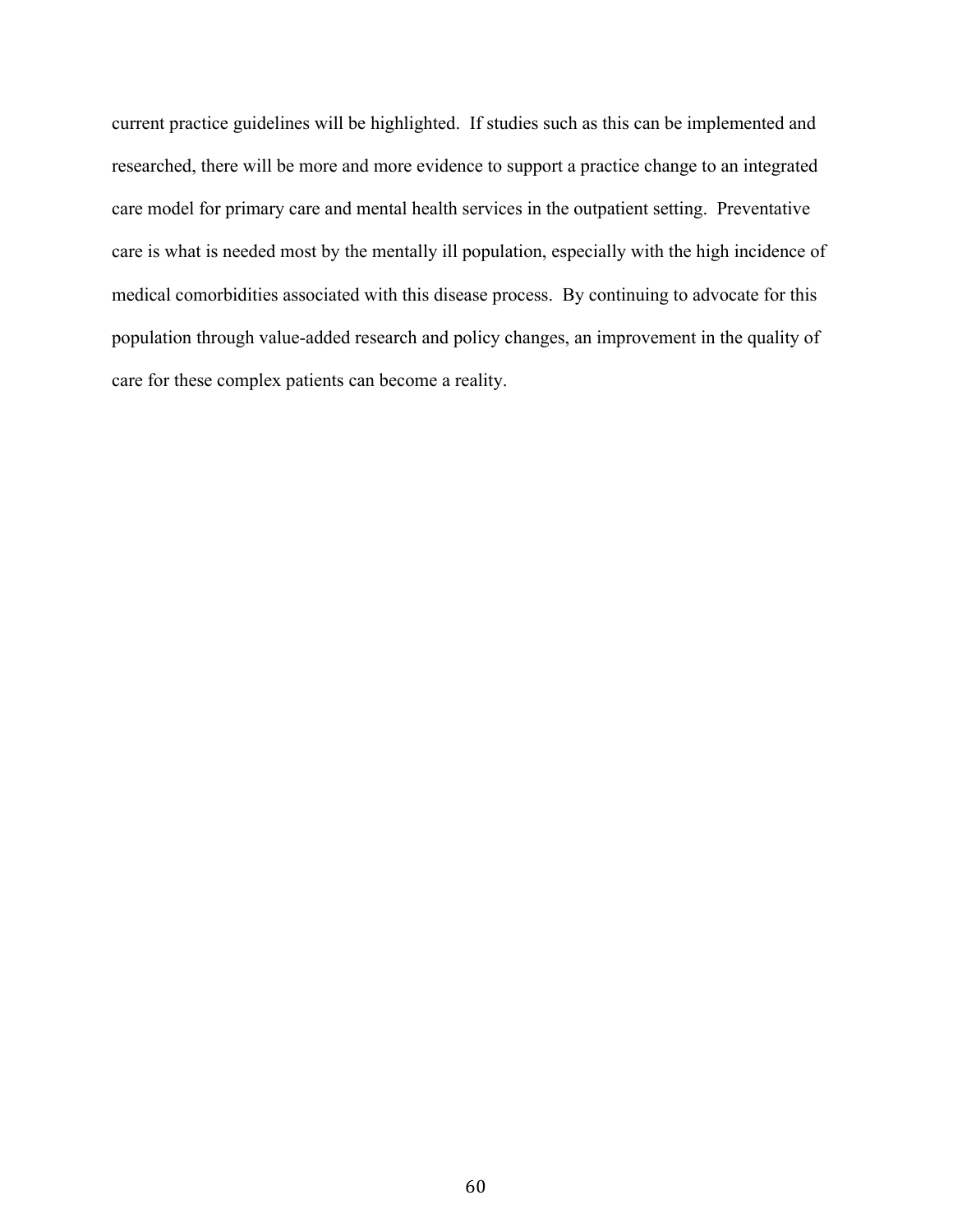current practice guidelines will be highlighted. If studies such as this can be implemented and researched, there will be more and more evidence to support a practice change to an integrated care model for primary care and mental health services in the outpatient setting. Preventative care is what is needed most by the mentally ill population, especially with the high incidence of medical comorbidities associated with this disease process. By continuing to advocate for this population through value-added research and policy changes, an improvement in the quality of care for these complex patients can become a reality.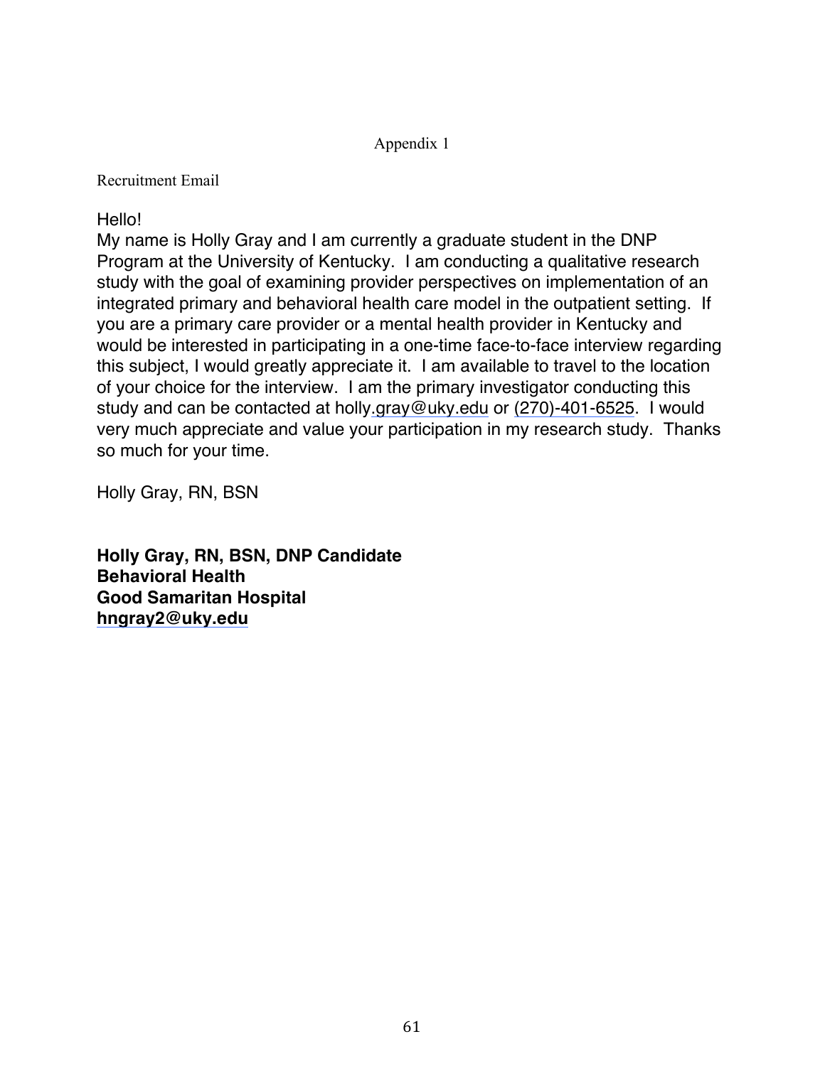Appendix 1

Recruitment Email

Hello!
My name is Holly Gray and I am currently a graduate student in the DNP Program at the University of Kentucky. I am conducting a qualitative research study with the goal of examining provider perspectives on implementation of an integrated primary and behavioral health care model in the outpatient setting. If you are a primary care provider or a mental health provider in Kentucky and would be interested in participating in a one-time face-to-face interview regarding this subject, I would greatly appreciate it. I am available to travel to the location of your choice for the interview. I am the primary investigator conducting this study and can be contacted at holly.gray@uky.edu or (270)-401-6525. I would very much appreciate and value your participation in my research study. Thanks so much for your time.

Holly Gray, RN, BSN

**Holly Gray, RN, BSN, DNP Candidate**
**Behavioral Health**
**Good Samaritan Hospital**
**hngray2@uky.edu**